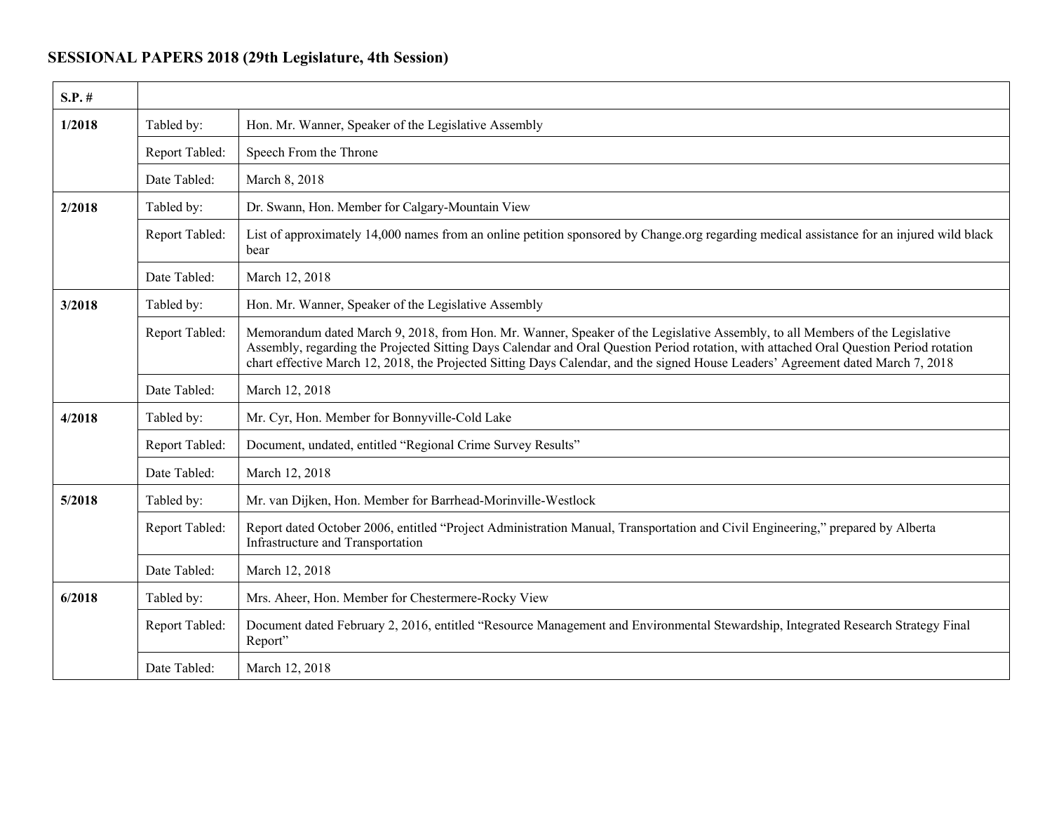# SESSIONAL PAPERS 2018 (29th Legislature, 4th Session)

| S.P. # | | |
|---|---|---|
| **1/2018** | Tabled by: | Hon. Mr. Wanner, Speaker of the Legislative Assembly |
| | Report Tabled: | Speech From the Throne |
| | Date Tabled: | March 8, 2018 |
| **2/2018** | Tabled by: | Dr. Swann, Hon. Member for Calgary-Mountain View |
| | Report Tabled: | List of approximately 14,000 names from an online petition sponsored by Change.org regarding medical assistance for an injured wild black bear |
| | Date Tabled: | March 12, 2018 |
| **3/2018** | Tabled by: | Hon. Mr. Wanner, Speaker of the Legislative Assembly |
| | Report Tabled: | Memorandum dated March 9, 2018, from Hon. Mr. Wanner, Speaker of the Legislative Assembly, to all Members of the Legislative Assembly, regarding the Projected Sitting Days Calendar and Oral Question Period rotation, with attached Oral Question Period rotation chart effective March 12, 2018, the Projected Sitting Days Calendar, and the signed House Leaders' Agreement dated March 7, 2018 |
| | Date Tabled: | March 12, 2018 |
| **4/2018** | Tabled by: | Mr. Cyr, Hon. Member for Bonnyville-Cold Lake |
| | Report Tabled: | Document, undated, entitled "Regional Crime Survey Results" |
| | Date Tabled: | March 12, 2018 |
| **5/2018** | Tabled by: | Mr. van Dijken, Hon. Member for Barrhead-Morinville-Westlock |
| | Report Tabled: | Report dated October 2006, entitled "Project Administration Manual, Transportation and Civil Engineering," prepared by Alberta Infrastructure and Transportation |
| | Date Tabled: | March 12, 2018 |
| **6/2018** | Tabled by: | Mrs. Aheer, Hon. Member for Chestermere-Rocky View |
| | Report Tabled: | Document dated February 2, 2016, entitled "Resource Management and Environmental Stewardship, Integrated Research Strategy Final Report" |
| | Date Tabled: | March 12, 2018 |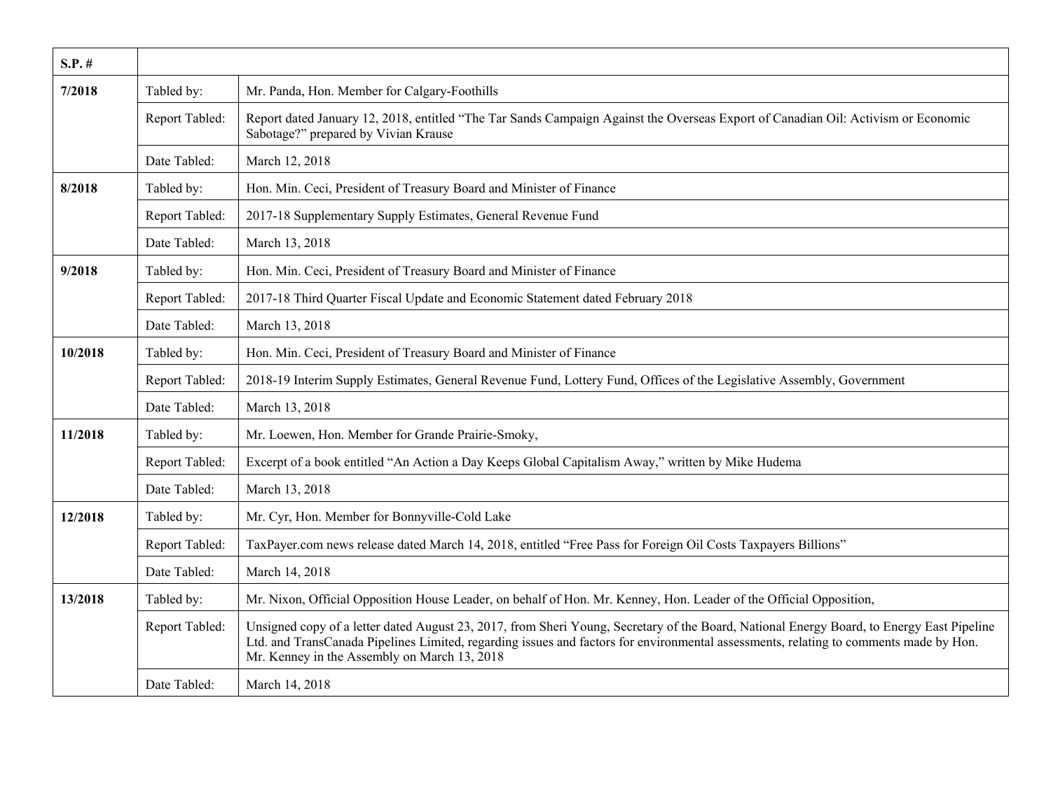| S.P. # | | |
|---|---|---|
| **7/2018** | Tabled by: | Mr. Panda, Hon. Member for Calgary-Foothills |
| | Report Tabled: | Report dated January 12, 2018, entitled "The Tar Sands Campaign Against the Overseas Export of Canadian Oil: Activism or Economic Sabotage?" prepared by Vivian Krause |
| | Date Tabled: | March 12, 2018 |
| **8/2018** | Tabled by: | Hon. Min. Ceci, President of Treasury Board and Minister of Finance |
| | Report Tabled: | 2017-18 Supplementary Supply Estimates, General Revenue Fund |
| | Date Tabled: | March 13, 2018 |
| **9/2018** | Tabled by: | Hon. Min. Ceci, President of Treasury Board and Minister of Finance |
| | Report Tabled: | 2017-18 Third Quarter Fiscal Update and Economic Statement dated February 2018 |
| | Date Tabled: | March 13, 2018 |
| **10/2018** | Tabled by: | Hon. Min. Ceci, President of Treasury Board and Minister of Finance |
| | Report Tabled: | 2018-19 Interim Supply Estimates, General Revenue Fund, Lottery Fund, Offices of the Legislative Assembly, Government |
| | Date Tabled: | March 13, 2018 |
| **11/2018** | Tabled by: | Mr. Loewen, Hon. Member for Grande Prairie-Smoky, |
| | Report Tabled: | Excerpt of a book entitled "An Action a Day Keeps Global Capitalism Away," written by Mike Hudema |
| | Date Tabled: | March 13, 2018 |
| **12/2018** | Tabled by: | Mr. Cyr, Hon. Member for Bonnyville-Cold Lake |
| | Report Tabled: | TaxPayer.com news release dated March 14, 2018, entitled "Free Pass for Foreign Oil Costs Taxpayers Billions" |
| | Date Tabled: | March 14, 2018 |
| **13/2018** | Tabled by: | Mr. Nixon, Official Opposition House Leader, on behalf of Hon. Mr. Kenney, Hon. Leader of the Official Opposition, |
| | Report Tabled: | Unsigned copy of a letter dated August 23, 2017, from Sheri Young, Secretary of the Board, National Energy Board, to Energy East Pipeline Ltd. and TransCanada Pipelines Limited, regarding issues and factors for environmental assessments, relating to comments made by Hon. Mr. Kenney in the Assembly on March 13, 2018 |
| | Date Tabled: | March 14, 2018 |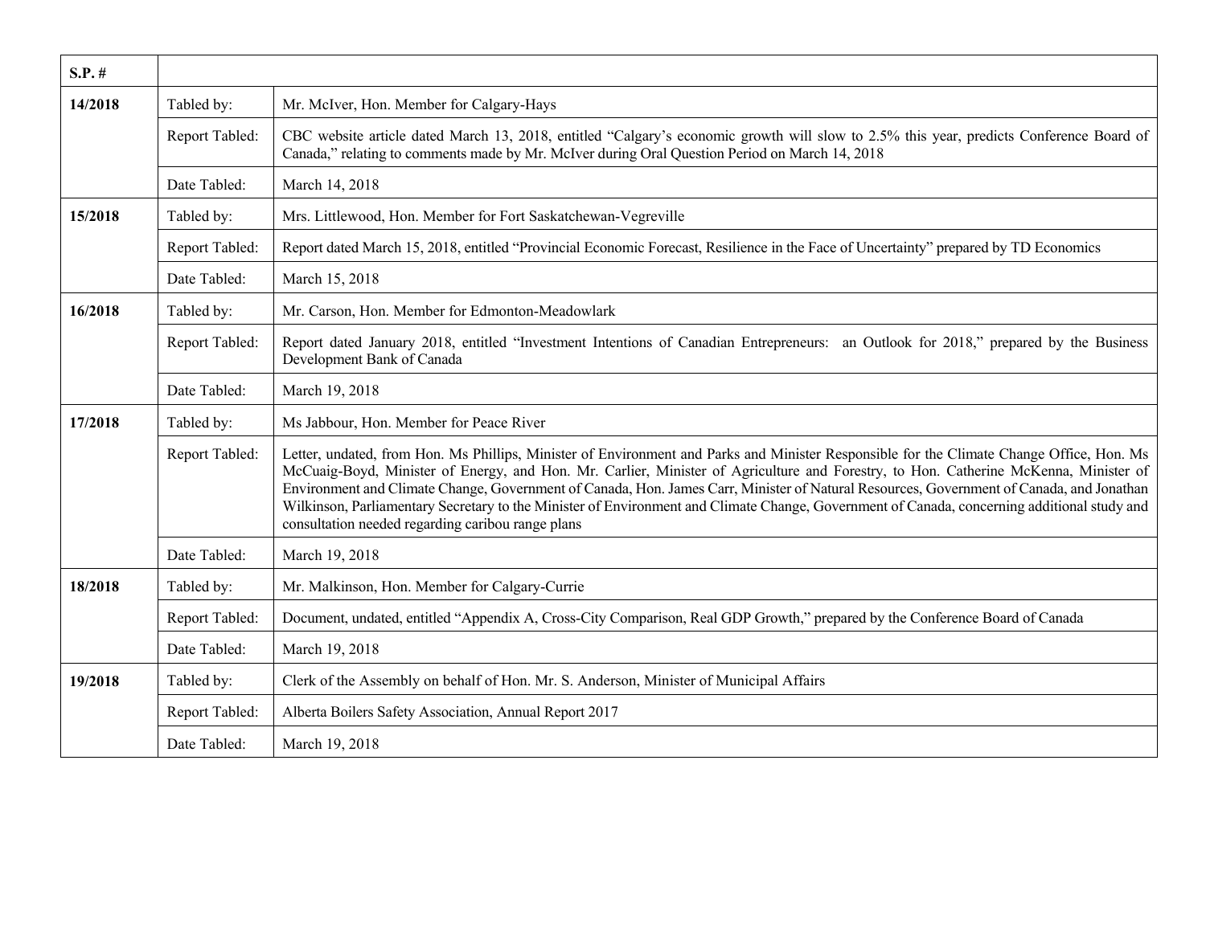| S.P. # | | |
|---|---|---|
| **14/2018** | Tabled by: | Mr. McIver, Hon. Member for Calgary-Hays |
| | Report Tabled: | CBC website article dated March 13, 2018, entitled "Calgary's economic growth will slow to 2.5% this year, predicts Conference Board of Canada," relating to comments made by Mr. McIver during Oral Question Period on March 14, 2018 |
| | Date Tabled: | March 14, 2018 |
| **15/2018** | Tabled by: | Mrs. Littlewood, Hon. Member for Fort Saskatchewan-Vegreville |
| | Report Tabled: | Report dated March 15, 2018, entitled "Provincial Economic Forecast, Resilience in the Face of Uncertainty" prepared by TD Economics |
| | Date Tabled: | March 15, 2018 |
| **16/2018** | Tabled by: | Mr. Carson, Hon. Member for Edmonton-Meadowlark |
| | Report Tabled: | Report dated January 2018, entitled "Investment Intentions of Canadian Entrepreneurs: an Outlook for 2018," prepared by the Business Development Bank of Canada |
| | Date Tabled: | March 19, 2018 |
| **17/2018** | Tabled by: | Ms Jabbour, Hon. Member for Peace River |
| | Report Tabled: | Letter, undated, from Hon. Ms Phillips, Minister of Environment and Parks and Minister Responsible for the Climate Change Office, Hon. Ms McCuaig-Boyd, Minister of Energy, and Hon. Mr. Carlier, Minister of Agriculture and Forestry, to Hon. Catherine McKenna, Minister of Environment and Climate Change, Government of Canada, Hon. James Carr, Minister of Natural Resources, Government of Canada, and Jonathan Wilkinson, Parliamentary Secretary to the Minister of Environment and Climate Change, Government of Canada, concerning additional study and consultation needed regarding caribou range plans |
| | Date Tabled: | March 19, 2018 |
| **18/2018** | Tabled by: | Mr. Malkinson, Hon. Member for Calgary-Currie |
| | Report Tabled: | Document, undated, entitled "Appendix A, Cross-City Comparison, Real GDP Growth," prepared by the Conference Board of Canada |
| | Date Tabled: | March 19, 2018 |
| **19/2018** | Tabled by: | Clerk of the Assembly on behalf of Hon. Mr. S. Anderson, Minister of Municipal Affairs |
| | Report Tabled: | Alberta Boilers Safety Association, Annual Report 2017 |
| | Date Tabled: | March 19, 2018 |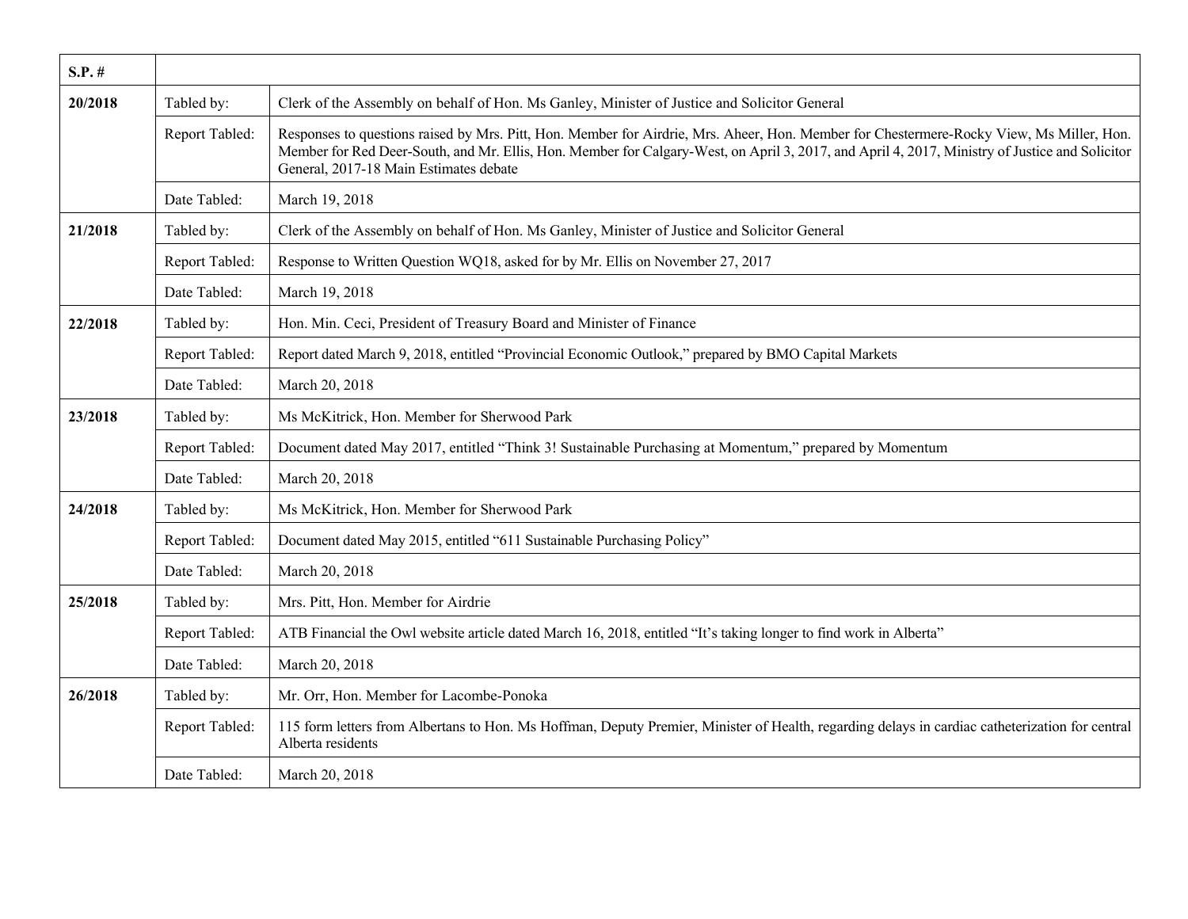| S.P. # | | |
|---|---|---|
| 20/2018 | Tabled by: | Clerk of the Assembly on behalf of Hon. Ms Ganley, Minister of Justice and Solicitor General |
| | Report Tabled: | Responses to questions raised by Mrs. Pitt, Hon. Member for Airdrie, Mrs. Aheer, Hon. Member for Chestermere-Rocky View, Ms Miller, Hon. Member for Red Deer-South, and Mr. Ellis, Hon. Member for Calgary-West, on April 3, 2017, and April 4, 2017, Ministry of Justice and Solicitor General, 2017-18 Main Estimates debate |
| | Date Tabled: | March 19, 2018 |
| 21/2018 | Tabled by: | Clerk of the Assembly on behalf of Hon. Ms Ganley, Minister of Justice and Solicitor General |
| | Report Tabled: | Response to Written Question WQ18, asked for by Mr. Ellis on November 27, 2017 |
| | Date Tabled: | March 19, 2018 |
| 22/2018 | Tabled by: | Hon. Min. Ceci, President of Treasury Board and Minister of Finance |
| | Report Tabled: | Report dated March 9, 2018, entitled "Provincial Economic Outlook," prepared by BMO Capital Markets |
| | Date Tabled: | March 20, 2018 |
| 23/2018 | Tabled by: | Ms McKitrick, Hon. Member for Sherwood Park |
| | Report Tabled: | Document dated May 2017, entitled "Think 3! Sustainable Purchasing at Momentum," prepared by Momentum |
| | Date Tabled: | March 20, 2018 |
| 24/2018 | Tabled by: | Ms McKitrick, Hon. Member for Sherwood Park |
| | Report Tabled: | Document dated May 2015, entitled "611 Sustainable Purchasing Policy" |
| | Date Tabled: | March 20, 2018 |
| 25/2018 | Tabled by: | Mrs. Pitt, Hon. Member for Airdrie |
| | Report Tabled: | ATB Financial the Owl website article dated March 16, 2018, entitled "It's taking longer to find work in Alberta" |
| | Date Tabled: | March 20, 2018 |
| 26/2018 | Tabled by: | Mr. Orr, Hon. Member for Lacombe-Ponoka |
| | Report Tabled: | 115 form letters from Albertans to Hon. Ms Hoffman, Deputy Premier, Minister of Health, regarding delays in cardiac catheterization for central Alberta residents |
| | Date Tabled: | March 20, 2018 |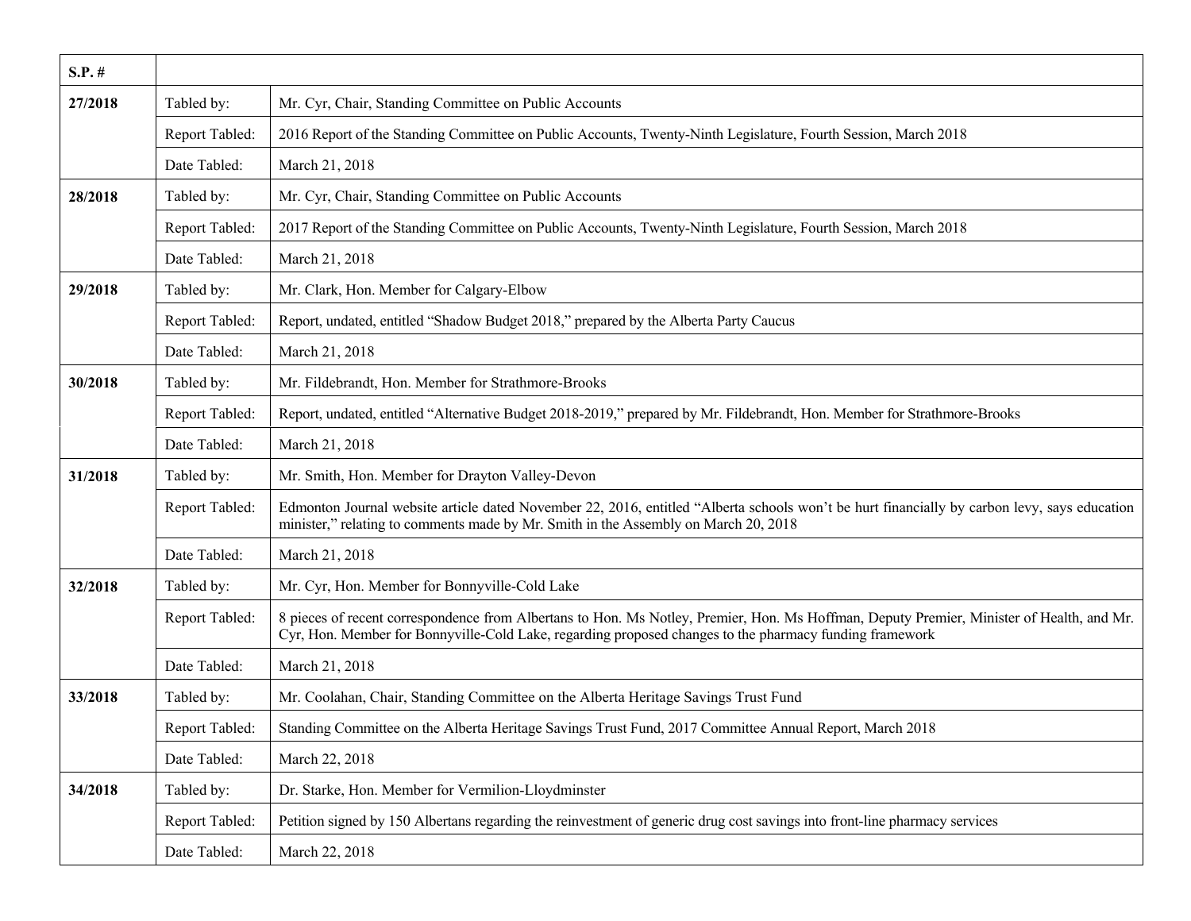| S.P. # | | |
|---|---|---|
| 27/2018 | Tabled by: | Mr. Cyr, Chair, Standing Committee on Public Accounts |
| | Report Tabled: | 2016 Report of the Standing Committee on Public Accounts, Twenty-Ninth Legislature, Fourth Session, March 2018 |
| | Date Tabled: | March 21, 2018 |
| 28/2018 | Tabled by: | Mr. Cyr, Chair, Standing Committee on Public Accounts |
| | Report Tabled: | 2017 Report of the Standing Committee on Public Accounts, Twenty-Ninth Legislature, Fourth Session, March 2018 |
| | Date Tabled: | March 21, 2018 |
| 29/2018 | Tabled by: | Mr. Clark, Hon. Member for Calgary-Elbow |
| | Report Tabled: | Report, undated, entitled "Shadow Budget 2018," prepared by the Alberta Party Caucus |
| | Date Tabled: | March 21, 2018 |
| 30/2018 | Tabled by: | Mr. Fildebrandt, Hon. Member for Strathmore-Brooks |
| | Report Tabled: | Report, undated, entitled "Alternative Budget 2018-2019," prepared by Mr. Fildebrandt, Hon. Member for Strathmore-Brooks |
| | Date Tabled: | March 21, 2018 |
| 31/2018 | Tabled by: | Mr. Smith, Hon. Member for Drayton Valley-Devon |
| | Report Tabled: | Edmonton Journal website article dated November 22, 2016, entitled "Alberta schools won't be hurt financially by carbon levy, says education minister," relating to comments made by Mr. Smith in the Assembly on March 20, 2018 |
| | Date Tabled: | March 21, 2018 |
| 32/2018 | Tabled by: | Mr. Cyr, Hon. Member for Bonnyville-Cold Lake |
| | Report Tabled: | 8 pieces of recent correspondence from Albertans to Hon. Ms Notley, Premier, Hon. Ms Hoffman, Deputy Premier, Minister of Health, and Mr. Cyr, Hon. Member for Bonnyville-Cold Lake, regarding proposed changes to the pharmacy funding framework |
| | Date Tabled: | March 21, 2018 |
| 33/2018 | Tabled by: | Mr. Coolahan, Chair, Standing Committee on the Alberta Heritage Savings Trust Fund |
| | Report Tabled: | Standing Committee on the Alberta Heritage Savings Trust Fund, 2017 Committee Annual Report, March 2018 |
| | Date Tabled: | March 22, 2018 |
| 34/2018 | Tabled by: | Dr. Starke, Hon. Member for Vermilion-Lloydminster |
| | Report Tabled: | Petition signed by 150 Albertans regarding the reinvestment of generic drug cost savings into front-line pharmacy services |
| | Date Tabled: | March 22, 2018 |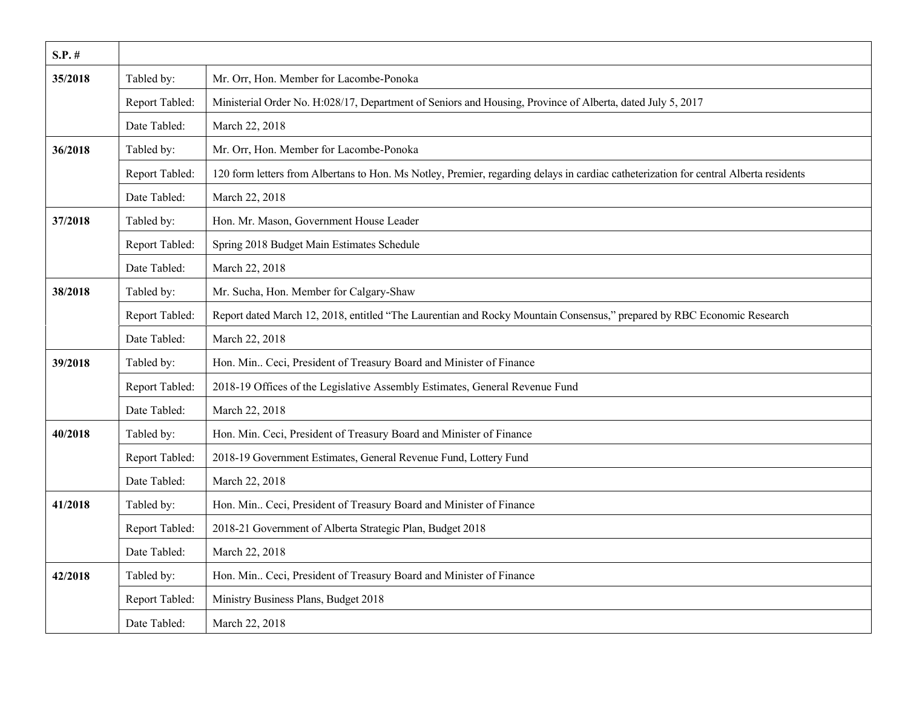| S.P. # | | |
|---|---|---|
| 35/2018 | Tabled by: | Mr. Orr, Hon. Member for Lacombe-Ponoka |
| | Report Tabled: | Ministerial Order No. H:028/17, Department of Seniors and Housing, Province of Alberta, dated July 5, 2017 |
| | Date Tabled: | March 22, 2018 |
| 36/2018 | Tabled by: | Mr. Orr, Hon. Member for Lacombe-Ponoka |
| | Report Tabled: | 120 form letters from Albertans to Hon. Ms Notley, Premier, regarding delays in cardiac catheterization for central Alberta residents |
| | Date Tabled: | March 22, 2018 |
| 37/2018 | Tabled by: | Hon. Mr. Mason, Government House Leader |
| | Report Tabled: | Spring 2018 Budget Main Estimates Schedule |
| | Date Tabled: | March 22, 2018 |
| 38/2018 | Tabled by: | Mr. Sucha, Hon. Member for Calgary-Shaw |
| | Report Tabled: | Report dated March 12, 2018, entitled "The Laurentian and Rocky Mountain Consensus," prepared by RBC Economic Research |
| | Date Tabled: | March 22, 2018 |
| 39/2018 | Tabled by: | Hon. Min.. Ceci, President of Treasury Board and Minister of Finance |
| | Report Tabled: | 2018-19 Offices of the Legislative Assembly Estimates, General Revenue Fund |
| | Date Tabled: | March 22, 2018 |
| 40/2018 | Tabled by: | Hon. Min. Ceci, President of Treasury Board and Minister of Finance |
| | Report Tabled: | 2018-19 Government Estimates, General Revenue Fund, Lottery Fund |
| | Date Tabled: | March 22, 2018 |
| 41/2018 | Tabled by: | Hon. Min.. Ceci, President of Treasury Board and Minister of Finance |
| | Report Tabled: | 2018-21 Government of Alberta Strategic Plan, Budget 2018 |
| | Date Tabled: | March 22, 2018 |
| 42/2018 | Tabled by: | Hon. Min.. Ceci, President of Treasury Board and Minister of Finance |
| | Report Tabled: | Ministry Business Plans, Budget 2018 |
| | Date Tabled: | March 22, 2018 |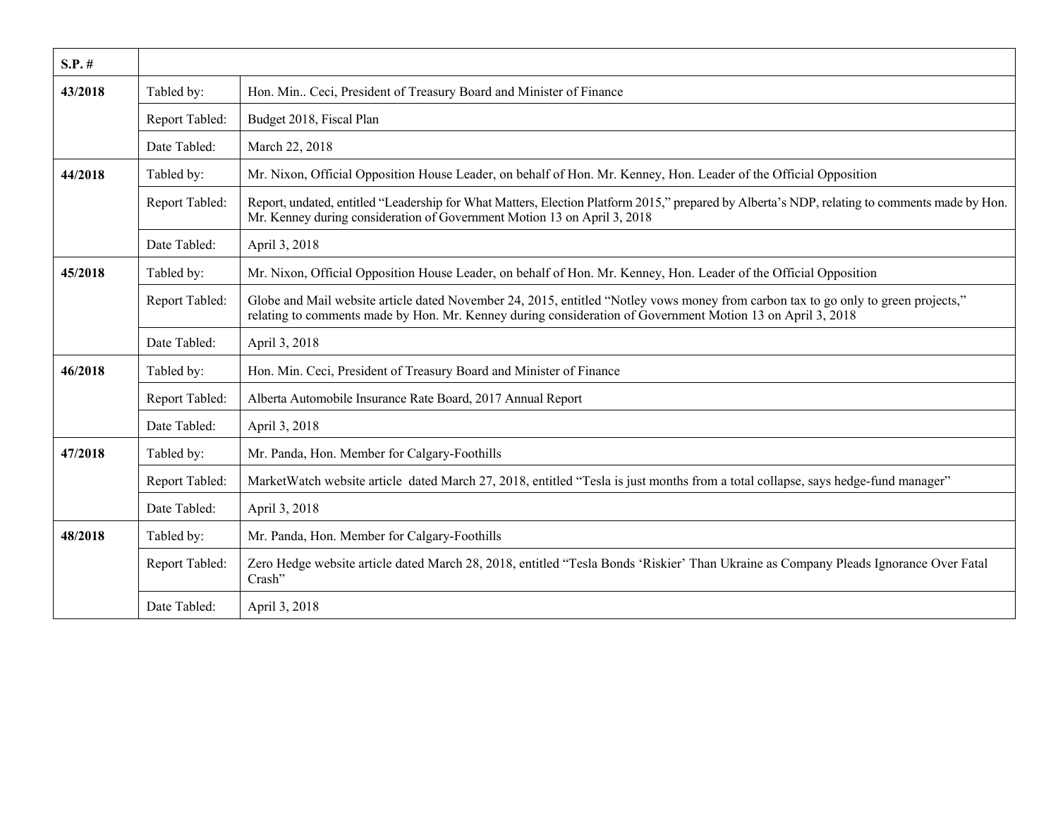| S.P. # | | |
|---|---|---|
| **43/2018** | Tabled by: | Hon. Min.. Ceci, President of Treasury Board and Minister of Finance |
| | Report Tabled: | Budget 2018, Fiscal Plan |
| | Date Tabled: | March 22, 2018 |
| **44/2018** | Tabled by: | Mr. Nixon, Official Opposition House Leader, on behalf of Hon. Mr. Kenney, Hon. Leader of the Official Opposition |
| | Report Tabled: | Report, undated, entitled "Leadership for What Matters, Election Platform 2015," prepared by Alberta's NDP, relating to comments made by Hon. Mr. Kenney during consideration of Government Motion 13 on April 3, 2018 |
| | Date Tabled: | April 3, 2018 |
| **45/2018** | Tabled by: | Mr. Nixon, Official Opposition House Leader, on behalf of Hon. Mr. Kenney, Hon. Leader of the Official Opposition |
| | Report Tabled: | Globe and Mail website article dated November 24, 2015, entitled "Notley vows money from carbon tax to go only to green projects," relating to comments made by Hon. Mr. Kenney during consideration of Government Motion 13 on April 3, 2018 |
| | Date Tabled: | April 3, 2018 |
| **46/2018** | Tabled by: | Hon. Min. Ceci, President of Treasury Board and Minister of Finance |
| | Report Tabled: | Alberta Automobile Insurance Rate Board, 2017 Annual Report |
| | Date Tabled: | April 3, 2018 |
| **47/2018** | Tabled by: | Mr. Panda, Hon. Member for Calgary-Foothills |
| | Report Tabled: | MarketWatch website article dated March 27, 2018, entitled "Tesla is just months from a total collapse, says hedge-fund manager" |
| | Date Tabled: | April 3, 2018 |
| **48/2018** | Tabled by: | Mr. Panda, Hon. Member for Calgary-Foothills |
| | Report Tabled: | Zero Hedge website article dated March 28, 2018, entitled "Tesla Bonds 'Riskier' Than Ukraine as Company Pleads Ignorance Over Fatal Crash" |
| | Date Tabled: | April 3, 2018 |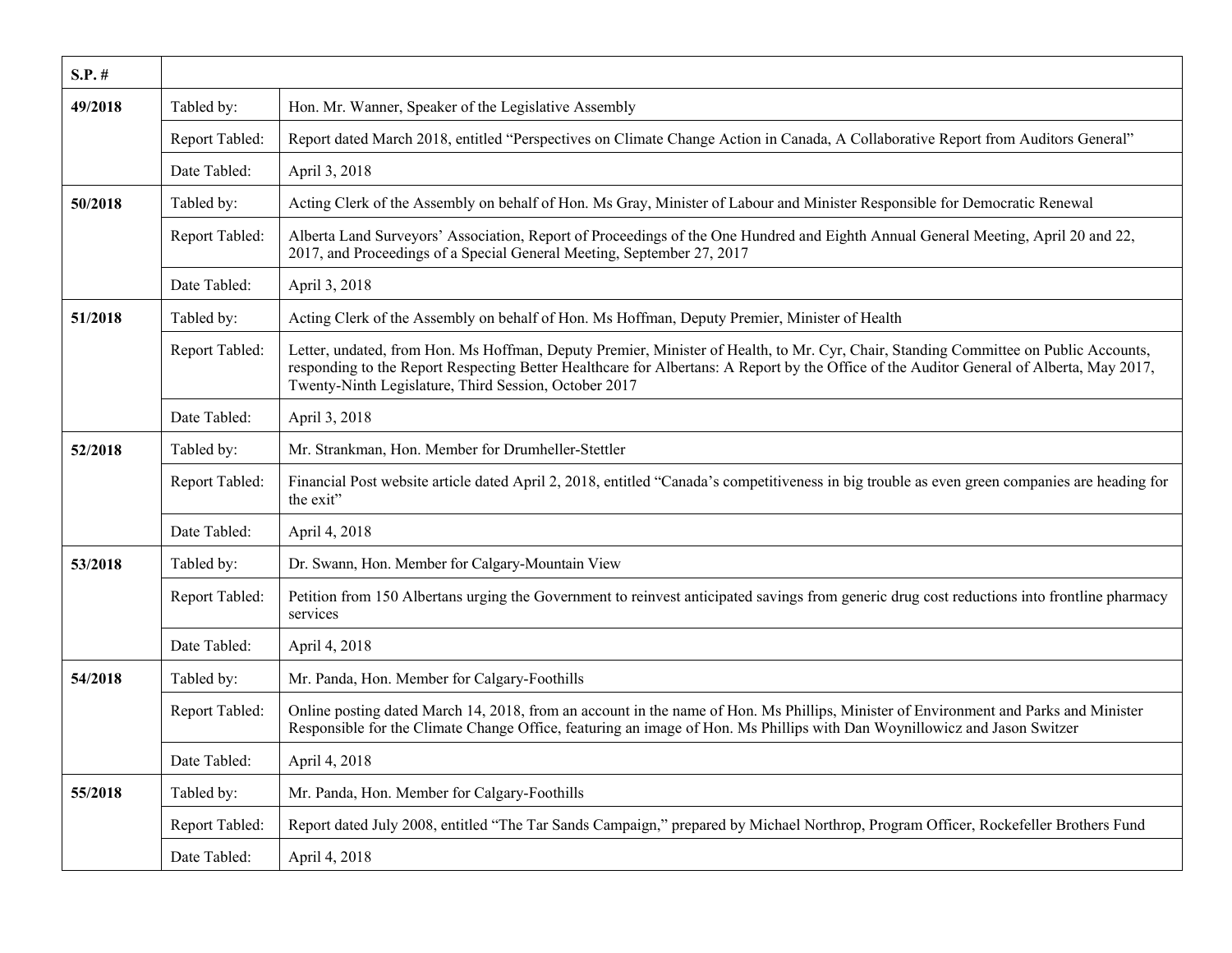| S.P. # | | |
|---|---|---|
| 49/2018 | Tabled by: | Hon. Mr. Wanner, Speaker of the Legislative Assembly |
| | Report Tabled: | Report dated March 2018, entitled “Perspectives on Climate Change Action in Canada, A Collaborative Report from Auditors General” |
| | Date Tabled: | April 3, 2018 |
| 50/2018 | Tabled by: | Acting Clerk of the Assembly on behalf of Hon. Ms Gray, Minister of Labour and Minister Responsible for Democratic Renewal |
| | Report Tabled: | Alberta Land Surveyors’ Association, Report of Proceedings of the One Hundred and Eighth Annual General Meeting, April 20 and 22, 2017, and Proceedings of a Special General Meeting, September 27, 2017 |
| | Date Tabled: | April 3, 2018 |
| 51/2018 | Tabled by: | Acting Clerk of the Assembly on behalf of Hon. Ms Hoffman, Deputy Premier, Minister of Health |
| | Report Tabled: | Letter, undated, from Hon. Ms Hoffman, Deputy Premier, Minister of Health, to Mr. Cyr, Chair, Standing Committee on Public Accounts, responding to the Report Respecting Better Healthcare for Albertans: A Report by the Office of the Auditor General of Alberta, May 2017, Twenty-Ninth Legislature, Third Session, October 2017 |
| | Date Tabled: | April 3, 2018 |
| 52/2018 | Tabled by: | Mr. Strankman, Hon. Member for Drumheller-Stettler |
| | Report Tabled: | Financial Post website article dated April 2, 2018, entitled “Canada’s competitiveness in big trouble as even green companies are heading for the exit” |
| | Date Tabled: | April 4, 2018 |
| 53/2018 | Tabled by: | Dr. Swann, Hon. Member for Calgary-Mountain View |
| | Report Tabled: | Petition from 150 Albertans urging the Government to reinvest anticipated savings from generic drug cost reductions into frontline pharmacy services |
| | Date Tabled: | April 4, 2018 |
| 54/2018 | Tabled by: | Mr. Panda, Hon. Member for Calgary-Foothills |
| | Report Tabled: | Online posting dated March 14, 2018, from an account in the name of Hon. Ms Phillips, Minister of Environment and Parks and Minister Responsible for the Climate Change Office, featuring an image of Hon. Ms Phillips with Dan Woynillowicz and Jason Switzer |
| | Date Tabled: | April 4, 2018 |
| 55/2018 | Tabled by: | Mr. Panda, Hon. Member for Calgary-Foothills |
| | Report Tabled: | Report dated July 2008, entitled “The Tar Sands Campaign,” prepared by Michael Northrop, Program Officer, Rockefeller Brothers Fund |
| | Date Tabled: | April 4, 2018 |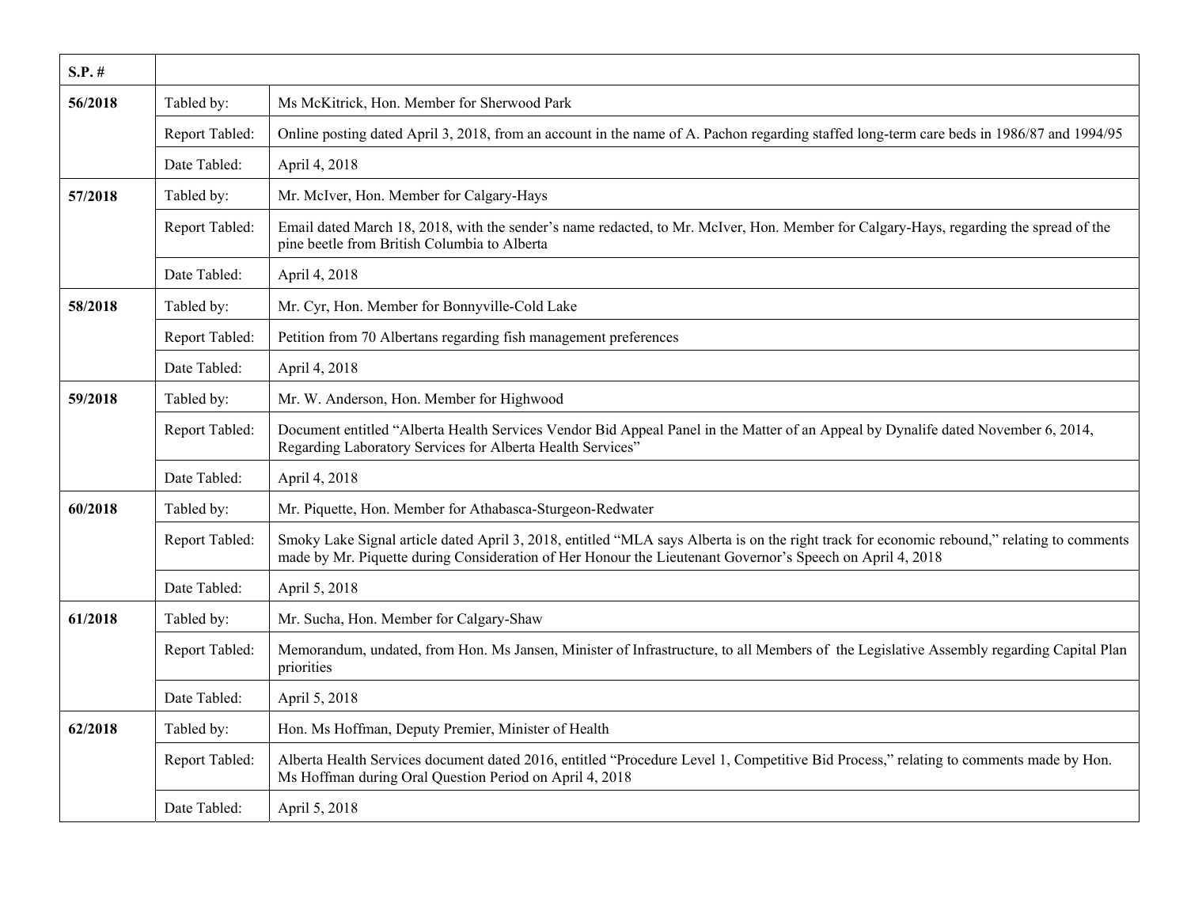| S.P. # | | |
|---|---|---|
| 56/2018 | Tabled by: | Ms McKitrick, Hon. Member for Sherwood Park |
| | Report Tabled: | Online posting dated April 3, 2018, from an account in the name of A. Pachon regarding staffed long-term care beds in 1986/87 and 1994/95 |
| | Date Tabled: | April 4, 2018 |
| 57/2018 | Tabled by: | Mr. McIver, Hon. Member for Calgary-Hays |
| | Report Tabled: | Email dated March 18, 2018, with the sender's name redacted, to Mr. McIver, Hon. Member for Calgary-Hays, regarding the spread of the pine beetle from British Columbia to Alberta |
| | Date Tabled: | April 4, 2018 |
| 58/2018 | Tabled by: | Mr. Cyr, Hon. Member for Bonnyville-Cold Lake |
| | Report Tabled: | Petition from 70 Albertans regarding fish management preferences |
| | Date Tabled: | April 4, 2018 |
| 59/2018 | Tabled by: | Mr. W. Anderson, Hon. Member for Highwood |
| | Report Tabled: | Document entitled "Alberta Health Services Vendor Bid Appeal Panel in the Matter of an Appeal by Dynalife dated November 6, 2014, Regarding Laboratory Services for Alberta Health Services" |
| | Date Tabled: | April 4, 2018 |
| 60/2018 | Tabled by: | Mr. Piquette, Hon. Member for Athabasca-Sturgeon-Redwater |
| | Report Tabled: | Smoky Lake Signal article dated April 3, 2018, entitled "MLA says Alberta is on the right track for economic rebound," relating to comments made by Mr. Piquette during Consideration of Her Honour the Lieutenant Governor's Speech on April 4, 2018 |
| | Date Tabled: | April 5, 2018 |
| 61/2018 | Tabled by: | Mr. Sucha, Hon. Member for Calgary-Shaw |
| | Report Tabled: | Memorandum, undated, from Hon. Ms Jansen, Minister of Infrastructure, to all Members of the Legislative Assembly regarding Capital Plan priorities |
| | Date Tabled: | April 5, 2018 |
| 62/2018 | Tabled by: | Hon. Ms Hoffman, Deputy Premier, Minister of Health |
| | Report Tabled: | Alberta Health Services document dated 2016, entitled "Procedure Level 1, Competitive Bid Process," relating to comments made by Hon. Ms Hoffman during Oral Question Period on April 4, 2018 |
| | Date Tabled: | April 5, 2018 |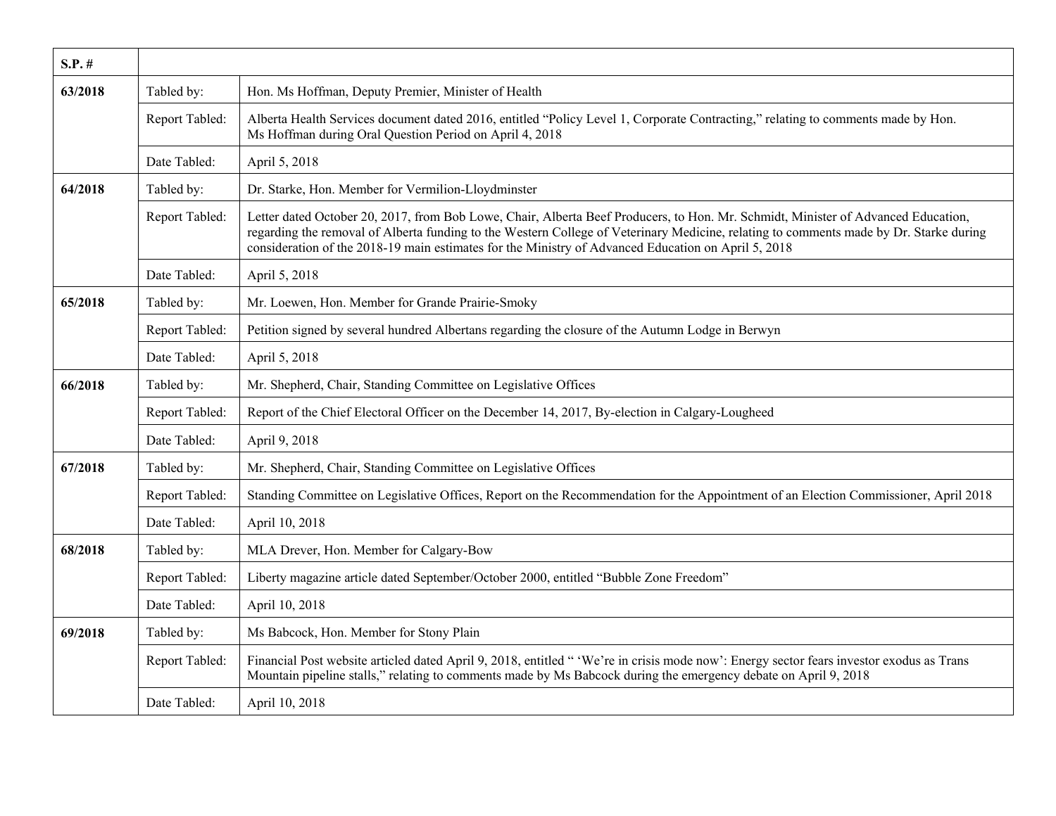| S.P. # | | |
|---|---|---|
| 63/2018 | Tabled by: | Hon. Ms Hoffman, Deputy Premier, Minister of Health |
| | Report Tabled: | Alberta Health Services document dated 2016, entitled "Policy Level 1, Corporate Contracting," relating to comments made by Hon. Ms Hoffman during Oral Question Period on April 4, 2018 |
| | Date Tabled: | April 5, 2018 |
| 64/2018 | Tabled by: | Dr. Starke, Hon. Member for Vermilion-Lloydminster |
| | Report Tabled: | Letter dated October 20, 2017, from Bob Lowe, Chair, Alberta Beef Producers, to Hon. Mr. Schmidt, Minister of Advanced Education, regarding the removal of Alberta funding to the Western College of Veterinary Medicine, relating to comments made by Dr. Starke during consideration of the 2018-19 main estimates for the Ministry of Advanced Education on April 5, 2018 |
| | Date Tabled: | April 5, 2018 |
| 65/2018 | Tabled by: | Mr. Loewen, Hon. Member for Grande Prairie-Smoky |
| | Report Tabled: | Petition signed by several hundred Albertans regarding the closure of the Autumn Lodge in Berwyn |
| | Date Tabled: | April 5, 2018 |
| 66/2018 | Tabled by: | Mr. Shepherd, Chair, Standing Committee on Legislative Offices |
| | Report Tabled: | Report of the Chief Electoral Officer on the December 14, 2017, By-election in Calgary-Lougheed |
| | Date Tabled: | April 9, 2018 |
| 67/2018 | Tabled by: | Mr. Shepherd, Chair, Standing Committee on Legislative Offices |
| | Report Tabled: | Standing Committee on Legislative Offices, Report on the Recommendation for the Appointment of an Election Commissioner, April 2018 |
| | Date Tabled: | April 10, 2018 |
| 68/2018 | Tabled by: | MLA Drever, Hon. Member for Calgary-Bow |
| | Report Tabled: | Liberty magazine article dated September/October 2000, entitled "Bubble Zone Freedom" |
| | Date Tabled: | April 10, 2018 |
| 69/2018 | Tabled by: | Ms Babcock, Hon. Member for Stony Plain |
| | Report Tabled: | Financial Post website articled dated April 9, 2018, entitled " 'We're in crisis mode now': Energy sector fears investor exodus as Trans Mountain pipeline stalls," relating to comments made by Ms Babcock during the emergency debate on April 9, 2018 |
| | Date Tabled: | April 10, 2018 |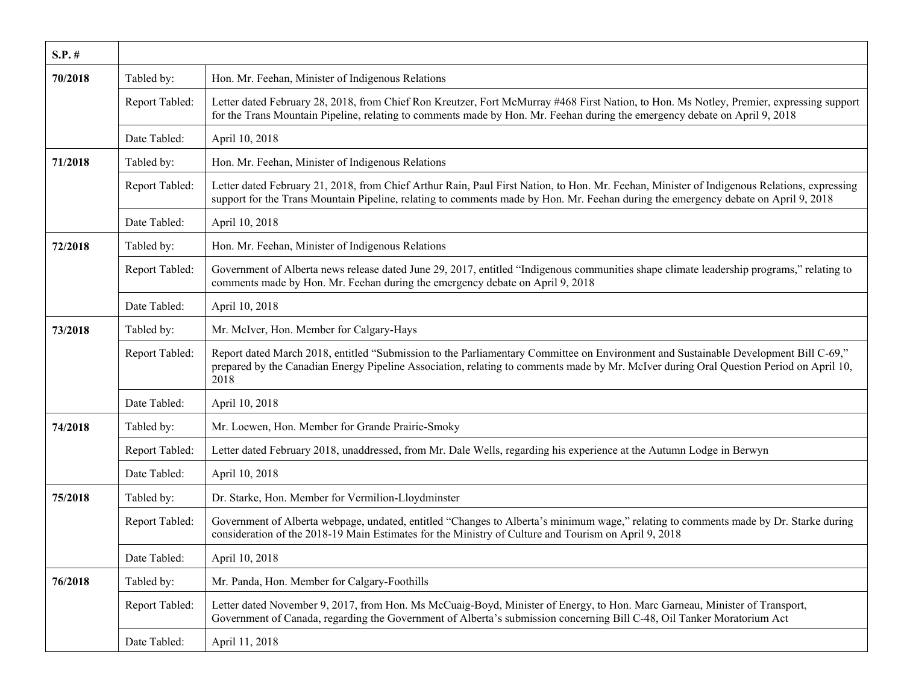| S.P. # | | |
|---|---|---|
| **70/2018** | Tabled by: | Hon. Mr. Feehan, Minister of Indigenous Relations |
| | Report Tabled: | Letter dated February 28, 2018, from Chief Ron Kreutzer, Fort McMurray #468 First Nation, to Hon. Ms Notley, Premier, expressing support for the Trans Mountain Pipeline, relating to comments made by Hon. Mr. Feehan during the emergency debate on April 9, 2018 |
| | Date Tabled: | April 10, 2018 |
| **71/2018** | Tabled by: | Hon. Mr. Feehan, Minister of Indigenous Relations |
| | Report Tabled: | Letter dated February 21, 2018, from Chief Arthur Rain, Paul First Nation, to Hon. Mr. Feehan, Minister of Indigenous Relations, expressing support for the Trans Mountain Pipeline, relating to comments made by Hon. Mr. Feehan during the emergency debate on April 9, 2018 |
| | Date Tabled: | April 10, 2018 |
| **72/2018** | Tabled by: | Hon. Mr. Feehan, Minister of Indigenous Relations |
| | Report Tabled: | Government of Alberta news release dated June 29, 2017, entitled "Indigenous communities shape climate leadership programs," relating to comments made by Hon. Mr. Feehan during the emergency debate on April 9, 2018 |
| | Date Tabled: | April 10, 2018 |
| **73/2018** | Tabled by: | Mr. McIver, Hon. Member for Calgary-Hays |
| | Report Tabled: | Report dated March 2018, entitled "Submission to the Parliamentary Committee on Environment and Sustainable Development Bill C-69," prepared by the Canadian Energy Pipeline Association, relating to comments made by Mr. McIver during Oral Question Period on April 10, 2018 |
| | Date Tabled: | April 10, 2018 |
| **74/2018** | Tabled by: | Mr. Loewen, Hon. Member for Grande Prairie-Smoky |
| | Report Tabled: | Letter dated February 2018, unaddressed, from Mr. Dale Wells, regarding his experience at the Autumn Lodge in Berwyn |
| | Date Tabled: | April 10, 2018 |
| **75/2018** | Tabled by: | Dr. Starke, Hon. Member for Vermilion-Lloydminster |
| | Report Tabled: | Government of Alberta webpage, undated, entitled "Changes to Alberta's minimum wage," relating to comments made by Dr. Starke during consideration of the 2018-19 Main Estimates for the Ministry of Culture and Tourism on April 9, 2018 |
| | Date Tabled: | April 10, 2018 |
| **76/2018** | Tabled by: | Mr. Panda, Hon. Member for Calgary-Foothills |
| | Report Tabled: | Letter dated November 9, 2017, from Hon. Ms McCuaig-Boyd, Minister of Energy, to Hon. Marc Garneau, Minister of Transport, Government of Canada, regarding the Government of Alberta's submission concerning Bill C-48, Oil Tanker Moratorium Act |
| | Date Tabled: | April 11, 2018 |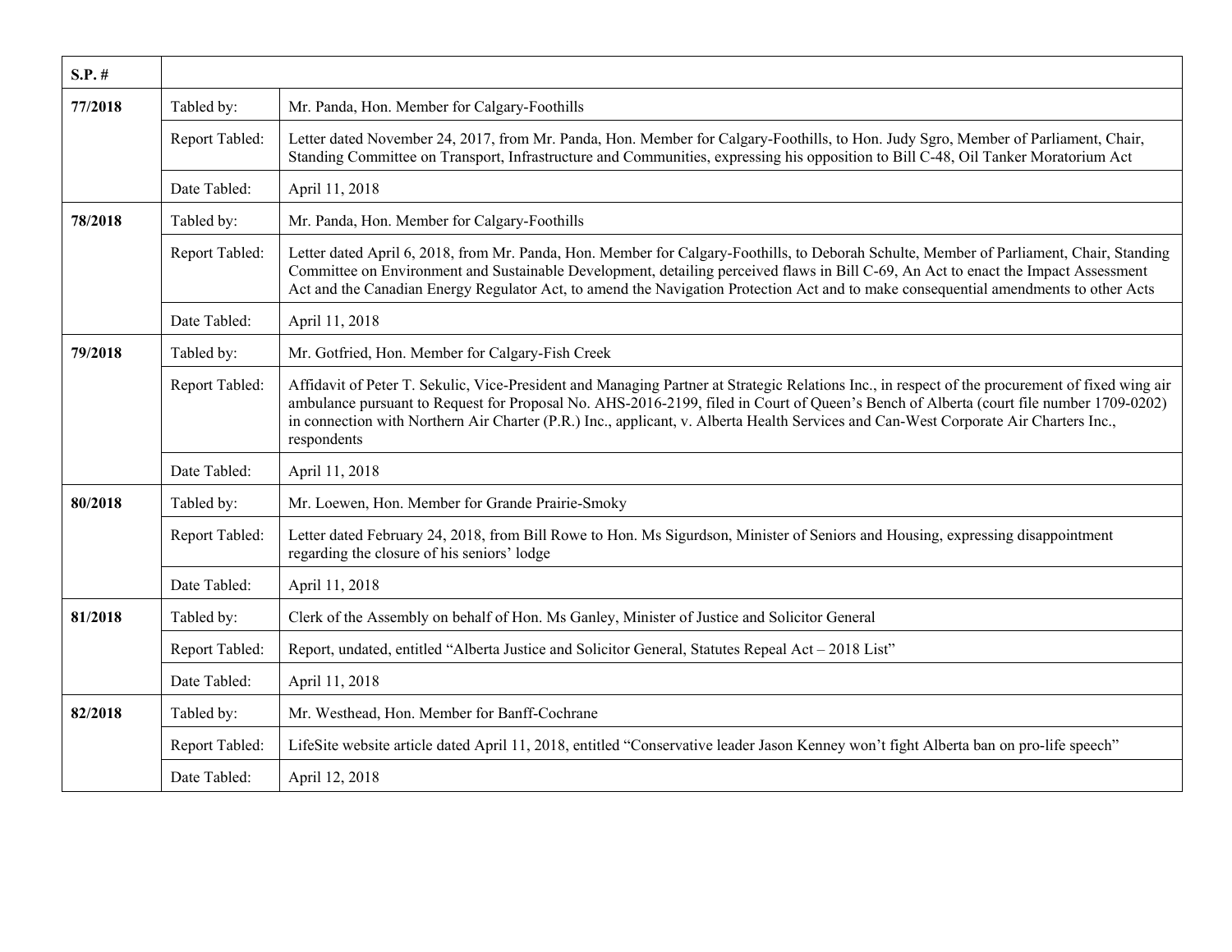| S.P. # | | |
|---|---|---|
| 77/2018 | Tabled by: | Mr. Panda, Hon. Member for Calgary-Foothills |
| | Report Tabled: | Letter dated November 24, 2017, from Mr. Panda, Hon. Member for Calgary-Foothills, to Hon. Judy Sgro, Member of Parliament, Chair, Standing Committee on Transport, Infrastructure and Communities, expressing his opposition to Bill C-48, Oil Tanker Moratorium Act |
| | Date Tabled: | April 11, 2018 |
| 78/2018 | Tabled by: | Mr. Panda, Hon. Member for Calgary-Foothills |
| | Report Tabled: | Letter dated April 6, 2018, from Mr. Panda, Hon. Member for Calgary-Foothills, to Deborah Schulte, Member of Parliament, Chair, Standing Committee on Environment and Sustainable Development, detailing perceived flaws in Bill C-69, An Act to enact the Impact Assessment Act and the Canadian Energy Regulator Act, to amend the Navigation Protection Act and to make consequential amendments to other Acts |
| | Date Tabled: | April 11, 2018 |
| 79/2018 | Tabled by: | Mr. Gotfried, Hon. Member for Calgary-Fish Creek |
| | Report Tabled: | Affidavit of Peter T. Sekulic, Vice-President and Managing Partner at Strategic Relations Inc., in respect of the procurement of fixed wing air ambulance pursuant to Request for Proposal No. AHS-2016-2199, filed in Court of Queen's Bench of Alberta (court file number 1709-0202) in connection with Northern Air Charter (P.R.) Inc., applicant, v. Alberta Health Services and Can-West Corporate Air Charters Inc., respondents |
| | Date Tabled: | April 11, 2018 |
| 80/2018 | Tabled by: | Mr. Loewen, Hon. Member for Grande Prairie-Smoky |
| | Report Tabled: | Letter dated February 24, 2018, from Bill Rowe to Hon. Ms Sigurdson, Minister of Seniors and Housing, expressing disappointment regarding the closure of his seniors' lodge |
| | Date Tabled: | April 11, 2018 |
| 81/2018 | Tabled by: | Clerk of the Assembly on behalf of Hon. Ms Ganley, Minister of Justice and Solicitor General |
| | Report Tabled: | Report, undated, entitled "Alberta Justice and Solicitor General, Statutes Repeal Act – 2018 List" |
| | Date Tabled: | April 11, 2018 |
| 82/2018 | Tabled by: | Mr. Westhead, Hon. Member for Banff-Cochrane |
| | Report Tabled: | LifeSite website article dated April 11, 2018, entitled "Conservative leader Jason Kenney won't fight Alberta ban on pro-life speech" |
| | Date Tabled: | April 12, 2018 |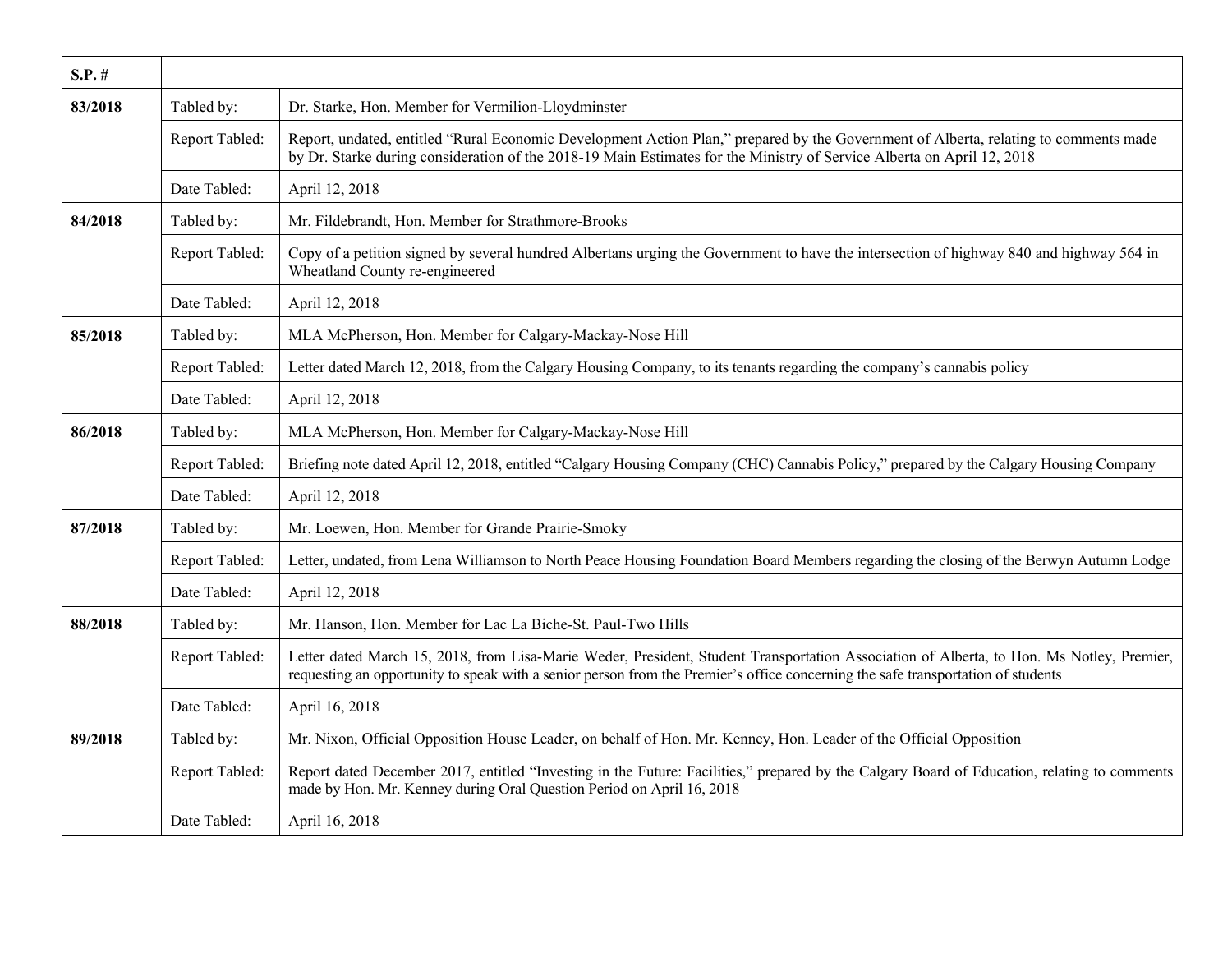| S.P. # | | |
|---|---|---|
| 83/2018 | Tabled by: | Dr. Starke, Hon. Member for Vermilion-Lloydminster |
| | Report Tabled: | Report, undated, entitled "Rural Economic Development Action Plan," prepared by the Government of Alberta, relating to comments made by Dr. Starke during consideration of the 2018-19 Main Estimates for the Ministry of Service Alberta on April 12, 2018 |
| | Date Tabled: | April 12, 2018 |
| 84/2018 | Tabled by: | Mr. Fildebrandt, Hon. Member for Strathmore-Brooks |
| | Report Tabled: | Copy of a petition signed by several hundred Albertans urging the Government to have the intersection of highway 840 and highway 564 in Wheatland County re-engineered |
| | Date Tabled: | April 12, 2018 |
| 85/2018 | Tabled by: | MLA McPherson, Hon. Member for Calgary-Mackay-Nose Hill |
| | Report Tabled: | Letter dated March 12, 2018, from the Calgary Housing Company, to its tenants regarding the company's cannabis policy |
| | Date Tabled: | April 12, 2018 |
| 86/2018 | Tabled by: | MLA McPherson, Hon. Member for Calgary-Mackay-Nose Hill |
| | Report Tabled: | Briefing note dated April 12, 2018, entitled "Calgary Housing Company (CHC) Cannabis Policy," prepared by the Calgary Housing Company |
| | Date Tabled: | April 12, 2018 |
| 87/2018 | Tabled by: | Mr. Loewen, Hon. Member for Grande Prairie-Smoky |
| | Report Tabled: | Letter, undated, from Lena Williamson to North Peace Housing Foundation Board Members regarding the closing of the Berwyn Autumn Lodge |
| | Date Tabled: | April 12, 2018 |
| 88/2018 | Tabled by: | Mr. Hanson, Hon. Member for Lac La Biche-St. Paul-Two Hills |
| | Report Tabled: | Letter dated March 15, 2018, from Lisa-Marie Weder, President, Student Transportation Association of Alberta, to Hon. Ms Notley, Premier, requesting an opportunity to speak with a senior person from the Premier's office concerning the safe transportation of students |
| | Date Tabled: | April 16, 2018 |
| 89/2018 | Tabled by: | Mr. Nixon, Official Opposition House Leader, on behalf of Hon. Mr. Kenney, Hon. Leader of the Official Opposition |
| | Report Tabled: | Report dated December 2017, entitled "Investing in the Future: Facilities," prepared by the Calgary Board of Education, relating to comments made by Hon. Mr. Kenney during Oral Question Period on April 16, 2018 |
| | Date Tabled: | April 16, 2018 |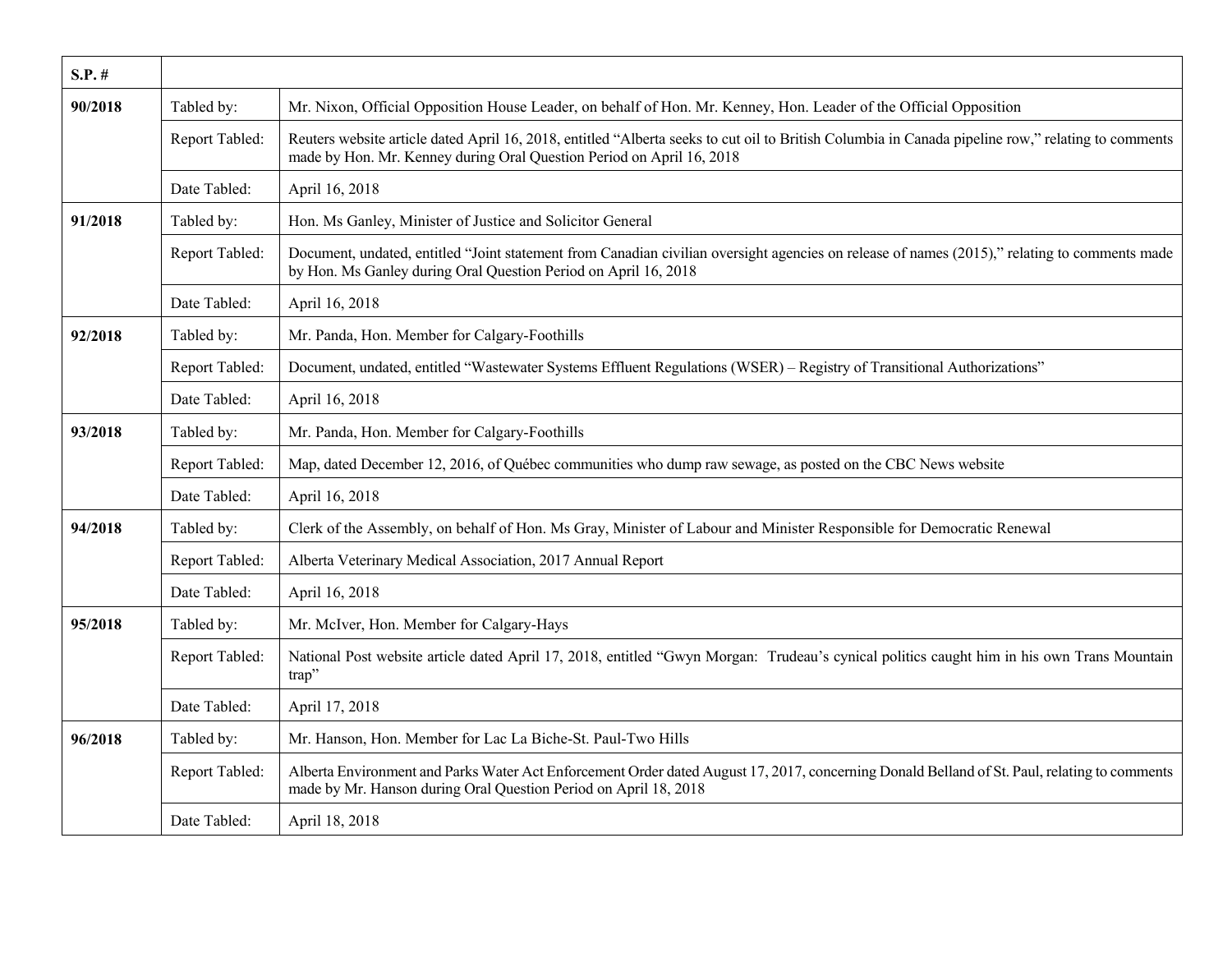| S.P. # | | |
|---|---|---|
| **90/2018** | Tabled by: | Mr. Nixon, Official Opposition House Leader, on behalf of Hon. Mr. Kenney, Hon. Leader of the Official Opposition |
| | Report Tabled: | Reuters website article dated April 16, 2018, entitled "Alberta seeks to cut oil to British Columbia in Canada pipeline row," relating to comments made by Hon. Mr. Kenney during Oral Question Period on April 16, 2018 |
| | Date Tabled: | April 16, 2018 |
| **91/2018** | Tabled by: | Hon. Ms Ganley, Minister of Justice and Solicitor General |
| | Report Tabled: | Document, undated, entitled "Joint statement from Canadian civilian oversight agencies on release of names (2015)," relating to comments made by Hon. Ms Ganley during Oral Question Period on April 16, 2018 |
| | Date Tabled: | April 16, 2018 |
| **92/2018** | Tabled by: | Mr. Panda, Hon. Member for Calgary-Foothills |
| | Report Tabled: | Document, undated, entitled "Wastewater Systems Effluent Regulations (WSER) – Registry of Transitional Authorizations" |
| | Date Tabled: | April 16, 2018 |
| **93/2018** | Tabled by: | Mr. Panda, Hon. Member for Calgary-Foothills |
| | Report Tabled: | Map, dated December 12, 2016, of Québec communities who dump raw sewage, as posted on the CBC News website |
| | Date Tabled: | April 16, 2018 |
| **94/2018** | Tabled by: | Clerk of the Assembly, on behalf of Hon. Ms Gray, Minister of Labour and Minister Responsible for Democratic Renewal |
| | Report Tabled: | Alberta Veterinary Medical Association, 2017 Annual Report |
| | Date Tabled: | April 16, 2018 |
| **95/2018** | Tabled by: | Mr. McIver, Hon. Member for Calgary-Hays |
| | Report Tabled: | National Post website article dated April 17, 2018, entitled "Gwyn Morgan: Trudeau's cynical politics caught him in his own Trans Mountain trap" |
| | Date Tabled: | April 17, 2018 |
| **96/2018** | Tabled by: | Mr. Hanson, Hon. Member for Lac La Biche-St. Paul-Two Hills |
| | Report Tabled: | Alberta Environment and Parks Water Act Enforcement Order dated August 17, 2017, concerning Donald Belland of St. Paul, relating to comments made by Mr. Hanson during Oral Question Period on April 18, 2018 |
| | Date Tabled: | April 18, 2018 |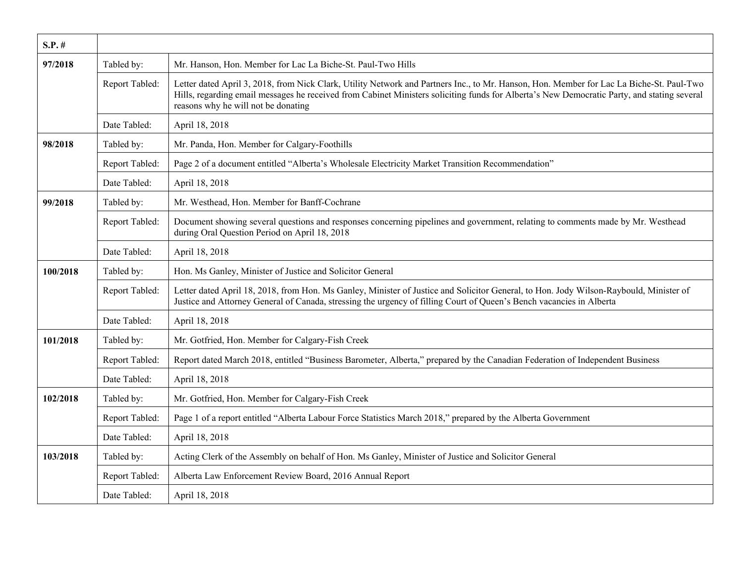| S.P. # | | |
|---|---|---|
| 97/2018 | Tabled by: | Mr. Hanson, Hon. Member for Lac La Biche-St. Paul-Two Hills |
| | Report Tabled: | Letter dated April 3, 2018, from Nick Clark, Utility Network and Partners Inc., to Mr. Hanson, Hon. Member for Lac La Biche-St. Paul-Two Hills, regarding email messages he received from Cabinet Ministers soliciting funds for Alberta's New Democratic Party, and stating several reasons why he will not be donating |
| | Date Tabled: | April 18, 2018 |
| 98/2018 | Tabled by: | Mr. Panda, Hon. Member for Calgary-Foothills |
| | Report Tabled: | Page 2 of a document entitled "Alberta's Wholesale Electricity Market Transition Recommendation" |
| | Date Tabled: | April 18, 2018 |
| 99/2018 | Tabled by: | Mr. Westhead, Hon. Member for Banff-Cochrane |
| | Report Tabled: | Document showing several questions and responses concerning pipelines and government, relating to comments made by Mr. Westhead during Oral Question Period on April 18, 2018 |
| | Date Tabled: | April 18, 2018 |
| 100/2018 | Tabled by: | Hon. Ms Ganley, Minister of Justice and Solicitor General |
| | Report Tabled: | Letter dated April 18, 2018, from Hon. Ms Ganley, Minister of Justice and Solicitor General, to Hon. Jody Wilson-Raybould, Minister of Justice and Attorney General of Canada, stressing the urgency of filling Court of Queen's Bench vacancies in Alberta |
| | Date Tabled: | April 18, 2018 |
| 101/2018 | Tabled by: | Mr. Gotfried, Hon. Member for Calgary-Fish Creek |
| | Report Tabled: | Report dated March 2018, entitled "Business Barometer, Alberta," prepared by the Canadian Federation of Independent Business |
| | Date Tabled: | April 18, 2018 |
| 102/2018 | Tabled by: | Mr. Gotfried, Hon. Member for Calgary-Fish Creek |
| | Report Tabled: | Page 1 of a report entitled "Alberta Labour Force Statistics March 2018," prepared by the Alberta Government |
| | Date Tabled: | April 18, 2018 |
| 103/2018 | Tabled by: | Acting Clerk of the Assembly on behalf of Hon. Ms Ganley, Minister of Justice and Solicitor General |
| | Report Tabled: | Alberta Law Enforcement Review Board, 2016 Annual Report |
| | Date Tabled: | April 18, 2018 |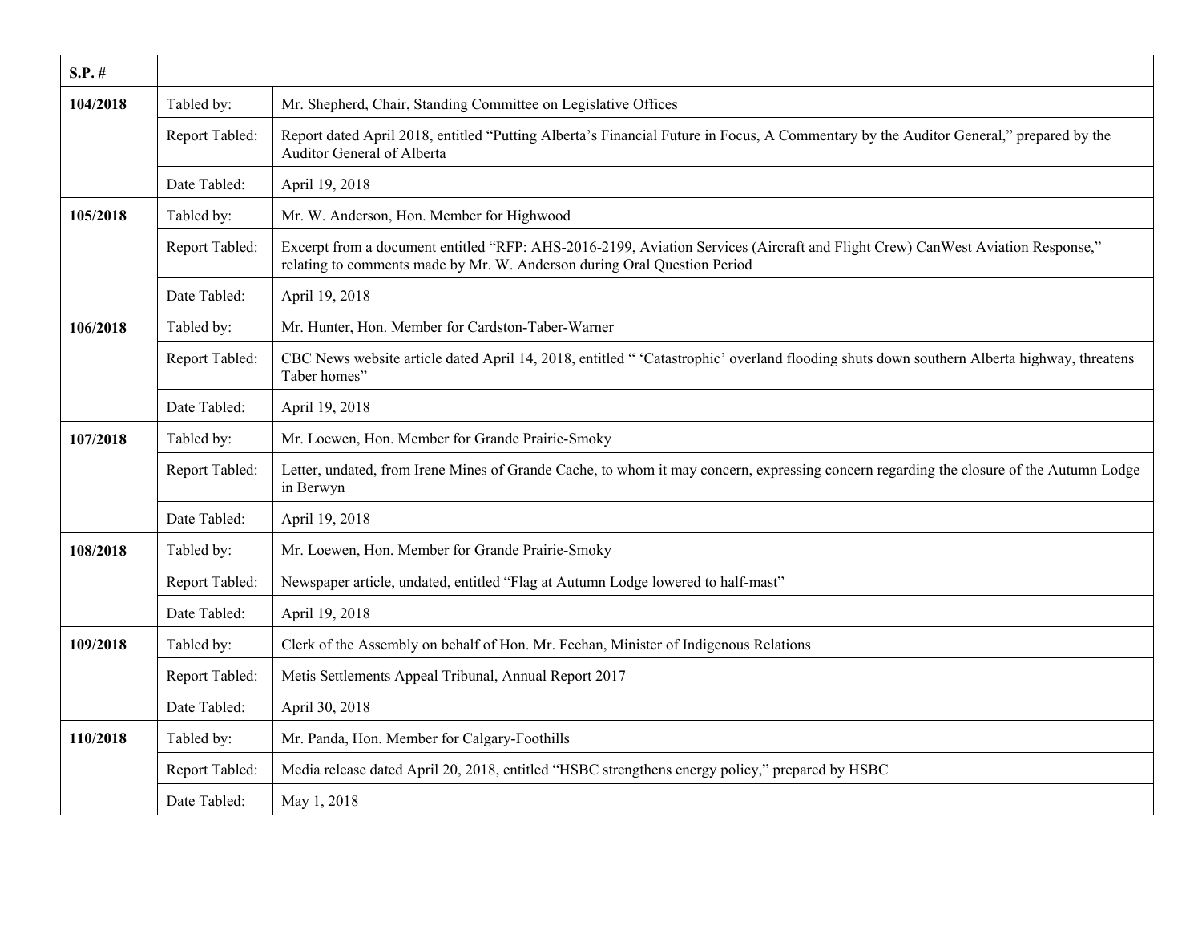| S.P. # | | |
|---|---|---|
| 104/2018 | Tabled by: | Mr. Shepherd, Chair, Standing Committee on Legislative Offices |
| | Report Tabled: | Report dated April 2018, entitled "Putting Alberta's Financial Future in Focus, A Commentary by the Auditor General," prepared by the Auditor General of Alberta |
| | Date Tabled: | April 19, 2018 |
| 105/2018 | Tabled by: | Mr. W. Anderson, Hon. Member for Highwood |
| | Report Tabled: | Excerpt from a document entitled "RFP: AHS-2016-2199, Aviation Services (Aircraft and Flight Crew) CanWest Aviation Response," relating to comments made by Mr. W. Anderson during Oral Question Period |
| | Date Tabled: | April 19, 2018 |
| 106/2018 | Tabled by: | Mr. Hunter, Hon. Member for Cardston-Taber-Warner |
| | Report Tabled: | CBC News website article dated April 14, 2018, entitled " 'Catastrophic' overland flooding shuts down southern Alberta highway, threatens Taber homes" |
| | Date Tabled: | April 19, 2018 |
| 107/2018 | Tabled by: | Mr. Loewen, Hon. Member for Grande Prairie-Smoky |
| | Report Tabled: | Letter, undated, from Irene Mines of Grande Cache, to whom it may concern, expressing concern regarding the closure of the Autumn Lodge in Berwyn |
| | Date Tabled: | April 19, 2018 |
| 108/2018 | Tabled by: | Mr. Loewen, Hon. Member for Grande Prairie-Smoky |
| | Report Tabled: | Newspaper article, undated, entitled "Flag at Autumn Lodge lowered to half-mast" |
| | Date Tabled: | April 19, 2018 |
| 109/2018 | Tabled by: | Clerk of the Assembly on behalf of Hon. Mr. Feehan, Minister of Indigenous Relations |
| | Report Tabled: | Metis Settlements Appeal Tribunal, Annual Report 2017 |
| | Date Tabled: | April 30, 2018 |
| 110/2018 | Tabled by: | Mr. Panda, Hon. Member for Calgary-Foothills |
| | Report Tabled: | Media release dated April 20, 2018, entitled "HSBC strengthens energy policy," prepared by HSBC |
| | Date Tabled: | May 1, 2018 |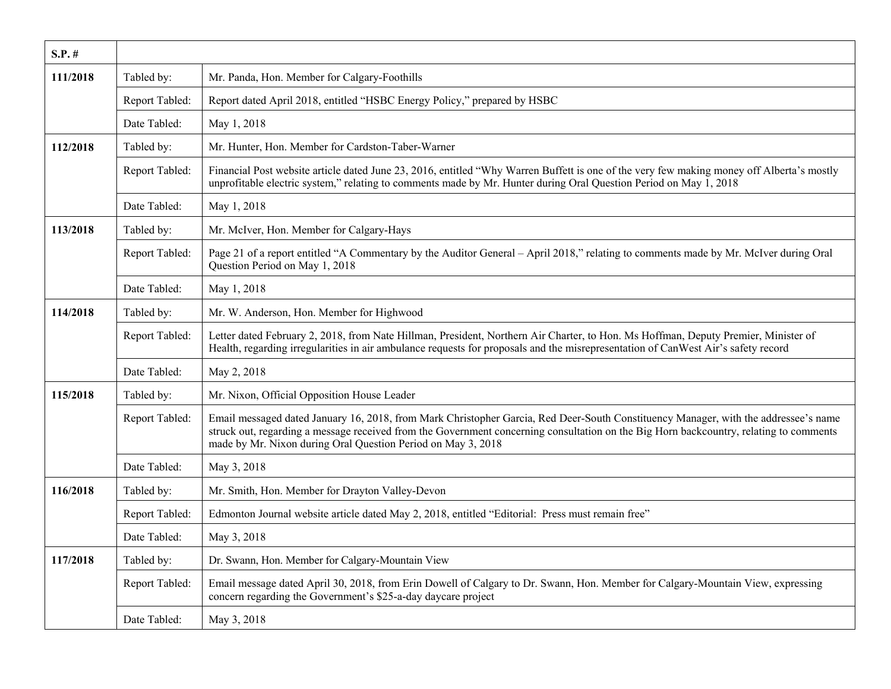| S.P. # | | |
|---|---|---|
| **111/2018** | Tabled by: | Mr. Panda, Hon. Member for Calgary-Foothills |
| | Report Tabled: | Report dated April 2018, entitled "HSBC Energy Policy," prepared by HSBC |
| | Date Tabled: | May 1, 2018 |
| **112/2018** | Tabled by: | Mr. Hunter, Hon. Member for Cardston-Taber-Warner |
| | Report Tabled: | Financial Post website article dated June 23, 2016, entitled "Why Warren Buffett is one of the very few making money off Alberta's mostly unprofitable electric system," relating to comments made by Mr. Hunter during Oral Question Period on May 1, 2018 |
| | Date Tabled: | May 1, 2018 |
| **113/2018** | Tabled by: | Mr. McIver, Hon. Member for Calgary-Hays |
| | Report Tabled: | Page 21 of a report entitled "A Commentary by the Auditor General – April 2018," relating to comments made by Mr. McIver during Oral Question Period on May 1, 2018 |
| | Date Tabled: | May 1, 2018 |
| **114/2018** | Tabled by: | Mr. W. Anderson, Hon. Member for Highwood |
| | Report Tabled: | Letter dated February 2, 2018, from Nate Hillman, President, Northern Air Charter, to Hon. Ms Hoffman, Deputy Premier, Minister of Health, regarding irregularities in air ambulance requests for proposals and the misrepresentation of CanWest Air's safety record |
| | Date Tabled: | May 2, 2018 |
| **115/2018** | Tabled by: | Mr. Nixon, Official Opposition House Leader |
| | Report Tabled: | Email messaged dated January 16, 2018, from Mark Christopher Garcia, Red Deer-South Constituency Manager, with the addressee's name struck out, regarding a message received from the Government concerning consultation on the Big Horn backcountry, relating to comments made by Mr. Nixon during Oral Question Period on May 3, 2018 |
| | Date Tabled: | May 3, 2018 |
| **116/2018** | Tabled by: | Mr. Smith, Hon. Member for Drayton Valley-Devon |
| | Report Tabled: | Edmonton Journal website article dated May 2, 2018, entitled "Editorial: Press must remain free" |
| | Date Tabled: | May 3, 2018 |
| **117/2018** | Tabled by: | Dr. Swann, Hon. Member for Calgary-Mountain View |
| | Report Tabled: | Email message dated April 30, 2018, from Erin Dowell of Calgary to Dr. Swann, Hon. Member for Calgary-Mountain View, expressing concern regarding the Government's $25-a-day daycare project |
| | Date Tabled: | May 3, 2018 |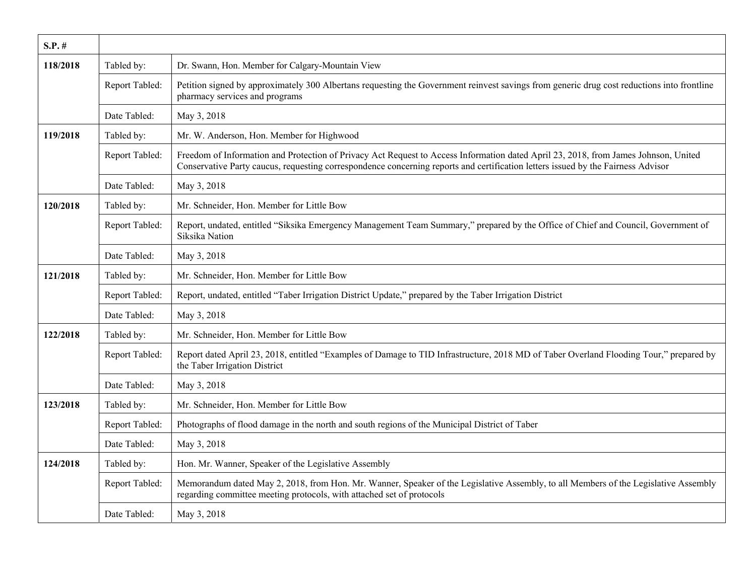| S.P. # | | |
|---|---|---|
| 118/2018 | Tabled by: | Dr. Swann, Hon. Member for Calgary-Mountain View |
| | Report Tabled: | Petition signed by approximately 300 Albertans requesting the Government reinvest savings from generic drug cost reductions into frontline pharmacy services and programs |
| | Date Tabled: | May 3, 2018 |
| 119/2018 | Tabled by: | Mr. W. Anderson, Hon. Member for Highwood |
| | Report Tabled: | Freedom of Information and Protection of Privacy Act Request to Access Information dated April 23, 2018, from James Johnson, United Conservative Party caucus, requesting correspondence concerning reports and certification letters issued by the Fairness Advisor |
| | Date Tabled: | May 3, 2018 |
| 120/2018 | Tabled by: | Mr. Schneider, Hon. Member for Little Bow |
| | Report Tabled: | Report, undated, entitled "Siksika Emergency Management Team Summary," prepared by the Office of Chief and Council, Government of Siksika Nation |
| | Date Tabled: | May 3, 2018 |
| 121/2018 | Tabled by: | Mr. Schneider, Hon. Member for Little Bow |
| | Report Tabled: | Report, undated, entitled "Taber Irrigation District Update," prepared by the Taber Irrigation District |
| | Date Tabled: | May 3, 2018 |
| 122/2018 | Tabled by: | Mr. Schneider, Hon. Member for Little Bow |
| | Report Tabled: | Report dated April 23, 2018, entitled "Examples of Damage to TID Infrastructure, 2018 MD of Taber Overland Flooding Tour," prepared by the Taber Irrigation District |
| | Date Tabled: | May 3, 2018 |
| 123/2018 | Tabled by: | Mr. Schneider, Hon. Member for Little Bow |
| | Report Tabled: | Photographs of flood damage in the north and south regions of the Municipal District of Taber |
| | Date Tabled: | May 3, 2018 |
| 124/2018 | Tabled by: | Hon. Mr. Wanner, Speaker of the Legislative Assembly |
| | Report Tabled: | Memorandum dated May 2, 2018, from Hon. Mr. Wanner, Speaker of the Legislative Assembly, to all Members of the Legislative Assembly regarding committee meeting protocols, with attached set of protocols |
| | Date Tabled: | May 3, 2018 |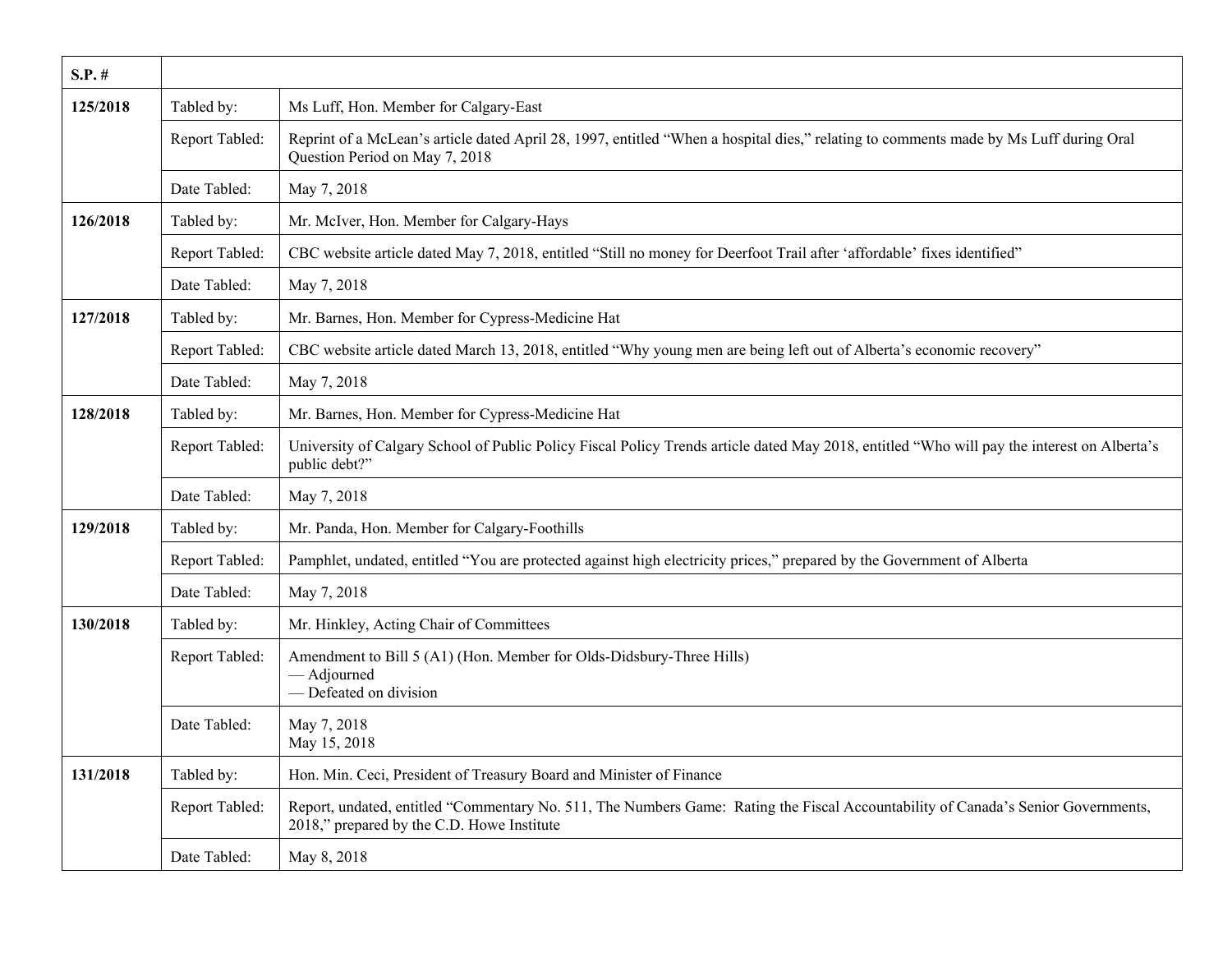| S.P. # | | |
|---|---|---|
| **125/2018** | Tabled by: | Ms Luff, Hon. Member for Calgary-East |
| | Report Tabled: | Reprint of a McLean's article dated April 28, 1997, entitled "When a hospital dies," relating to comments made by Ms Luff during Oral Question Period on May 7, 2018 |
| | Date Tabled: | May 7, 2018 |
| **126/2018** | Tabled by: | Mr. McIver, Hon. Member for Calgary-Hays |
| | Report Tabled: | CBC website article dated May 7, 2018, entitled "Still no money for Deerfoot Trail after 'affordable' fixes identified" |
| | Date Tabled: | May 7, 2018 |
| **127/2018** | Tabled by: | Mr. Barnes, Hon. Member for Cypress-Medicine Hat |
| | Report Tabled: | CBC website article dated March 13, 2018, entitled "Why young men are being left out of Alberta's economic recovery" |
| | Date Tabled: | May 7, 2018 |
| **128/2018** | Tabled by: | Mr. Barnes, Hon. Member for Cypress-Medicine Hat |
| | Report Tabled: | University of Calgary School of Public Policy Fiscal Policy Trends article dated May 2018, entitled "Who will pay the interest on Alberta's public debt?" |
| | Date Tabled: | May 7, 2018 |
| **129/2018** | Tabled by: | Mr. Panda, Hon. Member for Calgary-Foothills |
| | Report Tabled: | Pamphlet, undated, entitled "You are protected against high electricity prices," prepared by the Government of Alberta |
| | Date Tabled: | May 7, 2018 |
| **130/2018** | Tabled by: | Mr. Hinkley, Acting Chair of Committees |
| | Report Tabled: | Amendment to Bill 5 (A1) (Hon. Member for Olds-Didsbury-Three Hills)<br>— Adjourned<br>— Defeated on division |
| | Date Tabled: | May 7, 2018<br>May 15, 2018 |
| **131/2018** | Tabled by: | Hon. Min. Ceci, President of Treasury Board and Minister of Finance |
| | Report Tabled: | Report, undated, entitled "Commentary No. 511, The Numbers Game: Rating the Fiscal Accountability of Canada's Senior Governments, 2018," prepared by the C.D. Howe Institute |
| | Date Tabled: | May 8, 2018 |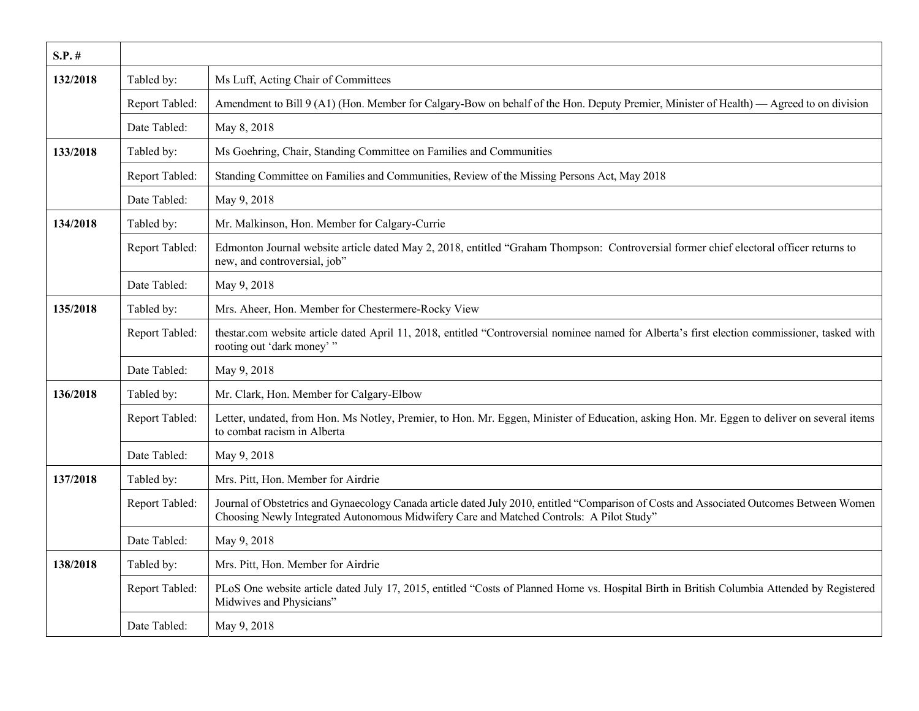| S.P. # | | |
|---|---|---|
| 132/2018 | Tabled by: | Ms Luff, Acting Chair of Committees |
| | Report Tabled: | Amendment to Bill 9 (A1) (Hon. Member for Calgary-Bow on behalf of the Hon. Deputy Premier, Minister of Health) — Agreed to on division |
| | Date Tabled: | May 8, 2018 |
| 133/2018 | Tabled by: | Ms Goehring, Chair, Standing Committee on Families and Communities |
| | Report Tabled: | Standing Committee on Families and Communities, Review of the Missing Persons Act, May 2018 |
| | Date Tabled: | May 9, 2018 |
| 134/2018 | Tabled by: | Mr. Malkinson, Hon. Member for Calgary-Currie |
| | Report Tabled: | Edmonton Journal website article dated May 2, 2018, entitled "Graham Thompson: Controversial former chief electoral officer returns to new, and controversial, job" |
| | Date Tabled: | May 9, 2018 |
| 135/2018 | Tabled by: | Mrs. Aheer, Hon. Member for Chestermere-Rocky View |
| | Report Tabled: | thestar.com website article dated April 11, 2018, entitled "Controversial nominee named for Alberta's first election commissioner, tasked with rooting out 'dark money' " |
| | Date Tabled: | May 9, 2018 |
| 136/2018 | Tabled by: | Mr. Clark, Hon. Member for Calgary-Elbow |
| | Report Tabled: | Letter, undated, from Hon. Ms Notley, Premier, to Hon. Mr. Eggen, Minister of Education, asking Hon. Mr. Eggen to deliver on several items to combat racism in Alberta |
| | Date Tabled: | May 9, 2018 |
| 137/2018 | Tabled by: | Mrs. Pitt, Hon. Member for Airdrie |
| | Report Tabled: | Journal of Obstetrics and Gynaecology Canada article dated July 2010, entitled "Comparison of Costs and Associated Outcomes Between Women Choosing Newly Integrated Autonomous Midwifery Care and Matched Controls: A Pilot Study" |
| | Date Tabled: | May 9, 2018 |
| 138/2018 | Tabled by: | Mrs. Pitt, Hon. Member for Airdrie |
| | Report Tabled: | PLoS One website article dated July 17, 2015, entitled "Costs of Planned Home vs. Hospital Birth in British Columbia Attended by Registered Midwives and Physicians" |
| | Date Tabled: | May 9, 2018 |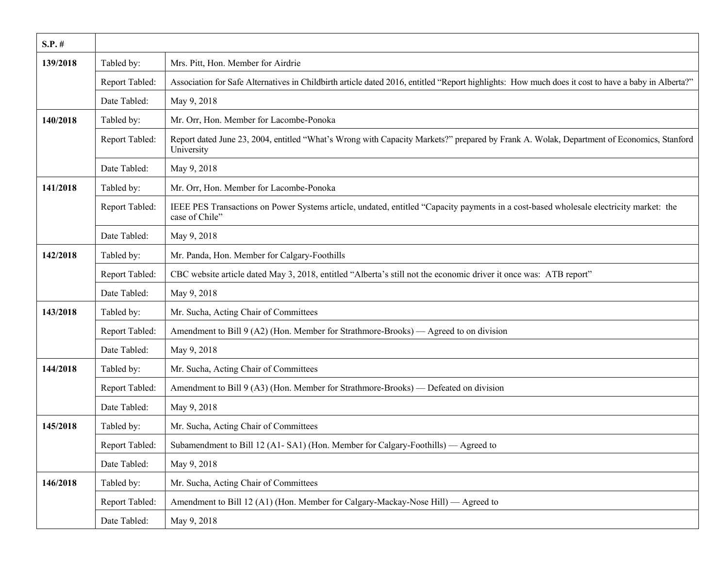| S.P. # | | |
|---|---|---|
| **139/2018** | Tabled by: | Mrs. Pitt, Hon. Member for Airdrie |
| | Report Tabled: | Association for Safe Alternatives in Childbirth article dated 2016, entitled “Report highlights: How much does it cost to have a baby in Alberta?” |
| | Date Tabled: | May 9, 2018 |
| **140/2018** | Tabled by: | Mr. Orr, Hon. Member for Lacombe-Ponoka |
| | Report Tabled: | Report dated June 23, 2004, entitled “What’s Wrong with Capacity Markets?” prepared by Frank A. Wolak, Department of Economics, Stanford University |
| | Date Tabled: | May 9, 2018 |
| **141/2018** | Tabled by: | Mr. Orr, Hon. Member for Lacombe-Ponoka |
| | Report Tabled: | IEEE PES Transactions on Power Systems article, undated, entitled “Capacity payments in a cost-based wholesale electricity market: the case of Chile” |
| | Date Tabled: | May 9, 2018 |
| **142/2018** | Tabled by: | Mr. Panda, Hon. Member for Calgary-Foothills |
| | Report Tabled: | CBC website article dated May 3, 2018, entitled “Alberta’s still not the economic driver it once was: ATB report” |
| | Date Tabled: | May 9, 2018 |
| **143/2018** | Tabled by: | Mr. Sucha, Acting Chair of Committees |
| | Report Tabled: | Amendment to Bill 9 (A2) (Hon. Member for Strathmore-Brooks) — Agreed to on division |
| | Date Tabled: | May 9, 2018 |
| **144/2018** | Tabled by: | Mr. Sucha, Acting Chair of Committees |
| | Report Tabled: | Amendment to Bill 9 (A3) (Hon. Member for Strathmore-Brooks) — Defeated on division |
| | Date Tabled: | May 9, 2018 |
| **145/2018** | Tabled by: | Mr. Sucha, Acting Chair of Committees |
| | Report Tabled: | Subamendment to Bill 12 (A1- SA1) (Hon. Member for Calgary-Foothills) — Agreed to |
| | Date Tabled: | May 9, 2018 |
| **146/2018** | Tabled by: | Mr. Sucha, Acting Chair of Committees |
| | Report Tabled: | Amendment to Bill 12 (A1) (Hon. Member for Calgary-Mackay-Nose Hill) — Agreed to |
| | Date Tabled: | May 9, 2018 |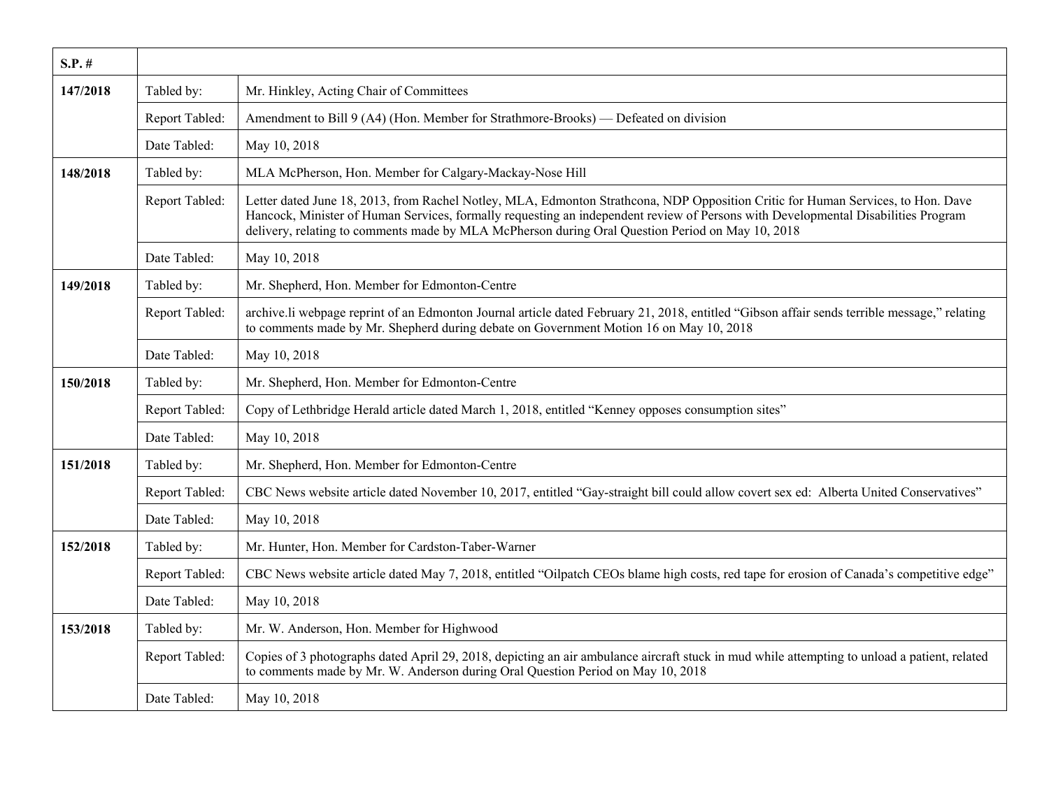| S.P. # | | |
|---|---|---|
| 147/2018 | Tabled by: | Mr. Hinkley, Acting Chair of Committees |
| | Report Tabled: | Amendment to Bill 9 (A4) (Hon. Member for Strathmore-Brooks) — Defeated on division |
| | Date Tabled: | May 10, 2018 |
| 148/2018 | Tabled by: | MLA McPherson, Hon. Member for Calgary-Mackay-Nose Hill |
| | Report Tabled: | Letter dated June 18, 2013, from Rachel Notley, MLA, Edmonton Strathcona, NDP Opposition Critic for Human Services, to Hon. Dave Hancock, Minister of Human Services, formally requesting an independent review of Persons with Developmental Disabilities Program delivery, relating to comments made by MLA McPherson during Oral Question Period on May 10, 2018 |
| | Date Tabled: | May 10, 2018 |
| 149/2018 | Tabled by: | Mr. Shepherd, Hon. Member for Edmonton-Centre |
| | Report Tabled: | archive.li webpage reprint of an Edmonton Journal article dated February 21, 2018, entitled "Gibson affair sends terrible message," relating to comments made by Mr. Shepherd during debate on Government Motion 16 on May 10, 2018 |
| | Date Tabled: | May 10, 2018 |
| 150/2018 | Tabled by: | Mr. Shepherd, Hon. Member for Edmonton-Centre |
| | Report Tabled: | Copy of Lethbridge Herald article dated March 1, 2018, entitled "Kenney opposes consumption sites" |
| | Date Tabled: | May 10, 2018 |
| 151/2018 | Tabled by: | Mr. Shepherd, Hon. Member for Edmonton-Centre |
| | Report Tabled: | CBC News website article dated November 10, 2017, entitled "Gay-straight bill could allow covert sex ed: Alberta United Conservatives" |
| | Date Tabled: | May 10, 2018 |
| 152/2018 | Tabled by: | Mr. Hunter, Hon. Member for Cardston-Taber-Warner |
| | Report Tabled: | CBC News website article dated May 7, 2018, entitled "Oilpatch CEOs blame high costs, red tape for erosion of Canada's competitive edge" |
| | Date Tabled: | May 10, 2018 |
| 153/2018 | Tabled by: | Mr. W. Anderson, Hon. Member for Highwood |
| | Report Tabled: | Copies of 3 photographs dated April 29, 2018, depicting an air ambulance aircraft stuck in mud while attempting to unload a patient, related to comments made by Mr. W. Anderson during Oral Question Period on May 10, 2018 |
| | Date Tabled: | May 10, 2018 |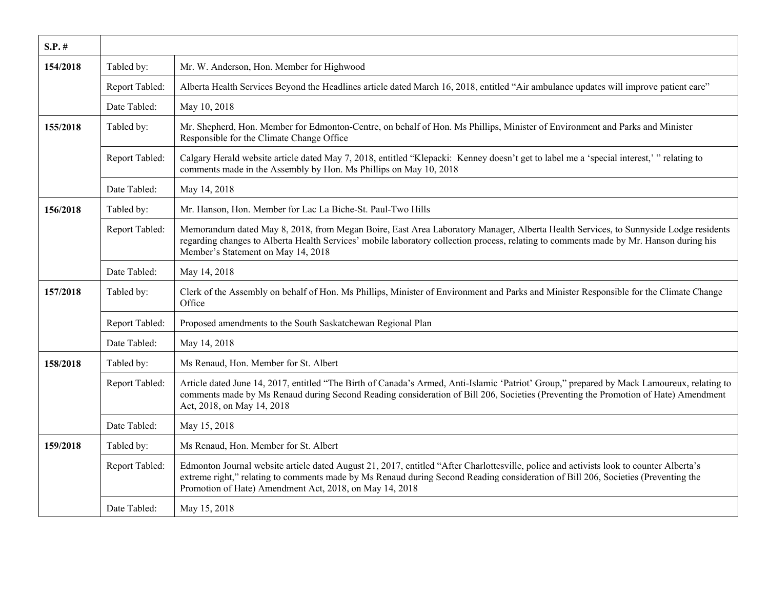| S.P. # | | |
|---|---|---|
| 154/2018 | Tabled by: | Mr. W. Anderson, Hon. Member for Highwood |
| | Report Tabled: | Alberta Health Services Beyond the Headlines article dated March 16, 2018, entitled “Air ambulance updates will improve patient care” |
| | Date Tabled: | May 10, 2018 |
| 155/2018 | Tabled by: | Mr. Shepherd, Hon. Member for Edmonton-Centre, on behalf of Hon. Ms Phillips, Minister of Environment and Parks and Minister Responsible for the Climate Change Office |
| | Report Tabled: | Calgary Herald website article dated May 7, 2018, entitled “Klepacki: Kenney doesn’t get to label me a ‘special interest,’ ” relating to comments made in the Assembly by Hon. Ms Phillips on May 10, 2018 |
| | Date Tabled: | May 14, 2018 |
| 156/2018 | Tabled by: | Mr. Hanson, Hon. Member for Lac La Biche-St. Paul-Two Hills |
| | Report Tabled: | Memorandum dated May 8, 2018, from Megan Boire, East Area Laboratory Manager, Alberta Health Services, to Sunnyside Lodge residents regarding changes to Alberta Health Services’ mobile laboratory collection process, relating to comments made by Mr. Hanson during his Member’s Statement on May 14, 2018 |
| | Date Tabled: | May 14, 2018 |
| 157/2018 | Tabled by: | Clerk of the Assembly on behalf of Hon. Ms Phillips, Minister of Environment and Parks and Minister Responsible for the Climate Change Office |
| | Report Tabled: | Proposed amendments to the South Saskatchewan Regional Plan |
| | Date Tabled: | May 14, 2018 |
| 158/2018 | Tabled by: | Ms Renaud, Hon. Member for St. Albert |
| | Report Tabled: | Article dated June 14, 2017, entitled “The Birth of Canada’s Armed, Anti-Islamic ‘Patriot’ Group,” prepared by Mack Lamoureux, relating to comments made by Ms Renaud during Second Reading consideration of Bill 206, Societies (Preventing the Promotion of Hate) Amendment Act, 2018, on May 14, 2018 |
| | Date Tabled: | May 15, 2018 |
| 159/2018 | Tabled by: | Ms Renaud, Hon. Member for St. Albert |
| | Report Tabled: | Edmonton Journal website article dated August 21, 2017, entitled “After Charlottesville, police and activists look to counter Alberta’s extreme right,” relating to comments made by Ms Renaud during Second Reading consideration of Bill 206, Societies (Preventing the Promotion of Hate) Amendment Act, 2018, on May 14, 2018 |
| | Date Tabled: | May 15, 2018 |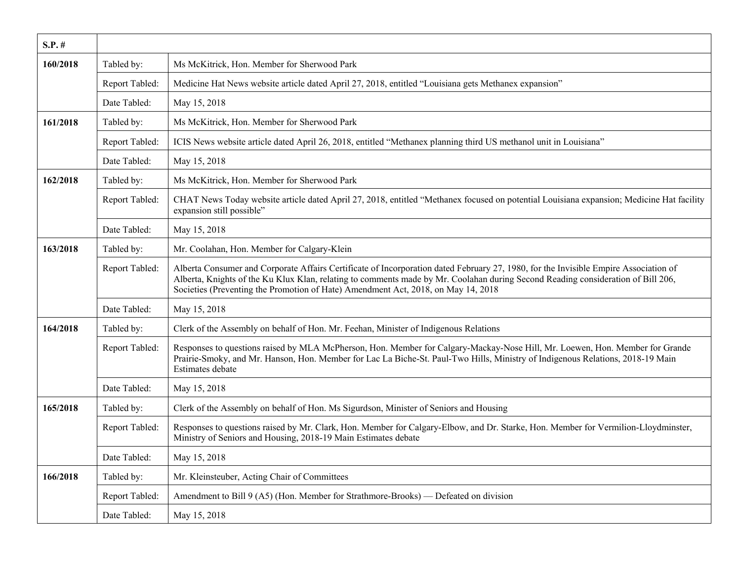| S.P. # | | |
|---|---|---|
| 160/2018 | Tabled by: | Ms McKitrick, Hon. Member for Sherwood Park |
| | Report Tabled: | Medicine Hat News website article dated April 27, 2018, entitled “Louisiana gets Methanex expansion” |
| | Date Tabled: | May 15, 2018 |
| 161/2018 | Tabled by: | Ms McKitrick, Hon. Member for Sherwood Park |
| | Report Tabled: | ICIS News website article dated April 26, 2018, entitled “Methanex planning third US methanol unit in Louisiana” |
| | Date Tabled: | May 15, 2018 |
| 162/2018 | Tabled by: | Ms McKitrick, Hon. Member for Sherwood Park |
| | Report Tabled: | CHAT News Today website article dated April 27, 2018, entitled “Methanex focused on potential Louisiana expansion; Medicine Hat facility expansion still possible” |
| | Date Tabled: | May 15, 2018 |
| 163/2018 | Tabled by: | Mr. Coolahan, Hon. Member for Calgary-Klein |
| | Report Tabled: | Alberta Consumer and Corporate Affairs Certificate of Incorporation dated February 27, 1980, for the Invisible Empire Association of Alberta, Knights of the Ku Klux Klan, relating to comments made by Mr. Coolahan during Second Reading consideration of Bill 206, Societies (Preventing the Promotion of Hate) Amendment Act, 2018, on May 14, 2018 |
| | Date Tabled: | May 15, 2018 |
| 164/2018 | Tabled by: | Clerk of the Assembly on behalf of Hon. Mr. Feehan, Minister of Indigenous Relations |
| | Report Tabled: | Responses to questions raised by MLA McPherson, Hon. Member for Calgary-Mackay-Nose Hill, Mr. Loewen, Hon. Member for Grande Prairie-Smoky, and Mr. Hanson, Hon. Member for Lac La Biche-St. Paul-Two Hills, Ministry of Indigenous Relations, 2018-19 Main Estimates debate |
| | Date Tabled: | May 15, 2018 |
| 165/2018 | Tabled by: | Clerk of the Assembly on behalf of Hon. Ms Sigurdson, Minister of Seniors and Housing |
| | Report Tabled: | Responses to questions raised by Mr. Clark, Hon. Member for Calgary-Elbow, and Dr. Starke, Hon. Member for Vermilion-Lloydminster, Ministry of Seniors and Housing, 2018-19 Main Estimates debate |
| | Date Tabled: | May 15, 2018 |
| 166/2018 | Tabled by: | Mr. Kleinsteuber, Acting Chair of Committees |
| | Report Tabled: | Amendment to Bill 9 (A5) (Hon. Member for Strathmore-Brooks) — Defeated on division |
| | Date Tabled: | May 15, 2018 |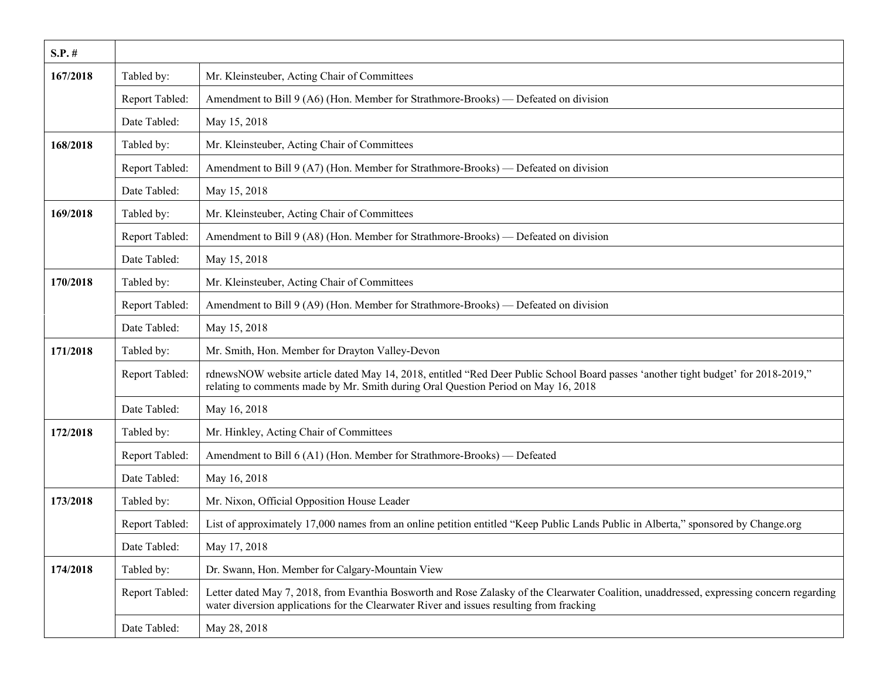| S.P. # | | |
|---|---|---|
| 167/2018 | Tabled by: | Mr. Kleinsteuber, Acting Chair of Committees |
| | Report Tabled: | Amendment to Bill 9 (A6) (Hon. Member for Strathmore-Brooks) — Defeated on division |
| | Date Tabled: | May 15, 2018 |
| 168/2018 | Tabled by: | Mr. Kleinsteuber, Acting Chair of Committees |
| | Report Tabled: | Amendment to Bill 9 (A7) (Hon. Member for Strathmore-Brooks) — Defeated on division |
| | Date Tabled: | May 15, 2018 |
| 169/2018 | Tabled by: | Mr. Kleinsteuber, Acting Chair of Committees |
| | Report Tabled: | Amendment to Bill 9 (A8) (Hon. Member for Strathmore-Brooks) — Defeated on division |
| | Date Tabled: | May 15, 2018 |
| 170/2018 | Tabled by: | Mr. Kleinsteuber, Acting Chair of Committees |
| | Report Tabled: | Amendment to Bill 9 (A9) (Hon. Member for Strathmore-Brooks) — Defeated on division |
| | Date Tabled: | May 15, 2018 |
| 171/2018 | Tabled by: | Mr. Smith, Hon. Member for Drayton Valley-Devon |
| | Report Tabled: | rdnewsNOW website article dated May 14, 2018, entitled "Red Deer Public School Board passes 'another tight budget' for 2018-2019," relating to comments made by Mr. Smith during Oral Question Period on May 16, 2018 |
| | Date Tabled: | May 16, 2018 |
| 172/2018 | Tabled by: | Mr. Hinkley, Acting Chair of Committees |
| | Report Tabled: | Amendment to Bill 6 (A1) (Hon. Member for Strathmore-Brooks) — Defeated |
| | Date Tabled: | May 16, 2018 |
| 173/2018 | Tabled by: | Mr. Nixon, Official Opposition House Leader |
| | Report Tabled: | List of approximately 17,000 names from an online petition entitled "Keep Public Lands Public in Alberta," sponsored by Change.org |
| | Date Tabled: | May 17, 2018 |
| 174/2018 | Tabled by: | Dr. Swann, Hon. Member for Calgary-Mountain View |
| | Report Tabled: | Letter dated May 7, 2018, from Evanthia Bosworth and Rose Zalasky of the Clearwater Coalition, unaddressed, expressing concern regarding water diversion applications for the Clearwater River and issues resulting from fracking |
| | Date Tabled: | May 28, 2018 |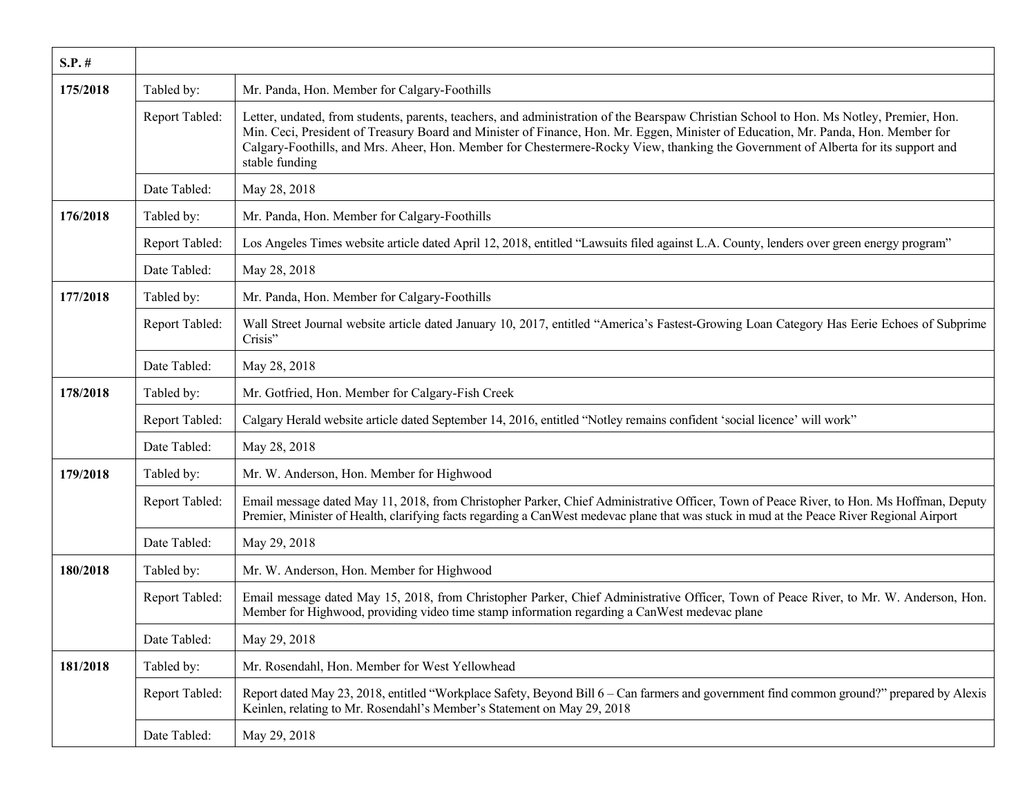| S.P. # | | |
|---|---|---|
| **175/2018** | Tabled by: | Mr. Panda, Hon. Member for Calgary-Foothills |
| | Report Tabled: | Letter, undated, from students, parents, teachers, and administration of the Bearspaw Christian School to Hon. Ms Notley, Premier, Hon. Min. Ceci, President of Treasury Board and Minister of Finance, Hon. Mr. Eggen, Minister of Education, Mr. Panda, Hon. Member for Calgary-Foothills, and Mrs. Aheer, Hon. Member for Chestermere-Rocky View, thanking the Government of Alberta for its support and stable funding |
| | Date Tabled: | May 28, 2018 |
| **176/2018** | Tabled by: | Mr. Panda, Hon. Member for Calgary-Foothills |
| | Report Tabled: | Los Angeles Times website article dated April 12, 2018, entitled "Lawsuits filed against L.A. County, lenders over green energy program" |
| | Date Tabled: | May 28, 2018 |
| **177/2018** | Tabled by: | Mr. Panda, Hon. Member for Calgary-Foothills |
| | Report Tabled: | Wall Street Journal website article dated January 10, 2017, entitled "America's Fastest-Growing Loan Category Has Eerie Echoes of Subprime Crisis" |
| | Date Tabled: | May 28, 2018 |
| **178/2018** | Tabled by: | Mr. Gotfried, Hon. Member for Calgary-Fish Creek |
| | Report Tabled: | Calgary Herald website article dated September 14, 2016, entitled "Notley remains confident 'social licence' will work" |
| | Date Tabled: | May 28, 2018 |
| **179/2018** | Tabled by: | Mr. W. Anderson, Hon. Member for Highwood |
| | Report Tabled: | Email message dated May 11, 2018, from Christopher Parker, Chief Administrative Officer, Town of Peace River, to Hon. Ms Hoffman, Deputy Premier, Minister of Health, clarifying facts regarding a CanWest medevac plane that was stuck in mud at the Peace River Regional Airport |
| | Date Tabled: | May 29, 2018 |
| **180/2018** | Tabled by: | Mr. W. Anderson, Hon. Member for Highwood |
| | Report Tabled: | Email message dated May 15, 2018, from Christopher Parker, Chief Administrative Officer, Town of Peace River, to Mr. W. Anderson, Hon. Member for Highwood, providing video time stamp information regarding a CanWest medevac plane |
| | Date Tabled: | May 29, 2018 |
| **181/2018** | Tabled by: | Mr. Rosendahl, Hon. Member for West Yellowhead |
| | Report Tabled: | Report dated May 23, 2018, entitled "Workplace Safety, Beyond Bill 6 – Can farmers and government find common ground?" prepared by Alexis Keinlen, relating to Mr. Rosendahl's Member's Statement on May 29, 2018 |
| | Date Tabled: | May 29, 2018 |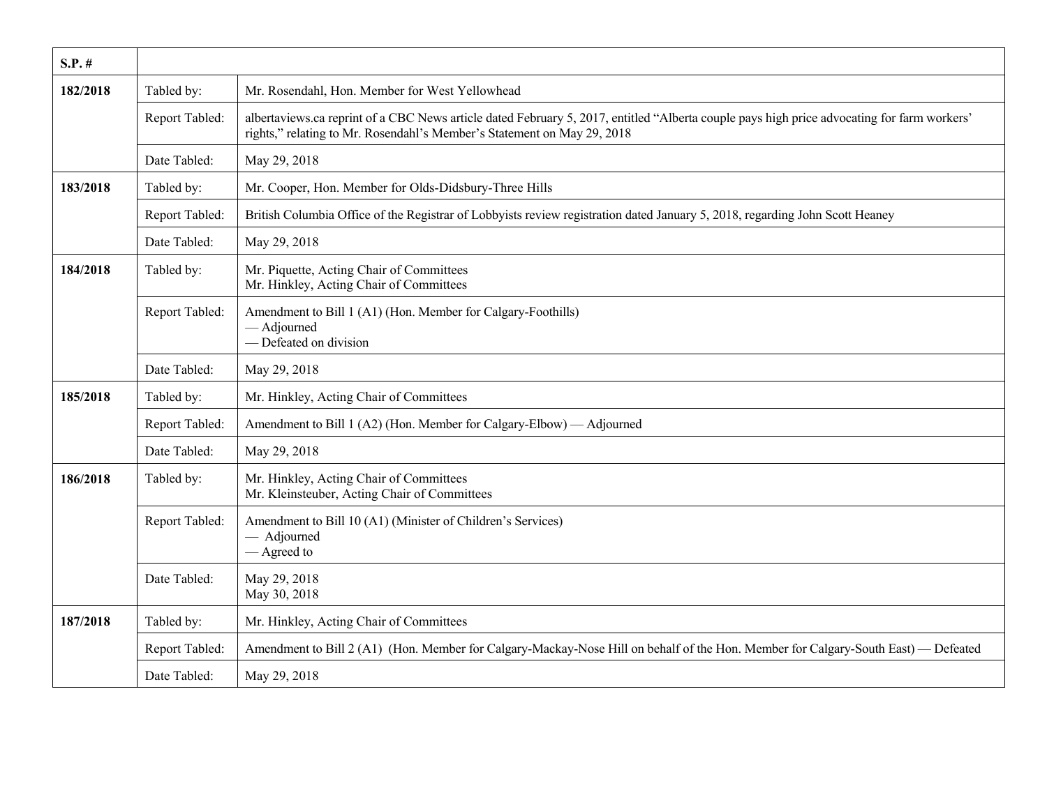| S.P. # | | |
|---|---|---|
| 182/2018 | Tabled by: | Mr. Rosendahl, Hon. Member for West Yellowhead |
| | Report Tabled: | albertaviews.ca reprint of a CBC News article dated February 5, 2017, entitled “Alberta couple pays high price advocating for farm workers' rights,” relating to Mr. Rosendahl's Member's Statement on May 29, 2018 |
| | Date Tabled: | May 29, 2018 |
| 183/2018 | Tabled by: | Mr. Cooper, Hon. Member for Olds-Didsbury-Three Hills |
| | Report Tabled: | British Columbia Office of the Registrar of Lobbyists review registration dated January 5, 2018, regarding John Scott Heaney |
| | Date Tabled: | May 29, 2018 |
| 184/2018 | Tabled by: | Mr. Piquette, Acting Chair of Committees<br>Mr. Hinkley, Acting Chair of Committees |
| | Report Tabled: | Amendment to Bill 1 (A1) (Hon. Member for Calgary-Foothills)<br>— Adjourned<br>— Defeated on division |
| | Date Tabled: | May 29, 2018 |
| 185/2018 | Tabled by: | Mr. Hinkley, Acting Chair of Committees |
| | Report Tabled: | Amendment to Bill 1 (A2) (Hon. Member for Calgary-Elbow) — Adjourned |
| | Date Tabled: | May 29, 2018 |
| 186/2018 | Tabled by: | Mr. Hinkley, Acting Chair of Committees<br>Mr. Kleinsteuber, Acting Chair of Committees |
| | Report Tabled: | Amendment to Bill 10 (A1) (Minister of Children's Services)<br>— Adjourned<br>— Agreed to |
| | Date Tabled: | May 29, 2018<br>May 30, 2018 |
| 187/2018 | Tabled by: | Mr. Hinkley, Acting Chair of Committees |
| | Report Tabled: | Amendment to Bill 2 (A1) (Hon. Member for Calgary-Mackay-Nose Hill on behalf of the Hon. Member for Calgary-South East) — Defeated |
| | Date Tabled: | May 29, 2018 |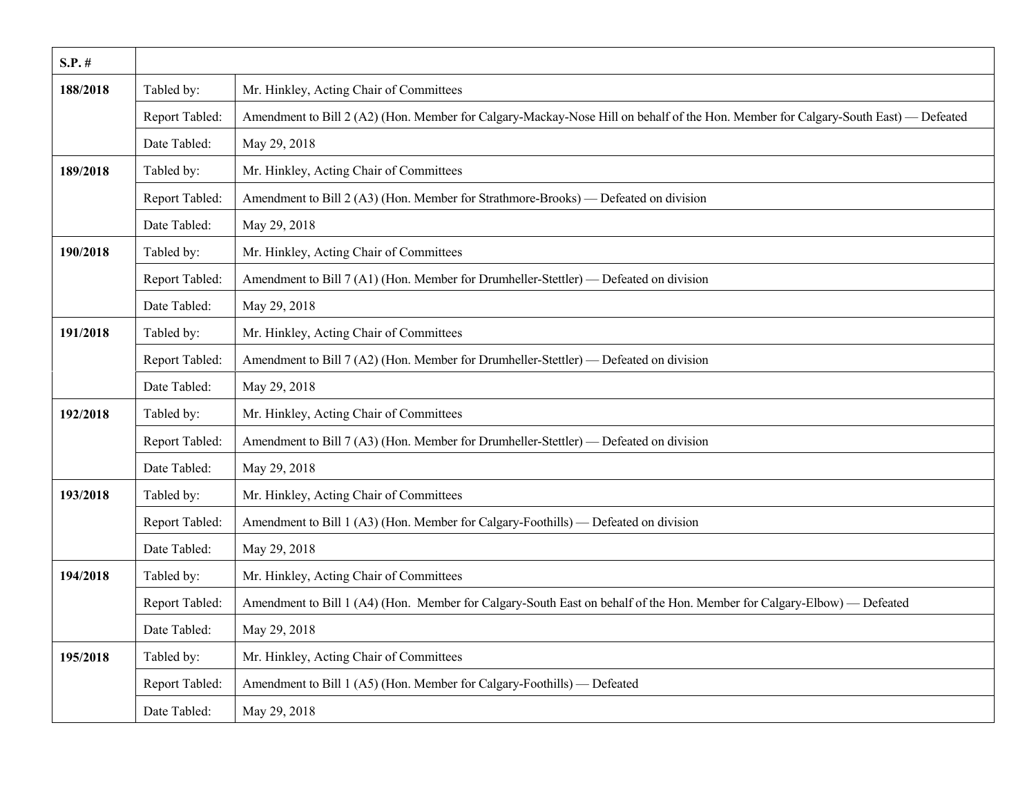| S.P. # | | |
|---|---|---|
| 188/2018 | Tabled by: | Mr. Hinkley, Acting Chair of Committees |
| | Report Tabled: | Amendment to Bill 2 (A2) (Hon. Member for Calgary-Mackay-Nose Hill on behalf of the Hon. Member for Calgary-South East) — Defeated |
| | Date Tabled: | May 29, 2018 |
| 189/2018 | Tabled by: | Mr. Hinkley, Acting Chair of Committees |
| | Report Tabled: | Amendment to Bill 2 (A3) (Hon. Member for Strathmore-Brooks) — Defeated on division |
| | Date Tabled: | May 29, 2018 |
| 190/2018 | Tabled by: | Mr. Hinkley, Acting Chair of Committees |
| | Report Tabled: | Amendment to Bill 7 (A1) (Hon. Member for Drumheller-Stettler) — Defeated on division |
| | Date Tabled: | May 29, 2018 |
| 191/2018 | Tabled by: | Mr. Hinkley, Acting Chair of Committees |
| | Report Tabled: | Amendment to Bill 7 (A2) (Hon. Member for Drumheller-Stettler) — Defeated on division |
| | Date Tabled: | May 29, 2018 |
| 192/2018 | Tabled by: | Mr. Hinkley, Acting Chair of Committees |
| | Report Tabled: | Amendment to Bill 7 (A3) (Hon. Member for Drumheller-Stettler) — Defeated on division |
| | Date Tabled: | May 29, 2018 |
| 193/2018 | Tabled by: | Mr. Hinkley, Acting Chair of Committees |
| | Report Tabled: | Amendment to Bill 1 (A3) (Hon. Member for Calgary-Foothills) — Defeated on division |
| | Date Tabled: | May 29, 2018 |
| 194/2018 | Tabled by: | Mr. Hinkley, Acting Chair of Committees |
| | Report Tabled: | Amendment to Bill 1 (A4) (Hon. Member for Calgary-South East on behalf of the Hon. Member for Calgary-Elbow) — Defeated |
| | Date Tabled: | May 29, 2018 |
| 195/2018 | Tabled by: | Mr. Hinkley, Acting Chair of Committees |
| | Report Tabled: | Amendment to Bill 1 (A5) (Hon. Member for Calgary-Foothills) — Defeated |
| | Date Tabled: | May 29, 2018 |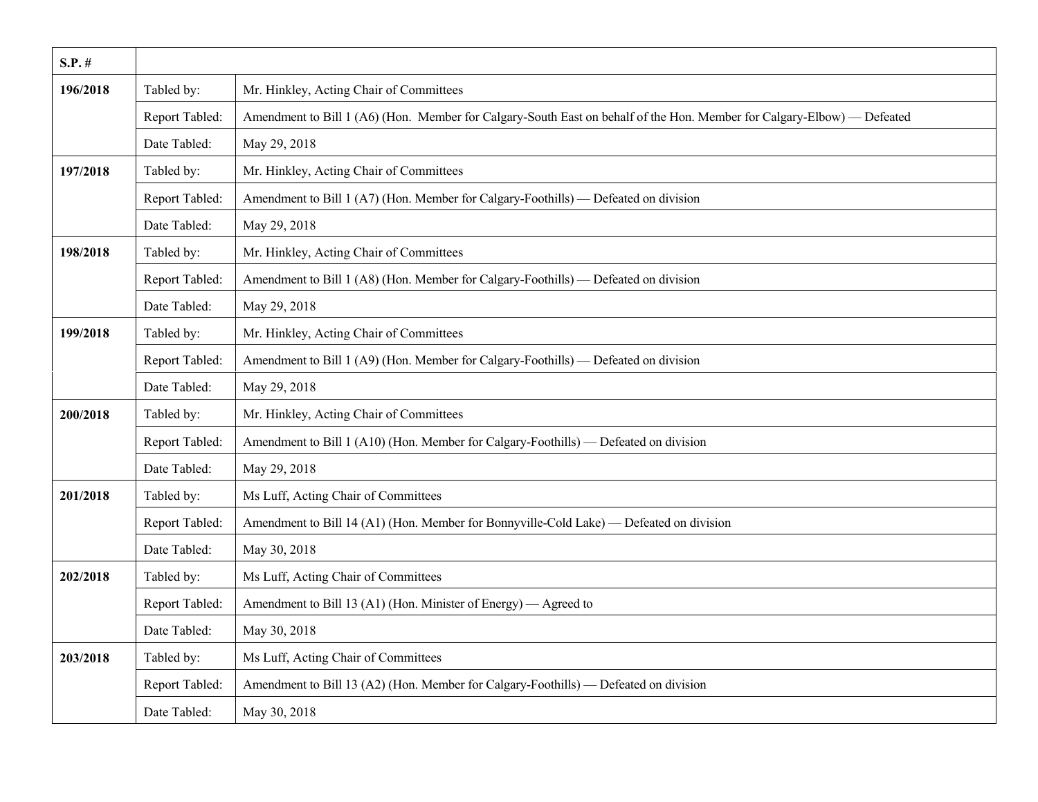| S.P. # | | |
|---|---|---|
| **196/2018** | Tabled by: | Mr. Hinkley, Acting Chair of Committees |
| | Report Tabled: | Amendment to Bill 1 (A6) (Hon. Member for Calgary-South East on behalf of the Hon. Member for Calgary-Elbow) — Defeated |
| | Date Tabled: | May 29, 2018 |
| **197/2018** | Tabled by: | Mr. Hinkley, Acting Chair of Committees |
| | Report Tabled: | Amendment to Bill 1 (A7) (Hon. Member for Calgary-Foothills) — Defeated on division |
| | Date Tabled: | May 29, 2018 |
| **198/2018** | Tabled by: | Mr. Hinkley, Acting Chair of Committees |
| | Report Tabled: | Amendment to Bill 1 (A8) (Hon. Member for Calgary-Foothills) — Defeated on division |
| | Date Tabled: | May 29, 2018 |
| **199/2018** | Tabled by: | Mr. Hinkley, Acting Chair of Committees |
| | Report Tabled: | Amendment to Bill 1 (A9) (Hon. Member for Calgary-Foothills) — Defeated on division |
| | Date Tabled: | May 29, 2018 |
| **200/2018** | Tabled by: | Mr. Hinkley, Acting Chair of Committees |
| | Report Tabled: | Amendment to Bill 1 (A10) (Hon. Member for Calgary-Foothills) — Defeated on division |
| | Date Tabled: | May 29, 2018 |
| **201/2018** | Tabled by: | Ms Luff, Acting Chair of Committees |
| | Report Tabled: | Amendment to Bill 14 (A1) (Hon. Member for Bonnyville-Cold Lake) — Defeated on division |
| | Date Tabled: | May 30, 2018 |
| **202/2018** | Tabled by: | Ms Luff, Acting Chair of Committees |
| | Report Tabled: | Amendment to Bill 13 (A1) (Hon. Minister of Energy) — Agreed to |
| | Date Tabled: | May 30, 2018 |
| **203/2018** | Tabled by: | Ms Luff, Acting Chair of Committees |
| | Report Tabled: | Amendment to Bill 13 (A2) (Hon. Member for Calgary-Foothills) — Defeated on division |
| | Date Tabled: | May 30, 2018 |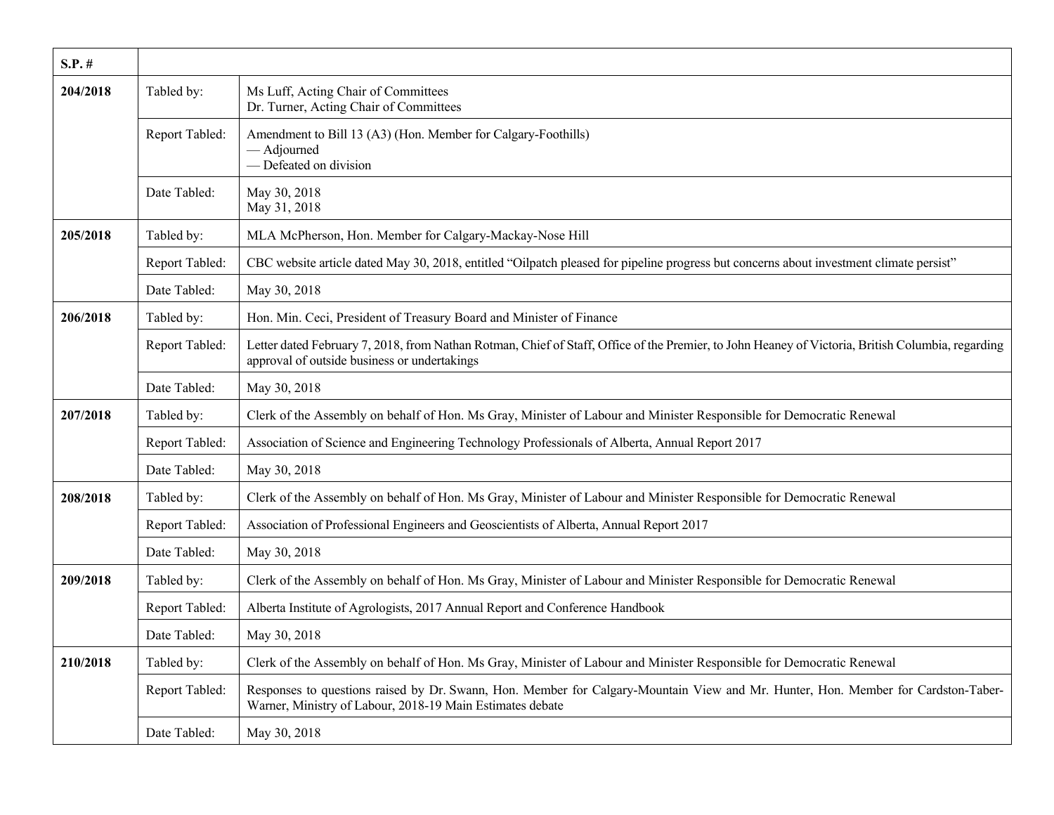| S.P. # | | |
|---|---|---|
| 204/2018 | Tabled by: | Ms Luff, Acting Chair of Committees<br>Dr. Turner, Acting Chair of Committees |
| | Report Tabled: | Amendment to Bill 13 (A3) (Hon. Member for Calgary-Foothills)<br>— Adjourned<br>— Defeated on division |
| | Date Tabled: | May 30, 2018<br>May 31, 2018 |
| 205/2018 | Tabled by: | MLA McPherson, Hon. Member for Calgary-Mackay-Nose Hill |
| | Report Tabled: | CBC website article dated May 30, 2018, entitled "Oilpatch pleased for pipeline progress but concerns about investment climate persist" |
| | Date Tabled: | May 30, 2018 |
| 206/2018 | Tabled by: | Hon. Min. Ceci, President of Treasury Board and Minister of Finance |
| | Report Tabled: | Letter dated February 7, 2018, from Nathan Rotman, Chief of Staff, Office of the Premier, to John Heaney of Victoria, British Columbia, regarding approval of outside business or undertakings |
| | Date Tabled: | May 30, 2018 |
| 207/2018 | Tabled by: | Clerk of the Assembly on behalf of Hon. Ms Gray, Minister of Labour and Minister Responsible for Democratic Renewal |
| | Report Tabled: | Association of Science and Engineering Technology Professionals of Alberta, Annual Report 2017 |
| | Date Tabled: | May 30, 2018 |
| 208/2018 | Tabled by: | Clerk of the Assembly on behalf of Hon. Ms Gray, Minister of Labour and Minister Responsible for Democratic Renewal |
| | Report Tabled: | Association of Professional Engineers and Geoscientists of Alberta, Annual Report 2017 |
| | Date Tabled: | May 30, 2018 |
| 209/2018 | Tabled by: | Clerk of the Assembly on behalf of Hon. Ms Gray, Minister of Labour and Minister Responsible for Democratic Renewal |
| | Report Tabled: | Alberta Institute of Agrologists, 2017 Annual Report and Conference Handbook |
| | Date Tabled: | May 30, 2018 |
| 210/2018 | Tabled by: | Clerk of the Assembly on behalf of Hon. Ms Gray, Minister of Labour and Minister Responsible for Democratic Renewal |
| | Report Tabled: | Responses to questions raised by Dr. Swann, Hon. Member for Calgary-Mountain View and Mr. Hunter, Hon. Member for Cardston-Taber-Warner, Ministry of Labour, 2018-19 Main Estimates debate |
| | Date Tabled: | May 30, 2018 |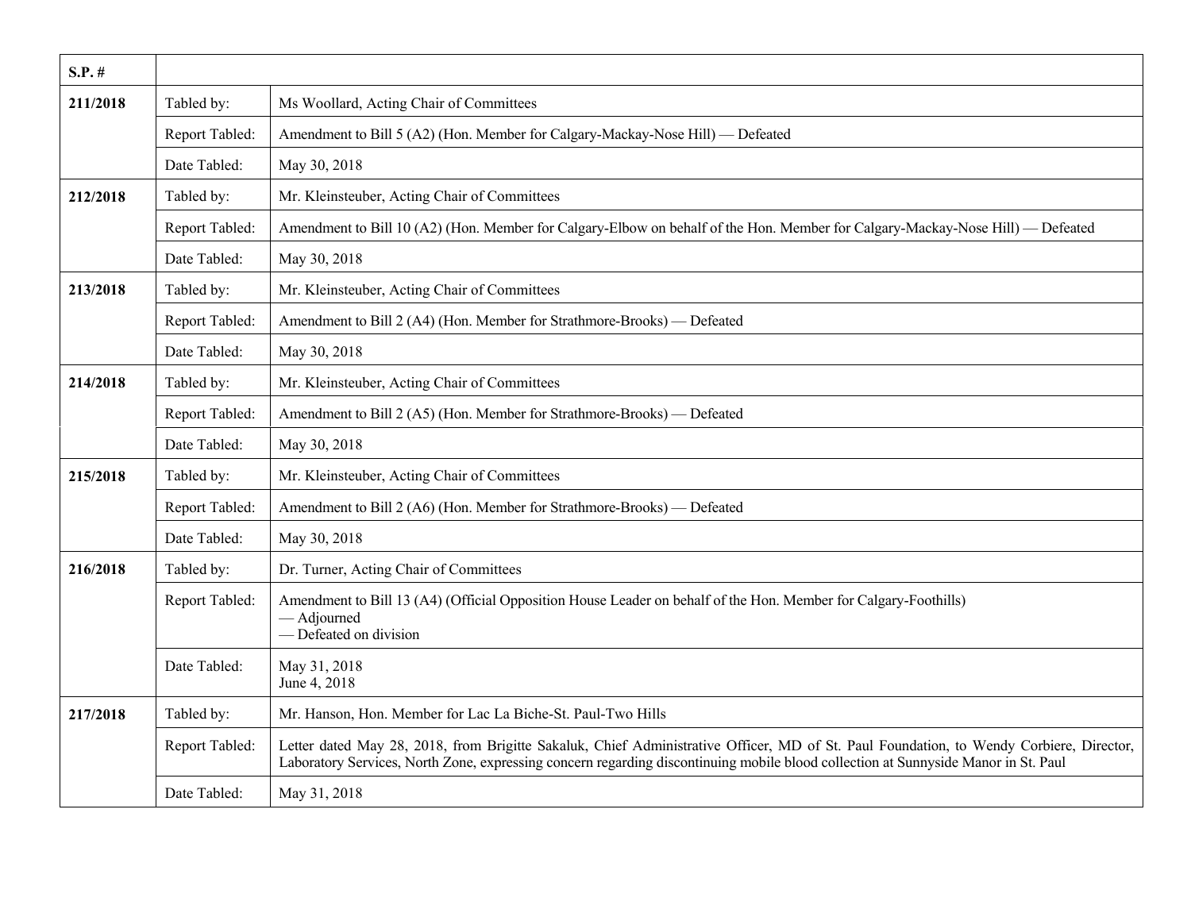| S.P. # | | |
|---|---|---|
| **211/2018** | Tabled by: | Ms Woollard, Acting Chair of Committees |
| | Report Tabled: | Amendment to Bill 5 (A2) (Hon. Member for Calgary-Mackay-Nose Hill) — Defeated |
| | Date Tabled: | May 30, 2018 |
| **212/2018** | Tabled by: | Mr. Kleinsteuber, Acting Chair of Committees |
| | Report Tabled: | Amendment to Bill 10 (A2) (Hon. Member for Calgary-Elbow on behalf of the Hon. Member for Calgary-Mackay-Nose Hill) — Defeated |
| | Date Tabled: | May 30, 2018 |
| **213/2018** | Tabled by: | Mr. Kleinsteuber, Acting Chair of Committees |
| | Report Tabled: | Amendment to Bill 2 (A4) (Hon. Member for Strathmore-Brooks) — Defeated |
| | Date Tabled: | May 30, 2018 |
| **214/2018** | Tabled by: | Mr. Kleinsteuber, Acting Chair of Committees |
| | Report Tabled: | Amendment to Bill 2 (A5) (Hon. Member for Strathmore-Brooks) — Defeated |
| | Date Tabled: | May 30, 2018 |
| **215/2018** | Tabled by: | Mr. Kleinsteuber, Acting Chair of Committees |
| | Report Tabled: | Amendment to Bill 2 (A6) (Hon. Member for Strathmore-Brooks) — Defeated |
| | Date Tabled: | May 30, 2018 |
| **216/2018** | Tabled by: | Dr. Turner, Acting Chair of Committees |
| | Report Tabled: | Amendment to Bill 13 (A4) (Official Opposition House Leader on behalf of the Hon. Member for Calgary-Foothills) — Adjourned — Defeated on division |
| | Date Tabled: | May 31, 2018 June 4, 2018 |
| **217/2018** | Tabled by: | Mr. Hanson, Hon. Member for Lac La Biche-St. Paul-Two Hills |
| | Report Tabled: | Letter dated May 28, 2018, from Brigitte Sakaluk, Chief Administrative Officer, MD of St. Paul Foundation, to Wendy Corbiere, Director, Laboratory Services, North Zone, expressing concern regarding discontinuing mobile blood collection at Sunnyside Manor in St. Paul |
| | Date Tabled: | May 31, 2018 |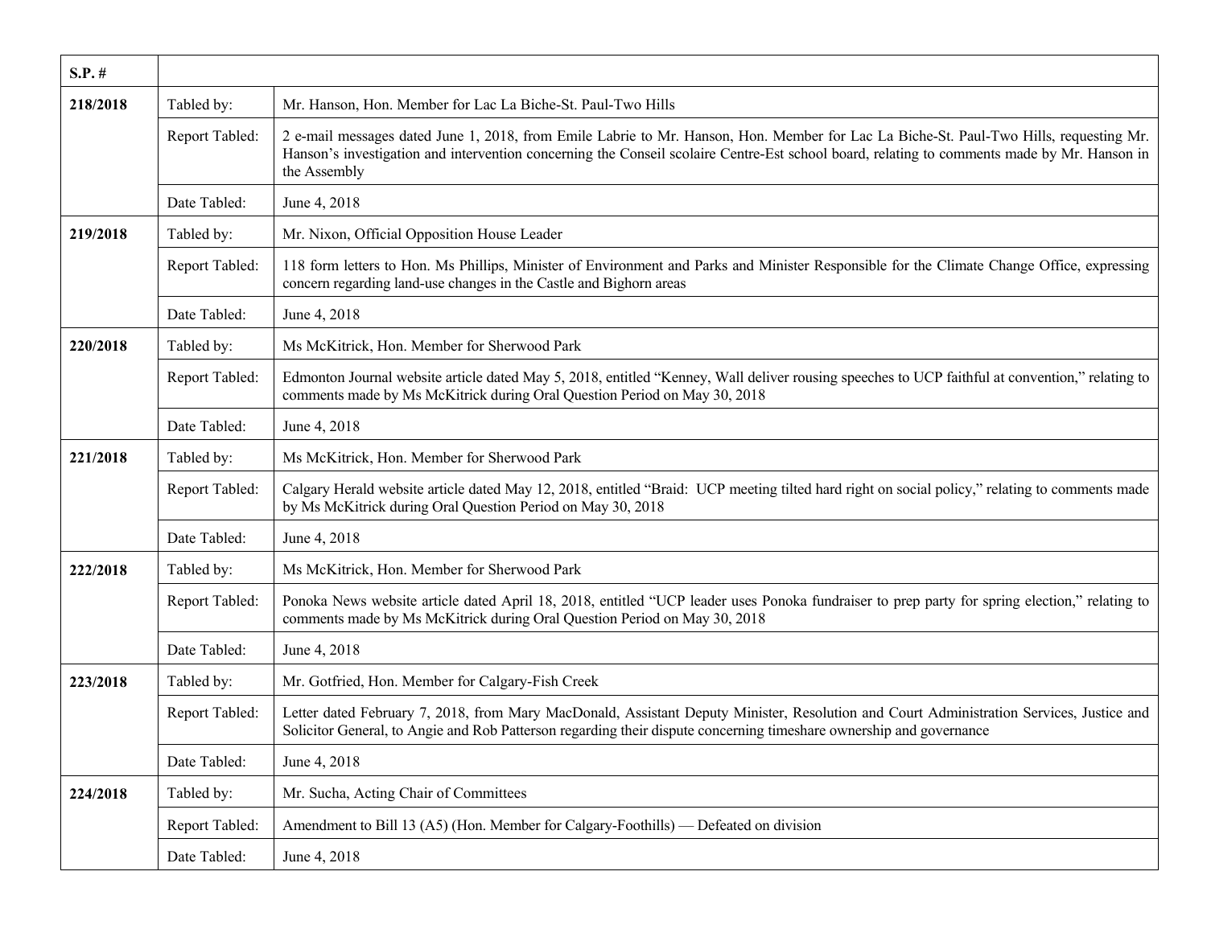| S.P. # | | |
|---|---|---|
| 218/2018 | Tabled by: | Mr. Hanson, Hon. Member for Lac La Biche-St. Paul-Two Hills |
| | Report Tabled: | 2 e-mail messages dated June 1, 2018, from Emile Labrie to Mr. Hanson, Hon. Member for Lac La Biche-St. Paul-Two Hills, requesting Mr. Hanson's investigation and intervention concerning the Conseil scolaire Centre-Est school board, relating to comments made by Mr. Hanson in the Assembly |
| | Date Tabled: | June 4, 2018 |
| 219/2018 | Tabled by: | Mr. Nixon, Official Opposition House Leader |
| | Report Tabled: | 118 form letters to Hon. Ms Phillips, Minister of Environment and Parks and Minister Responsible for the Climate Change Office, expressing concern regarding land-use changes in the Castle and Bighorn areas |
| | Date Tabled: | June 4, 2018 |
| 220/2018 | Tabled by: | Ms McKitrick, Hon. Member for Sherwood Park |
| | Report Tabled: | Edmonton Journal website article dated May 5, 2018, entitled "Kenney, Wall deliver rousing speeches to UCP faithful at convention," relating to comments made by Ms McKitrick during Oral Question Period on May 30, 2018 |
| | Date Tabled: | June 4, 2018 |
| 221/2018 | Tabled by: | Ms McKitrick, Hon. Member for Sherwood Park |
| | Report Tabled: | Calgary Herald website article dated May 12, 2018, entitled "Braid: UCP meeting tilted hard right on social policy," relating to comments made by Ms McKitrick during Oral Question Period on May 30, 2018 |
| | Date Tabled: | June 4, 2018 |
| 222/2018 | Tabled by: | Ms McKitrick, Hon. Member for Sherwood Park |
| | Report Tabled: | Ponoka News website article dated April 18, 2018, entitled "UCP leader uses Ponoka fundraiser to prep party for spring election," relating to comments made by Ms McKitrick during Oral Question Period on May 30, 2018 |
| | Date Tabled: | June 4, 2018 |
| 223/2018 | Tabled by: | Mr. Gotfried, Hon. Member for Calgary-Fish Creek |
| | Report Tabled: | Letter dated February 7, 2018, from Mary MacDonald, Assistant Deputy Minister, Resolution and Court Administration Services, Justice and Solicitor General, to Angie and Rob Patterson regarding their dispute concerning timeshare ownership and governance |
| | Date Tabled: | June 4, 2018 |
| 224/2018 | Tabled by: | Mr. Sucha, Acting Chair of Committees |
| | Report Tabled: | Amendment to Bill 13 (A5) (Hon. Member for Calgary-Foothills) — Defeated on division |
| | Date Tabled: | June 4, 2018 |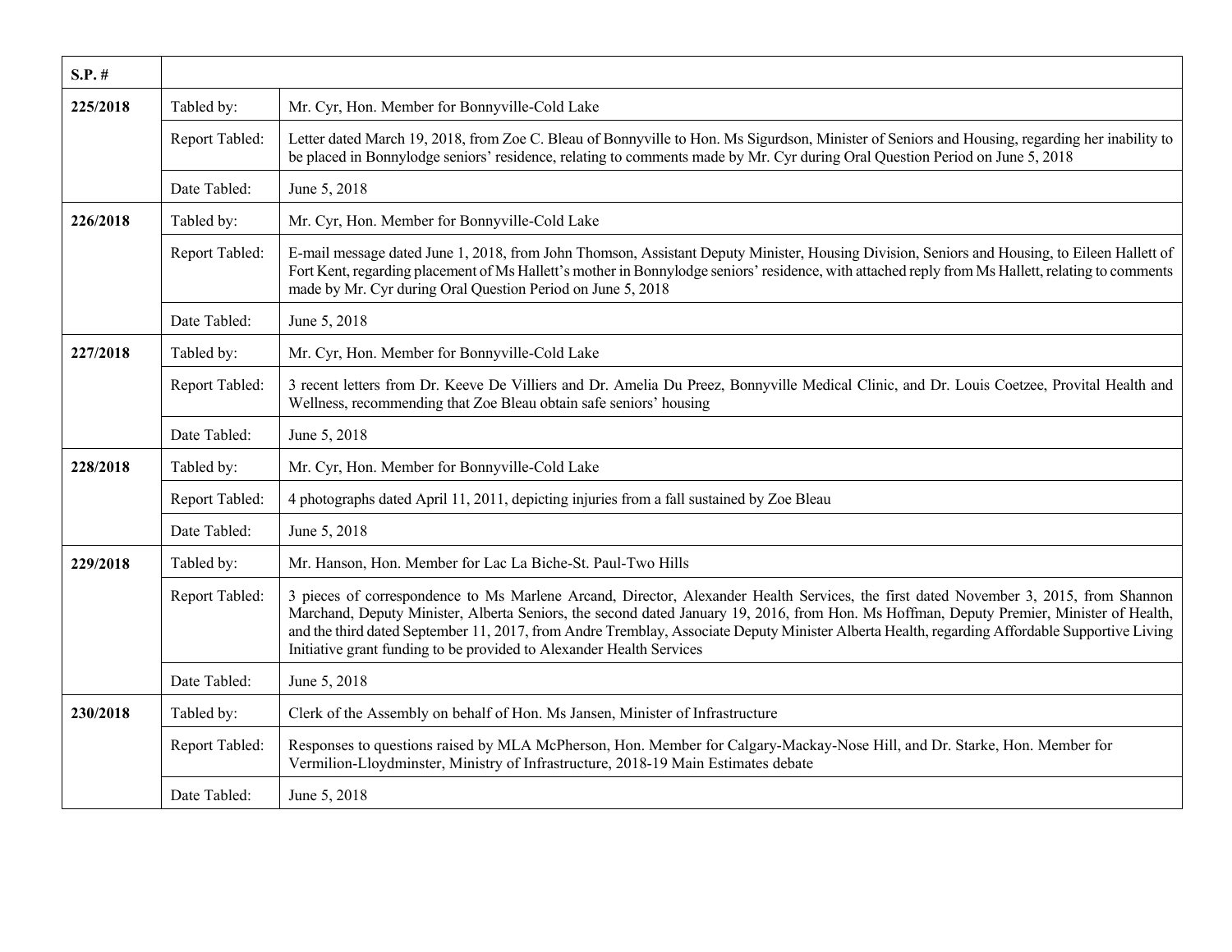| S.P. # | | |
|---|---|---|
| **225/2018** | Tabled by: | Mr. Cyr, Hon. Member for Bonnyville-Cold Lake |
| | Report Tabled: | Letter dated March 19, 2018, from Zoe C. Bleau of Bonnyville to Hon. Ms Sigurdson, Minister of Seniors and Housing, regarding her inability to be placed in Bonnylodge seniors' residence, relating to comments made by Mr. Cyr during Oral Question Period on June 5, 2018 |
| | Date Tabled: | June 5, 2018 |
| **226/2018** | Tabled by: | Mr. Cyr, Hon. Member for Bonnyville-Cold Lake |
| | Report Tabled: | E-mail message dated June 1, 2018, from John Thomson, Assistant Deputy Minister, Housing Division, Seniors and Housing, to Eileen Hallett of Fort Kent, regarding placement of Ms Hallett's mother in Bonnylodge seniors' residence, with attached reply from Ms Hallett, relating to comments made by Mr. Cyr during Oral Question Period on June 5, 2018 |
| | Date Tabled: | June 5, 2018 |
| **227/2018** | Tabled by: | Mr. Cyr, Hon. Member for Bonnyville-Cold Lake |
| | Report Tabled: | 3 recent letters from Dr. Keeve De Villiers and Dr. Amelia Du Preez, Bonnyville Medical Clinic, and Dr. Louis Coetzee, Provital Health and Wellness, recommending that Zoe Bleau obtain safe seniors' housing |
| | Date Tabled: | June 5, 2018 |
| **228/2018** | Tabled by: | Mr. Cyr, Hon. Member for Bonnyville-Cold Lake |
| | Report Tabled: | 4 photographs dated April 11, 2011, depicting injuries from a fall sustained by Zoe Bleau |
| | Date Tabled: | June 5, 2018 |
| **229/2018** | Tabled by: | Mr. Hanson, Hon. Member for Lac La Biche-St. Paul-Two Hills |
| | Report Tabled: | 3 pieces of correspondence to Ms Marlene Arcand, Director, Alexander Health Services, the first dated November 3, 2015, from Shannon Marchand, Deputy Minister, Alberta Seniors, the second dated January 19, 2016, from Hon. Ms Hoffman, Deputy Premier, Minister of Health, and the third dated September 11, 2017, from Andre Tremblay, Associate Deputy Minister Alberta Health, regarding Affordable Supportive Living Initiative grant funding to be provided to Alexander Health Services |
| | Date Tabled: | June 5, 2018 |
| **230/2018** | Tabled by: | Clerk of the Assembly on behalf of Hon. Ms Jansen, Minister of Infrastructure |
| | Report Tabled: | Responses to questions raised by MLA McPherson, Hon. Member for Calgary-Mackay-Nose Hill, and Dr. Starke, Hon. Member for Vermilion-Lloydminster, Ministry of Infrastructure, 2018-19 Main Estimates debate |
| | Date Tabled: | June 5, 2018 |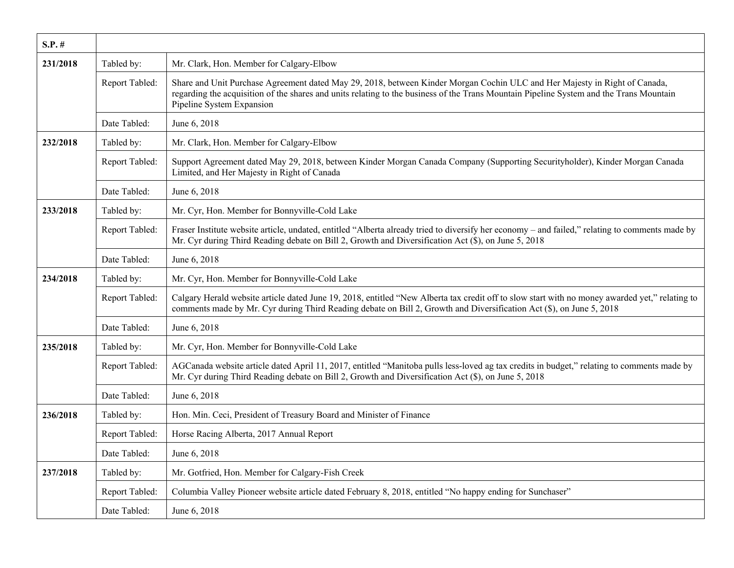| S.P. # | | |
|---|---|---|
| 231/2018 | Tabled by: | Mr. Clark, Hon. Member for Calgary-Elbow |
| | Report Tabled: | Share and Unit Purchase Agreement dated May 29, 2018, between Kinder Morgan Cochin ULC and Her Majesty in Right of Canada, regarding the acquisition of the shares and units relating to the business of the Trans Mountain Pipeline System and the Trans Mountain Pipeline System Expansion |
| | Date Tabled: | June 6, 2018 |
| 232/2018 | Tabled by: | Mr. Clark, Hon. Member for Calgary-Elbow |
| | Report Tabled: | Support Agreement dated May 29, 2018, between Kinder Morgan Canada Company (Supporting Securityholder), Kinder Morgan Canada Limited, and Her Majesty in Right of Canada |
| | Date Tabled: | June 6, 2018 |
| 233/2018 | Tabled by: | Mr. Cyr, Hon. Member for Bonnyville-Cold Lake |
| | Report Tabled: | Fraser Institute website article, undated, entitled "Alberta already tried to diversify her economy – and failed," relating to comments made by Mr. Cyr during Third Reading debate on Bill 2, Growth and Diversification Act ($), on June 5, 2018 |
| | Date Tabled: | June 6, 2018 |
| 234/2018 | Tabled by: | Mr. Cyr, Hon. Member for Bonnyville-Cold Lake |
| | Report Tabled: | Calgary Herald website article dated June 19, 2018, entitled "New Alberta tax credit off to slow start with no money awarded yet," relating to comments made by Mr. Cyr during Third Reading debate on Bill 2, Growth and Diversification Act ($), on June 5, 2018 |
| | Date Tabled: | June 6, 2018 |
| 235/2018 | Tabled by: | Mr. Cyr, Hon. Member for Bonnyville-Cold Lake |
| | Report Tabled: | AGCanada website article dated April 11, 2017, entitled "Manitoba pulls less-loved ag tax credits in budget," relating to comments made by Mr. Cyr during Third Reading debate on Bill 2, Growth and Diversification Act ($), on June 5, 2018 |
| | Date Tabled: | June 6, 2018 |
| 236/2018 | Tabled by: | Hon. Min. Ceci, President of Treasury Board and Minister of Finance |
| | Report Tabled: | Horse Racing Alberta, 2017 Annual Report |
| | Date Tabled: | June 6, 2018 |
| 237/2018 | Tabled by: | Mr. Gotfried, Hon. Member for Calgary-Fish Creek |
| | Report Tabled: | Columbia Valley Pioneer website article dated February 8, 2018, entitled "No happy ending for Sunchaser" |
| | Date Tabled: | June 6, 2018 |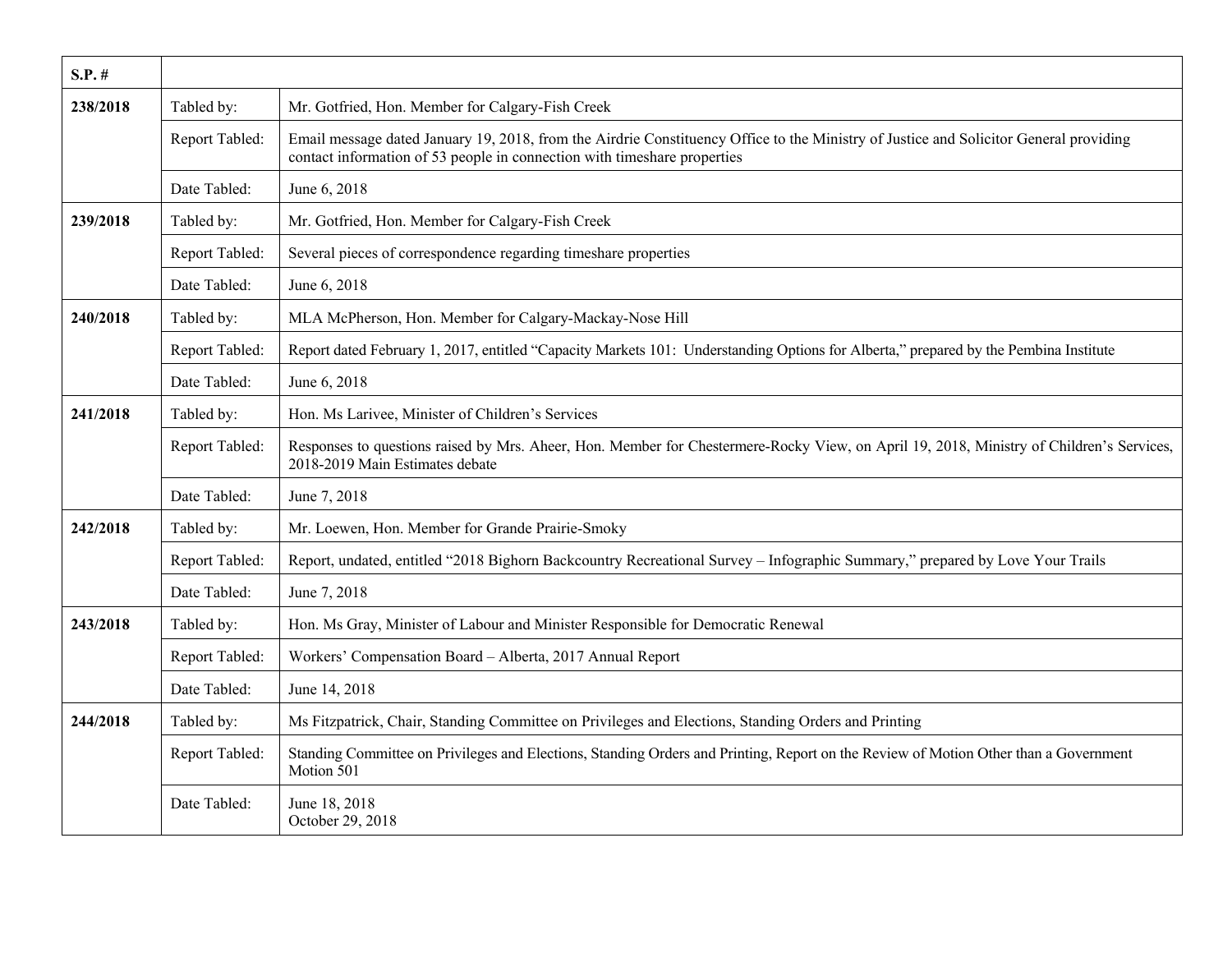| S.P. # | | |
|---|---|---|
| 238/2018 | Tabled by: | Mr. Gotfried, Hon. Member for Calgary-Fish Creek |
| | Report Tabled: | Email message dated January 19, 2018, from the Airdrie Constituency Office to the Ministry of Justice and Solicitor General providing contact information of 53 people in connection with timeshare properties |
| | Date Tabled: | June 6, 2018 |
| 239/2018 | Tabled by: | Mr. Gotfried, Hon. Member for Calgary-Fish Creek |
| | Report Tabled: | Several pieces of correspondence regarding timeshare properties |
| | Date Tabled: | June 6, 2018 |
| 240/2018 | Tabled by: | MLA McPherson, Hon. Member for Calgary-Mackay-Nose Hill |
| | Report Tabled: | Report dated February 1, 2017, entitled "Capacity Markets 101: Understanding Options for Alberta," prepared by the Pembina Institute |
| | Date Tabled: | June 6, 2018 |
| 241/2018 | Tabled by: | Hon. Ms Larivee, Minister of Children's Services |
| | Report Tabled: | Responses to questions raised by Mrs. Aheer, Hon. Member for Chestermere-Rocky View, on April 19, 2018, Ministry of Children's Services, 2018-2019 Main Estimates debate |
| | Date Tabled: | June 7, 2018 |
| 242/2018 | Tabled by: | Mr. Loewen, Hon. Member for Grande Prairie-Smoky |
| | Report Tabled: | Report, undated, entitled "2018 Bighorn Backcountry Recreational Survey – Infographic Summary," prepared by Love Your Trails |
| | Date Tabled: | June 7, 2018 |
| 243/2018 | Tabled by: | Hon. Ms Gray, Minister of Labour and Minister Responsible for Democratic Renewal |
| | Report Tabled: | Workers' Compensation Board – Alberta, 2017 Annual Report |
| | Date Tabled: | June 14, 2018 |
| 244/2018 | Tabled by: | Ms Fitzpatrick, Chair, Standing Committee on Privileges and Elections, Standing Orders and Printing |
| | Report Tabled: | Standing Committee on Privileges and Elections, Standing Orders and Printing, Report on the Review of Motion Other than a Government Motion 501 |
| | Date Tabled: | June 18, 2018<br>October 29, 2018 |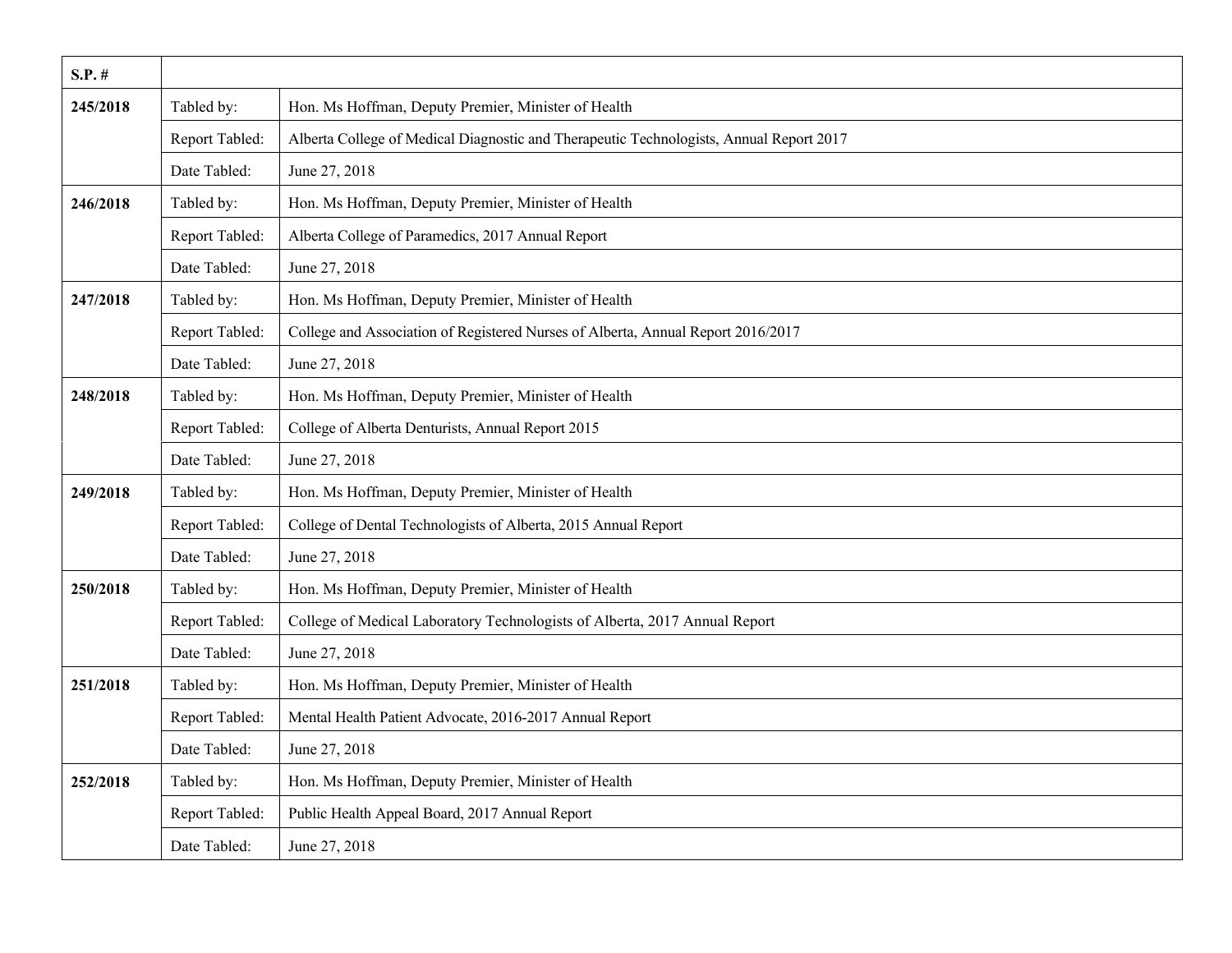| S.P. # | | |
|---|---|---|
| **245/2018** | Tabled by: | Hon. Ms Hoffman, Deputy Premier, Minister of Health |
| | Report Tabled: | Alberta College of Medical Diagnostic and Therapeutic Technologists, Annual Report 2017 |
| | Date Tabled: | June 27, 2018 |
| **246/2018** | Tabled by: | Hon. Ms Hoffman, Deputy Premier, Minister of Health |
| | Report Tabled: | Alberta College of Paramedics, 2017 Annual Report |
| | Date Tabled: | June 27, 2018 |
| **247/2018** | Tabled by: | Hon. Ms Hoffman, Deputy Premier, Minister of Health |
| | Report Tabled: | College and Association of Registered Nurses of Alberta, Annual Report 2016/2017 |
| | Date Tabled: | June 27, 2018 |
| **248/2018** | Tabled by: | Hon. Ms Hoffman, Deputy Premier, Minister of Health |
| | Report Tabled: | College of Alberta Denturists, Annual Report 2015 |
| | Date Tabled: | June 27, 2018 |
| **249/2018** | Tabled by: | Hon. Ms Hoffman, Deputy Premier, Minister of Health |
| | Report Tabled: | College of Dental Technologists of Alberta, 2015 Annual Report |
| | Date Tabled: | June 27, 2018 |
| **250/2018** | Tabled by: | Hon. Ms Hoffman, Deputy Premier, Minister of Health |
| | Report Tabled: | College of Medical Laboratory Technologists of Alberta, 2017 Annual Report |
| | Date Tabled: | June 27, 2018 |
| **251/2018** | Tabled by: | Hon. Ms Hoffman, Deputy Premier, Minister of Health |
| | Report Tabled: | Mental Health Patient Advocate, 2016-2017 Annual Report |
| | Date Tabled: | June 27, 2018 |
| **252/2018** | Tabled by: | Hon. Ms Hoffman, Deputy Premier, Minister of Health |
| | Report Tabled: | Public Health Appeal Board, 2017 Annual Report |
| | Date Tabled: | June 27, 2018 |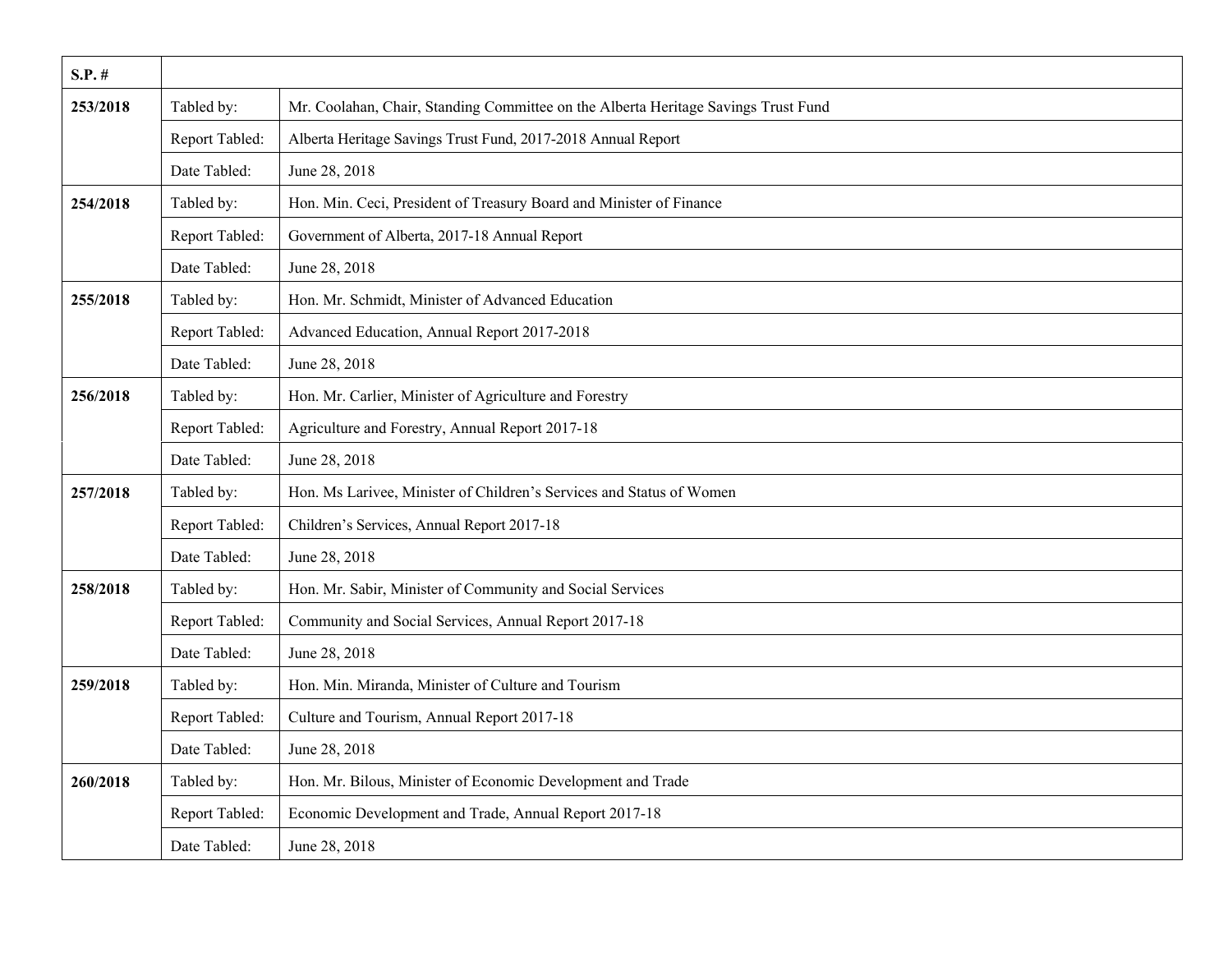| S.P. # | | |
|---|---|---|
| 253/2018 | Tabled by: | Mr. Coolahan, Chair, Standing Committee on the Alberta Heritage Savings Trust Fund |
| | Report Tabled: | Alberta Heritage Savings Trust Fund, 2017-2018 Annual Report |
| | Date Tabled: | June 28, 2018 |
| 254/2018 | Tabled by: | Hon. Min. Ceci, President of Treasury Board and Minister of Finance |
| | Report Tabled: | Government of Alberta, 2017-18 Annual Report |
| | Date Tabled: | June 28, 2018 |
| 255/2018 | Tabled by: | Hon. Mr. Schmidt, Minister of Advanced Education |
| | Report Tabled: | Advanced Education, Annual Report 2017-2018 |
| | Date Tabled: | June 28, 2018 |
| 256/2018 | Tabled by: | Hon. Mr. Carlier, Minister of Agriculture and Forestry |
| | Report Tabled: | Agriculture and Forestry, Annual Report 2017-18 |
| | Date Tabled: | June 28, 2018 |
| 257/2018 | Tabled by: | Hon. Ms Larivee, Minister of Children's Services and Status of Women |
| | Report Tabled: | Children's Services, Annual Report 2017-18 |
| | Date Tabled: | June 28, 2018 |
| 258/2018 | Tabled by: | Hon. Mr. Sabir, Minister of Community and Social Services |
| | Report Tabled: | Community and Social Services, Annual Report 2017-18 |
| | Date Tabled: | June 28, 2018 |
| 259/2018 | Tabled by: | Hon. Min. Miranda, Minister of Culture and Tourism |
| | Report Tabled: | Culture and Tourism, Annual Report 2017-18 |
| | Date Tabled: | June 28, 2018 |
| 260/2018 | Tabled by: | Hon. Mr. Bilous, Minister of Economic Development and Trade |
| | Report Tabled: | Economic Development and Trade, Annual Report 2017-18 |
| | Date Tabled: | June 28, 2018 |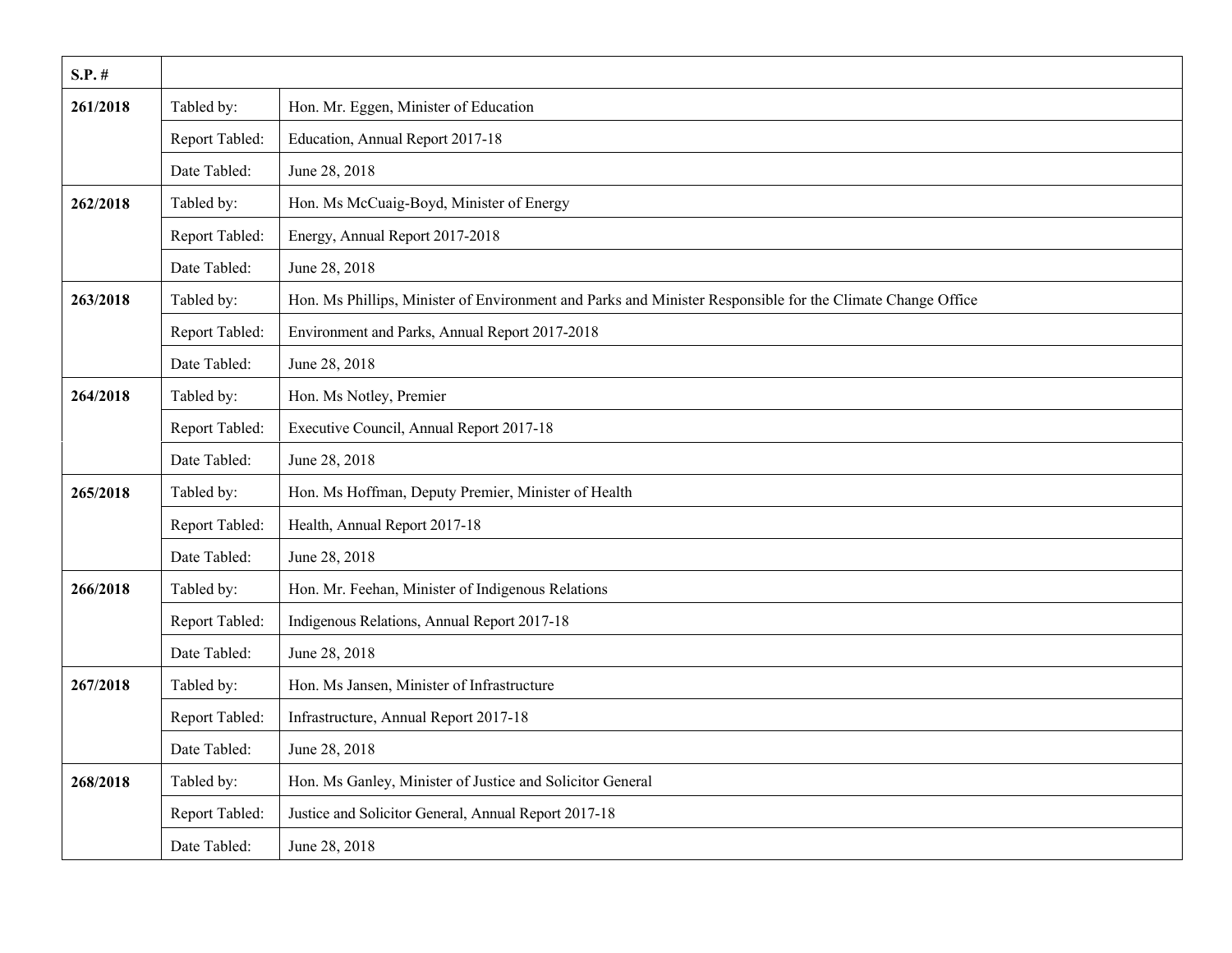| S.P. # | | |
|---|---|---|
| **261/2018** | Tabled by: | Hon. Mr. Eggen, Minister of Education |
| | Report Tabled: | Education, Annual Report 2017-18 |
| | Date Tabled: | June 28, 2018 |
| **262/2018** | Tabled by: | Hon. Ms McCuaig-Boyd, Minister of Energy |
| | Report Tabled: | Energy, Annual Report 2017-2018 |
| | Date Tabled: | June 28, 2018 |
| **263/2018** | Tabled by: | Hon. Ms Phillips, Minister of Environment and Parks and Minister Responsible for the Climate Change Office |
| | Report Tabled: | Environment and Parks, Annual Report 2017-2018 |
| | Date Tabled: | June 28, 2018 |
| **264/2018** | Tabled by: | Hon. Ms Notley, Premier |
| | Report Tabled: | Executive Council, Annual Report 2017-18 |
| | Date Tabled: | June 28, 2018 |
| **265/2018** | Tabled by: | Hon. Ms Hoffman, Deputy Premier, Minister of Health |
| | Report Tabled: | Health, Annual Report 2017-18 |
| | Date Tabled: | June 28, 2018 |
| **266/2018** | Tabled by: | Hon. Mr. Feehan, Minister of Indigenous Relations |
| | Report Tabled: | Indigenous Relations, Annual Report 2017-18 |
| | Date Tabled: | June 28, 2018 |
| **267/2018** | Tabled by: | Hon. Ms Jansen, Minister of Infrastructure |
| | Report Tabled: | Infrastructure, Annual Report 2017-18 |
| | Date Tabled: | June 28, 2018 |
| **268/2018** | Tabled by: | Hon. Ms Ganley, Minister of Justice and Solicitor General |
| | Report Tabled: | Justice and Solicitor General, Annual Report 2017-18 |
| | Date Tabled: | June 28, 2018 |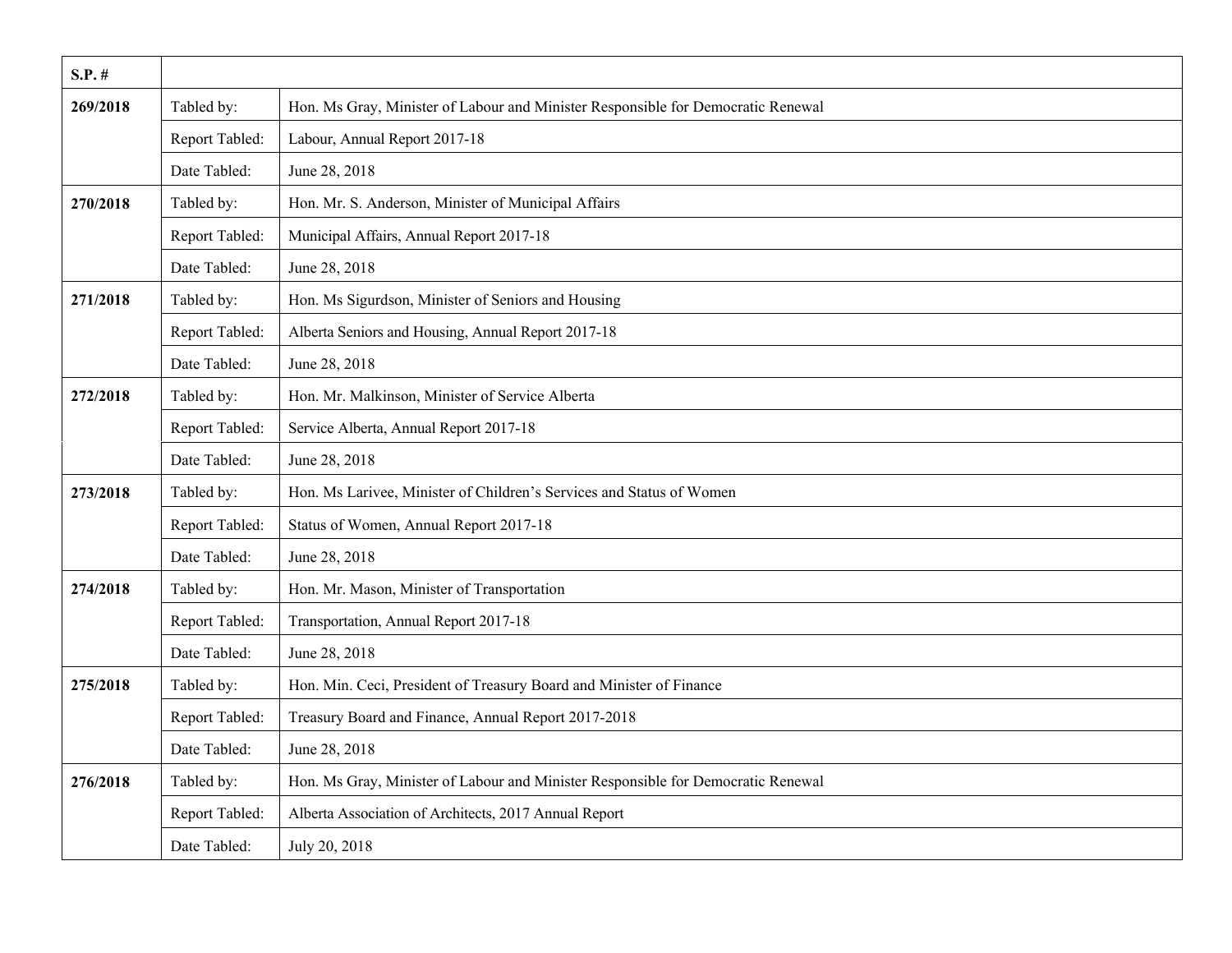| S.P. # | | |
|---|---|---|
| **269/2018** | Tabled by: | Hon. Ms Gray, Minister of Labour and Minister Responsible for Democratic Renewal |
| | Report Tabled: | Labour, Annual Report 2017-18 |
| | Date Tabled: | June 28, 2018 |
| **270/2018** | Tabled by: | Hon. Mr. S. Anderson, Minister of Municipal Affairs |
| | Report Tabled: | Municipal Affairs, Annual Report 2017-18 |
| | Date Tabled: | June 28, 2018 |
| **271/2018** | Tabled by: | Hon. Ms Sigurdson, Minister of Seniors and Housing |
| | Report Tabled: | Alberta Seniors and Housing, Annual Report 2017-18 |
| | Date Tabled: | June 28, 2018 |
| **272/2018** | Tabled by: | Hon. Mr. Malkinson, Minister of Service Alberta |
| | Report Tabled: | Service Alberta, Annual Report 2017-18 |
| | Date Tabled: | June 28, 2018 |
| **273/2018** | Tabled by: | Hon. Ms Larivee, Minister of Children's Services and Status of Women |
| | Report Tabled: | Status of Women, Annual Report 2017-18 |
| | Date Tabled: | June 28, 2018 |
| **274/2018** | Tabled by: | Hon. Mr. Mason, Minister of Transportation |
| | Report Tabled: | Transportation, Annual Report 2017-18 |
| | Date Tabled: | June 28, 2018 |
| **275/2018** | Tabled by: | Hon. Min. Ceci, President of Treasury Board and Minister of Finance |
| | Report Tabled: | Treasury Board and Finance, Annual Report 2017-2018 |
| | Date Tabled: | June 28, 2018 |
| **276/2018** | Tabled by: | Hon. Ms Gray, Minister of Labour and Minister Responsible for Democratic Renewal |
| | Report Tabled: | Alberta Association of Architects, 2017 Annual Report |
| | Date Tabled: | July 20, 2018 |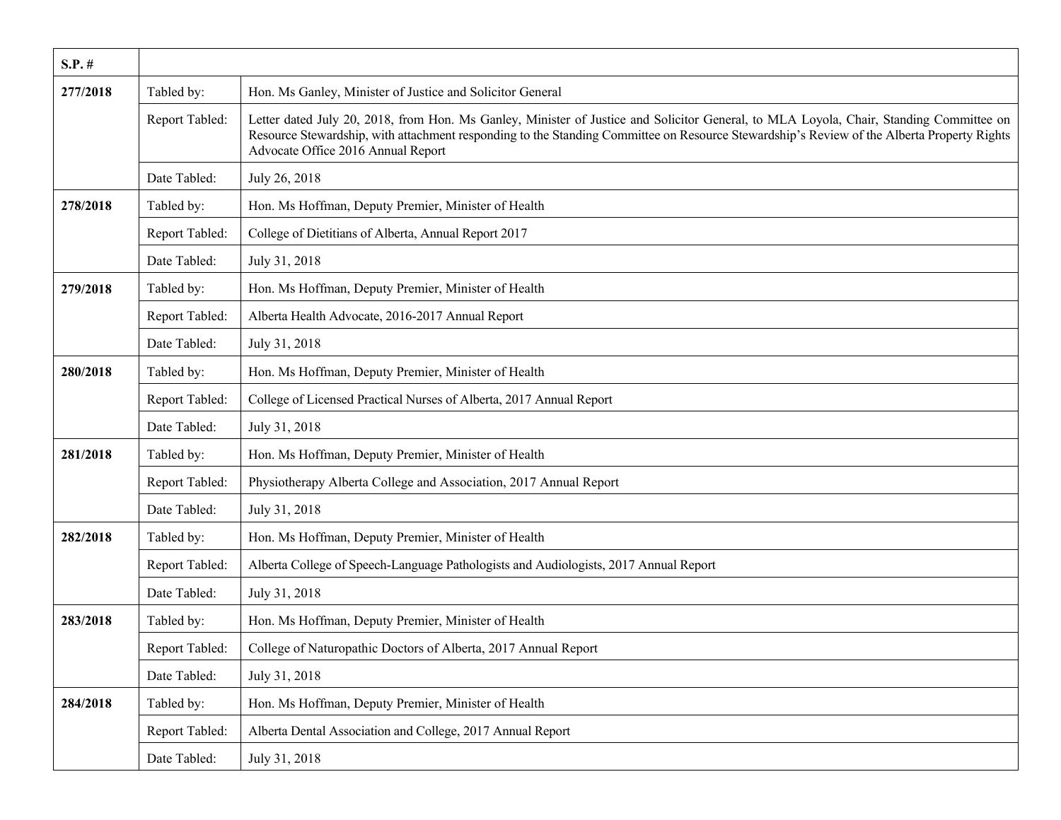| S.P. # | | |
|---|---|---|
| **277/2018** | Tabled by: | Hon. Ms Ganley, Minister of Justice and Solicitor General |
| | Report Tabled: | Letter dated July 20, 2018, from Hon. Ms Ganley, Minister of Justice and Solicitor General, to MLA Loyola, Chair, Standing Committee on Resource Stewardship, with attachment responding to the Standing Committee on Resource Stewardship's Review of the Alberta Property Rights Advocate Office 2016 Annual Report |
| | Date Tabled: | July 26, 2018 |
| **278/2018** | Tabled by: | Hon. Ms Hoffman, Deputy Premier, Minister of Health |
| | Report Tabled: | College of Dietitians of Alberta, Annual Report 2017 |
| | Date Tabled: | July 31, 2018 |
| **279/2018** | Tabled by: | Hon. Ms Hoffman, Deputy Premier, Minister of Health |
| | Report Tabled: | Alberta Health Advocate, 2016-2017 Annual Report |
| | Date Tabled: | July 31, 2018 |
| **280/2018** | Tabled by: | Hon. Ms Hoffman, Deputy Premier, Minister of Health |
| | Report Tabled: | College of Licensed Practical Nurses of Alberta, 2017 Annual Report |
| | Date Tabled: | July 31, 2018 |
| **281/2018** | Tabled by: | Hon. Ms Hoffman, Deputy Premier, Minister of Health |
| | Report Tabled: | Physiotherapy Alberta College and Association, 2017 Annual Report |
| | Date Tabled: | July 31, 2018 |
| **282/2018** | Tabled by: | Hon. Ms Hoffman, Deputy Premier, Minister of Health |
| | Report Tabled: | Alberta College of Speech-Language Pathologists and Audiologists, 2017 Annual Report |
| | Date Tabled: | July 31, 2018 |
| **283/2018** | Tabled by: | Hon. Ms Hoffman, Deputy Premier, Minister of Health |
| | Report Tabled: | College of Naturopathic Doctors of Alberta, 2017 Annual Report |
| | Date Tabled: | July 31, 2018 |
| **284/2018** | Tabled by: | Hon. Ms Hoffman, Deputy Premier, Minister of Health |
| | Report Tabled: | Alberta Dental Association and College, 2017 Annual Report |
| | Date Tabled: | July 31, 2018 |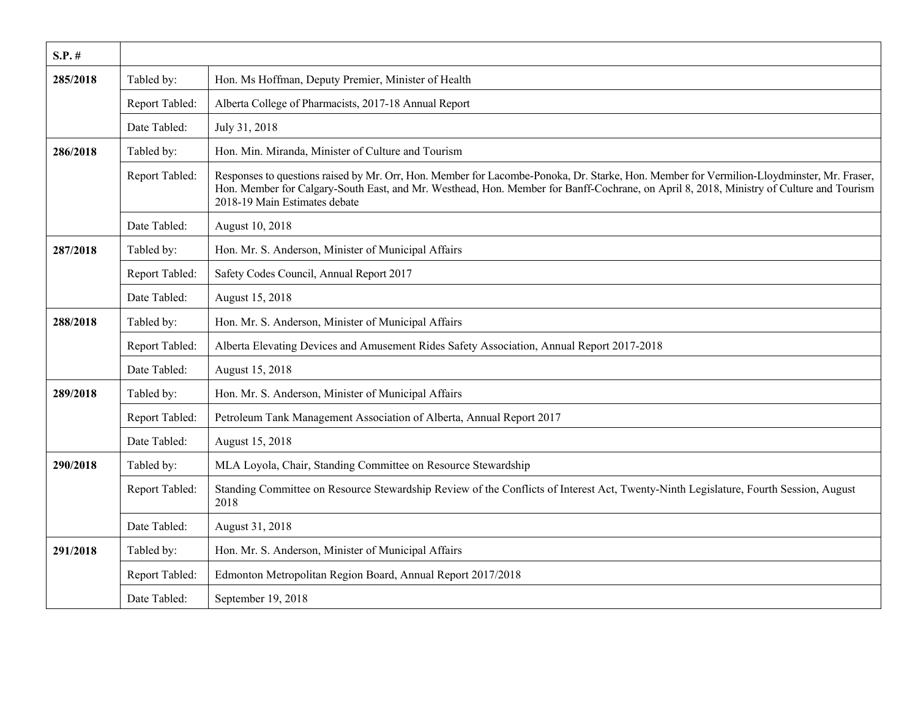| S.P. # | | |
|---|---|---|
| **285/2018** | Tabled by: | Hon. Ms Hoffman, Deputy Premier, Minister of Health |
| | Report Tabled: | Alberta College of Pharmacists, 2017-18 Annual Report |
| | Date Tabled: | July 31, 2018 |
| **286/2018** | Tabled by: | Hon. Min. Miranda, Minister of Culture and Tourism |
| | Report Tabled: | Responses to questions raised by Mr. Orr, Hon. Member for Lacombe-Ponoka, Dr. Starke, Hon. Member for Vermilion-Lloydminster, Mr. Fraser, Hon. Member for Calgary-South East, and Mr. Westhead, Hon. Member for Banff-Cochrane, on April 8, 2018, Ministry of Culture and Tourism 2018-19 Main Estimates debate |
| | Date Tabled: | August 10, 2018 |
| **287/2018** | Tabled by: | Hon. Mr. S. Anderson, Minister of Municipal Affairs |
| | Report Tabled: | Safety Codes Council, Annual Report 2017 |
| | Date Tabled: | August 15, 2018 |
| **288/2018** | Tabled by: | Hon. Mr. S. Anderson, Minister of Municipal Affairs |
| | Report Tabled: | Alberta Elevating Devices and Amusement Rides Safety Association, Annual Report 2017-2018 |
| | Date Tabled: | August 15, 2018 |
| **289/2018** | Tabled by: | Hon. Mr. S. Anderson, Minister of Municipal Affairs |
| | Report Tabled: | Petroleum Tank Management Association of Alberta, Annual Report 2017 |
| | Date Tabled: | August 15, 2018 |
| **290/2018** | Tabled by: | MLA Loyola, Chair, Standing Committee on Resource Stewardship |
| | Report Tabled: | Standing Committee on Resource Stewardship Review of the Conflicts of Interest Act, Twenty-Ninth Legislature, Fourth Session, August 2018 |
| | Date Tabled: | August 31, 2018 |
| **291/2018** | Tabled by: | Hon. Mr. S. Anderson, Minister of Municipal Affairs |
| | Report Tabled: | Edmonton Metropolitan Region Board, Annual Report 2017/2018 |
| | Date Tabled: | September 19, 2018 |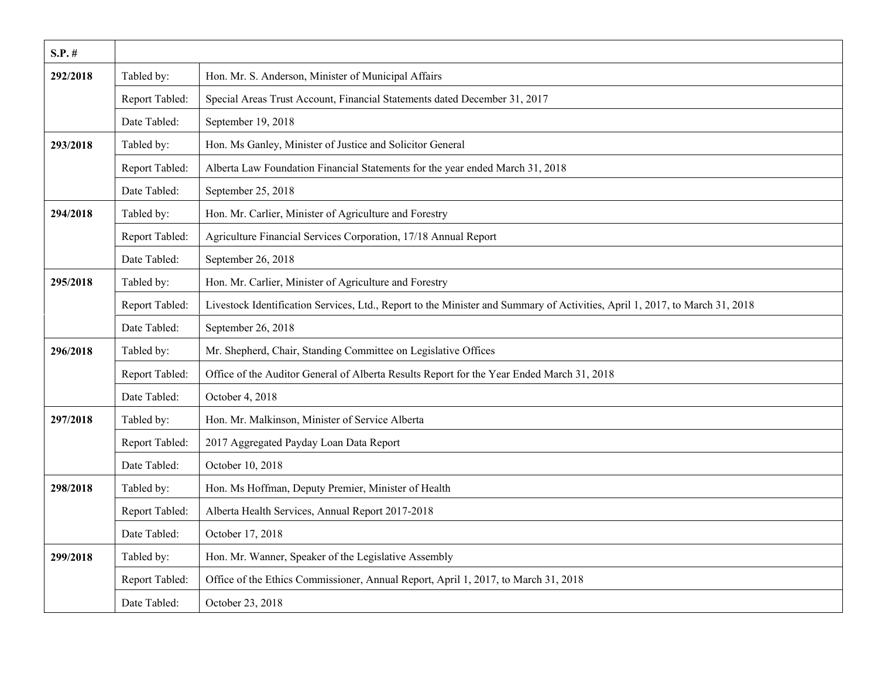| S.P. # | | |
|---|---|---|
| 292/2018 | Tabled by: | Hon. Mr. S. Anderson, Minister of Municipal Affairs |
| | Report Tabled: | Special Areas Trust Account, Financial Statements dated December 31, 2017 |
| | Date Tabled: | September 19, 2018 |
| 293/2018 | Tabled by: | Hon. Ms Ganley, Minister of Justice and Solicitor General |
| | Report Tabled: | Alberta Law Foundation Financial Statements for the year ended March 31, 2018 |
| | Date Tabled: | September 25, 2018 |
| 294/2018 | Tabled by: | Hon. Mr. Carlier, Minister of Agriculture and Forestry |
| | Report Tabled: | Agriculture Financial Services Corporation, 17/18 Annual Report |
| | Date Tabled: | September 26, 2018 |
| 295/2018 | Tabled by: | Hon. Mr. Carlier, Minister of Agriculture and Forestry |
| | Report Tabled: | Livestock Identification Services, Ltd., Report to the Minister and Summary of Activities, April 1, 2017, to March 31, 2018 |
| | Date Tabled: | September 26, 2018 |
| 296/2018 | Tabled by: | Mr. Shepherd, Chair, Standing Committee on Legislative Offices |
| | Report Tabled: | Office of the Auditor General of Alberta Results Report for the Year Ended March 31, 2018 |
| | Date Tabled: | October 4, 2018 |
| 297/2018 | Tabled by: | Hon. Mr. Malkinson, Minister of Service Alberta |
| | Report Tabled: | 2017 Aggregated Payday Loan Data Report |
| | Date Tabled: | October 10, 2018 |
| 298/2018 | Tabled by: | Hon. Ms Hoffman, Deputy Premier, Minister of Health |
| | Report Tabled: | Alberta Health Services, Annual Report 2017-2018 |
| | Date Tabled: | October 17, 2018 |
| 299/2018 | Tabled by: | Hon. Mr. Wanner, Speaker of the Legislative Assembly |
| | Report Tabled: | Office of the Ethics Commissioner, Annual Report, April 1, 2017, to March 31, 2018 |
| | Date Tabled: | October 23, 2018 |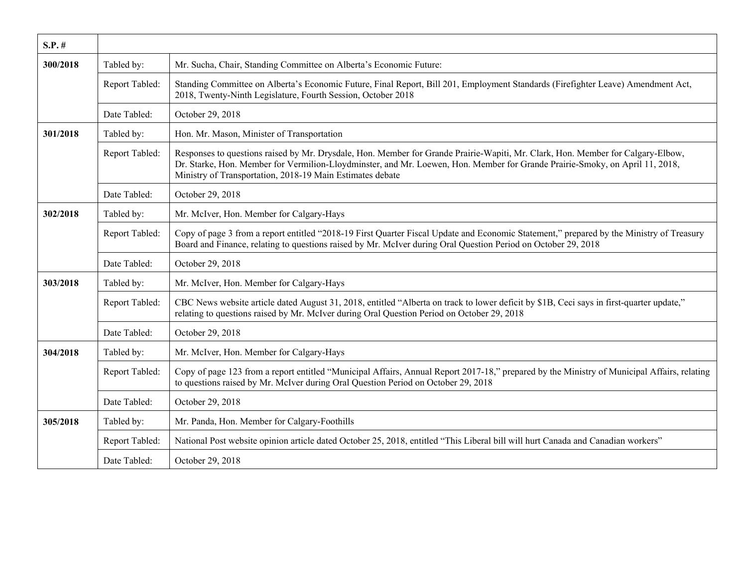| S.P. # | | |
|---|---|---|
| 300/2018 | Tabled by: | Mr. Sucha, Chair, Standing Committee on Alberta's Economic Future: |
| | Report Tabled: | Standing Committee on Alberta's Economic Future, Final Report, Bill 201, Employment Standards (Firefighter Leave) Amendment Act, 2018, Twenty-Ninth Legislature, Fourth Session, October 2018 |
| | Date Tabled: | October 29, 2018 |
| 301/2018 | Tabled by: | Hon. Mr. Mason, Minister of Transportation |
| | Report Tabled: | Responses to questions raised by Mr. Drysdale, Hon. Member for Grande Prairie-Wapiti, Mr. Clark, Hon. Member for Calgary-Elbow, Dr. Starke, Hon. Member for Vermilion-Lloydminster, and Mr. Loewen, Hon. Member for Grande Prairie-Smoky, on April 11, 2018, Ministry of Transportation, 2018-19 Main Estimates debate |
| | Date Tabled: | October 29, 2018 |
| 302/2018 | Tabled by: | Mr. McIver, Hon. Member for Calgary-Hays |
| | Report Tabled: | Copy of page 3 from a report entitled "2018-19 First Quarter Fiscal Update and Economic Statement," prepared by the Ministry of Treasury Board and Finance, relating to questions raised by Mr. McIver during Oral Question Period on October 29, 2018 |
| | Date Tabled: | October 29, 2018 |
| 303/2018 | Tabled by: | Mr. McIver, Hon. Member for Calgary-Hays |
| | Report Tabled: | CBC News website article dated August 31, 2018, entitled "Alberta on track to lower deficit by $1B, Ceci says in first-quarter update," relating to questions raised by Mr. McIver during Oral Question Period on October 29, 2018 |
| | Date Tabled: | October 29, 2018 |
| 304/2018 | Tabled by: | Mr. McIver, Hon. Member for Calgary-Hays |
| | Report Tabled: | Copy of page 123 from a report entitled "Municipal Affairs, Annual Report 2017-18," prepared by the Ministry of Municipal Affairs, relating to questions raised by Mr. McIver during Oral Question Period on October 29, 2018 |
| | Date Tabled: | October 29, 2018 |
| 305/2018 | Tabled by: | Mr. Panda, Hon. Member for Calgary-Foothills |
| | Report Tabled: | National Post website opinion article dated October 25, 2018, entitled "This Liberal bill will hurt Canada and Canadian workers" |
| | Date Tabled: | October 29, 2018 |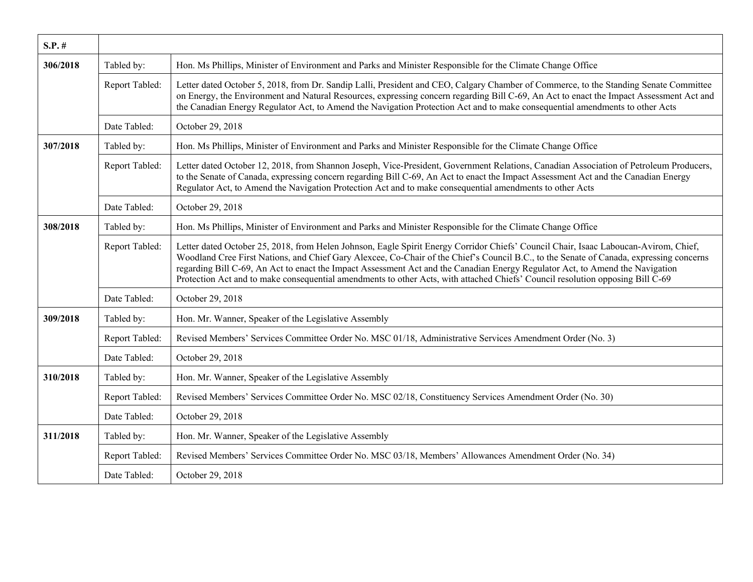| S.P. # | | |
|---|---|---|
| **306/2018** | Tabled by: | Hon. Ms Phillips, Minister of Environment and Parks and Minister Responsible for the Climate Change Office |
| | Report Tabled: | Letter dated October 5, 2018, from Dr. Sandip Lalli, President and CEO, Calgary Chamber of Commerce, to the Standing Senate Committee on Energy, the Environment and Natural Resources, expressing concern regarding Bill C-69, An Act to enact the Impact Assessment Act and the Canadian Energy Regulator Act, to Amend the Navigation Protection Act and to make consequential amendments to other Acts |
| | Date Tabled: | October 29, 2018 |
| **307/2018** | Tabled by: | Hon. Ms Phillips, Minister of Environment and Parks and Minister Responsible for the Climate Change Office |
| | Report Tabled: | Letter dated October 12, 2018, from Shannon Joseph, Vice-President, Government Relations, Canadian Association of Petroleum Producers, to the Senate of Canada, expressing concern regarding Bill C-69, An Act to enact the Impact Assessment Act and the Canadian Energy Regulator Act, to Amend the Navigation Protection Act and to make consequential amendments to other Acts |
| | Date Tabled: | October 29, 2018 |
| **308/2018** | Tabled by: | Hon. Ms Phillips, Minister of Environment and Parks and Minister Responsible for the Climate Change Office |
| | Report Tabled: | Letter dated October 25, 2018, from Helen Johnson, Eagle Spirit Energy Corridor Chiefs' Council Chair, Isaac Laboucan-Avirom, Chief, Woodland Cree First Nations, and Chief Gary Alexcee, Co-Chair of the Chief's Council B.C., to the Senate of Canada, expressing concerns regarding Bill C-69, An Act to enact the Impact Assessment Act and the Canadian Energy Regulator Act, to Amend the Navigation Protection Act and to make consequential amendments to other Acts, with attached Chiefs' Council resolution opposing Bill C-69 |
| | Date Tabled: | October 29, 2018 |
| **309/2018** | Tabled by: | Hon. Mr. Wanner, Speaker of the Legislative Assembly |
| | Report Tabled: | Revised Members' Services Committee Order No. MSC 01/18, Administrative Services Amendment Order (No. 3) |
| | Date Tabled: | October 29, 2018 |
| **310/2018** | Tabled by: | Hon. Mr. Wanner, Speaker of the Legislative Assembly |
| | Report Tabled: | Revised Members' Services Committee Order No. MSC 02/18, Constituency Services Amendment Order (No. 30) |
| | Date Tabled: | October 29, 2018 |
| **311/2018** | Tabled by: | Hon. Mr. Wanner, Speaker of the Legislative Assembly |
| | Report Tabled: | Revised Members' Services Committee Order No. MSC 03/18, Members' Allowances Amendment Order (No. 34) |
| | Date Tabled: | October 29, 2018 |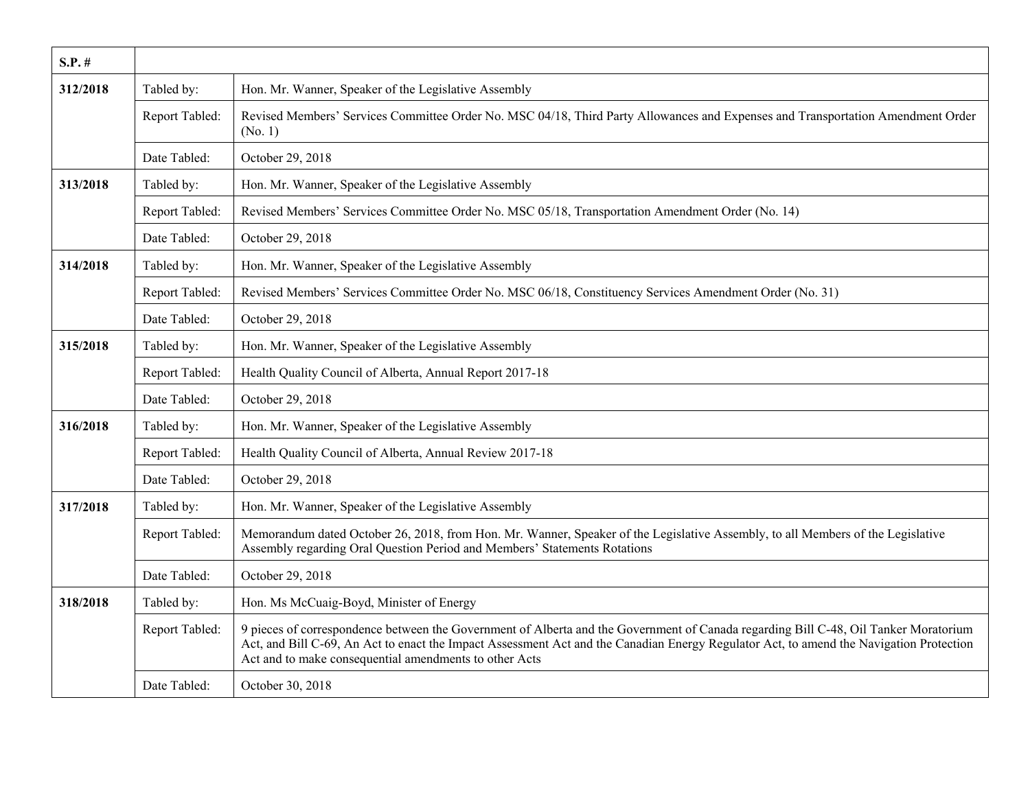| S.P. # | | |
|---|---|---|
| 312/2018 | Tabled by: | Hon. Mr. Wanner, Speaker of the Legislative Assembly |
| | Report Tabled: | Revised Members' Services Committee Order No. MSC 04/18, Third Party Allowances and Expenses and Transportation Amendment Order (No. 1) |
| | Date Tabled: | October 29, 2018 |
| 313/2018 | Tabled by: | Hon. Mr. Wanner, Speaker of the Legislative Assembly |
| | Report Tabled: | Revised Members' Services Committee Order No. MSC 05/18, Transportation Amendment Order (No. 14) |
| | Date Tabled: | October 29, 2018 |
| 314/2018 | Tabled by: | Hon. Mr. Wanner, Speaker of the Legislative Assembly |
| | Report Tabled: | Revised Members' Services Committee Order No. MSC 06/18, Constituency Services Amendment Order (No. 31) |
| | Date Tabled: | October 29, 2018 |
| 315/2018 | Tabled by: | Hon. Mr. Wanner, Speaker of the Legislative Assembly |
| | Report Tabled: | Health Quality Council of Alberta, Annual Report 2017-18 |
| | Date Tabled: | October 29, 2018 |
| 316/2018 | Tabled by: | Hon. Mr. Wanner, Speaker of the Legislative Assembly |
| | Report Tabled: | Health Quality Council of Alberta, Annual Review 2017-18 |
| | Date Tabled: | October 29, 2018 |
| 317/2018 | Tabled by: | Hon. Mr. Wanner, Speaker of the Legislative Assembly |
| | Report Tabled: | Memorandum dated October 26, 2018, from Hon. Mr. Wanner, Speaker of the Legislative Assembly, to all Members of the Legislative Assembly regarding Oral Question Period and Members' Statements Rotations |
| | Date Tabled: | October 29, 2018 |
| 318/2018 | Tabled by: | Hon. Ms McCuaig-Boyd, Minister of Energy |
| | Report Tabled: | 9 pieces of correspondence between the Government of Alberta and the Government of Canada regarding Bill C-48, Oil Tanker Moratorium Act, and Bill C-69, An Act to enact the Impact Assessment Act and the Canadian Energy Regulator Act, to amend the Navigation Protection Act and to make consequential amendments to other Acts |
| | Date Tabled: | October 30, 2018 |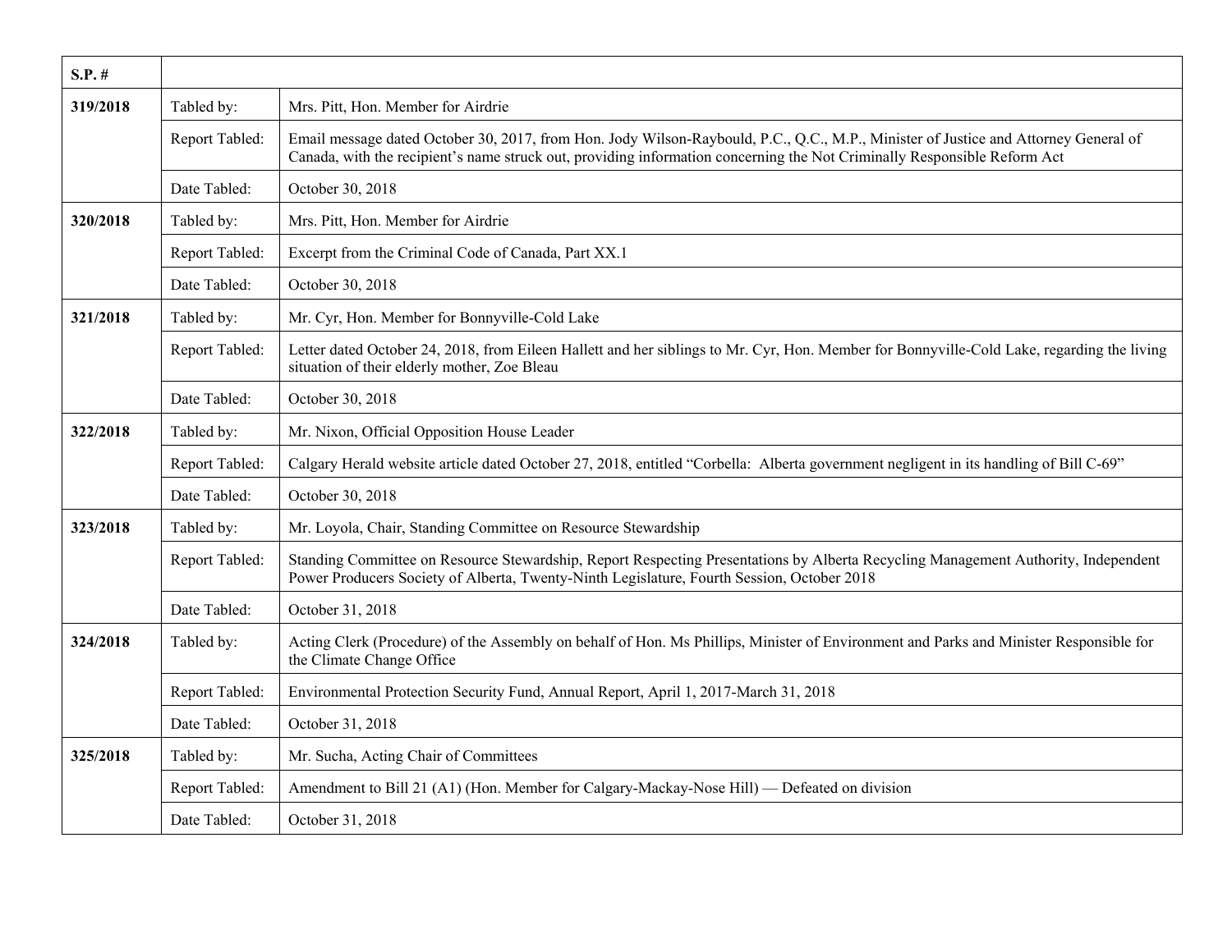| S.P. # | | |
|---|---|---|
| 319/2018 | Tabled by: | Mrs. Pitt, Hon. Member for Airdrie |
| | Report Tabled: | Email message dated October 30, 2017, from Hon. Jody Wilson-Raybould, P.C., Q.C., M.P., Minister of Justice and Attorney General of Canada, with the recipient's name struck out, providing information concerning the Not Criminally Responsible Reform Act |
| | Date Tabled: | October 30, 2018 |
| 320/2018 | Tabled by: | Mrs. Pitt, Hon. Member for Airdrie |
| | Report Tabled: | Excerpt from the Criminal Code of Canada, Part XX.1 |
| | Date Tabled: | October 30, 2018 |
| 321/2018 | Tabled by: | Mr. Cyr, Hon. Member for Bonnyville-Cold Lake |
| | Report Tabled: | Letter dated October 24, 2018, from Eileen Hallett and her siblings to Mr. Cyr, Hon. Member for Bonnyville-Cold Lake, regarding the living situation of their elderly mother, Zoe Bleau |
| | Date Tabled: | October 30, 2018 |
| 322/2018 | Tabled by: | Mr. Nixon, Official Opposition House Leader |
| | Report Tabled: | Calgary Herald website article dated October 27, 2018, entitled "Corbella: Alberta government negligent in its handling of Bill C-69" |
| | Date Tabled: | October 30, 2018 |
| 323/2018 | Tabled by: | Mr. Loyola, Chair, Standing Committee on Resource Stewardship |
| | Report Tabled: | Standing Committee on Resource Stewardship, Report Respecting Presentations by Alberta Recycling Management Authority, Independent Power Producers Society of Alberta, Twenty-Ninth Legislature, Fourth Session, October 2018 |
| | Date Tabled: | October 31, 2018 |
| 324/2018 | Tabled by: | Acting Clerk (Procedure) of the Assembly on behalf of Hon. Ms Phillips, Minister of Environment and Parks and Minister Responsible for the Climate Change Office |
| | Report Tabled: | Environmental Protection Security Fund, Annual Report, April 1, 2017-March 31, 2018 |
| | Date Tabled: | October 31, 2018 |
| 325/2018 | Tabled by: | Mr. Sucha, Acting Chair of Committees |
| | Report Tabled: | Amendment to Bill 21 (A1) (Hon. Member for Calgary-Mackay-Nose Hill) — Defeated on division |
| | Date Tabled: | October 31, 2018 |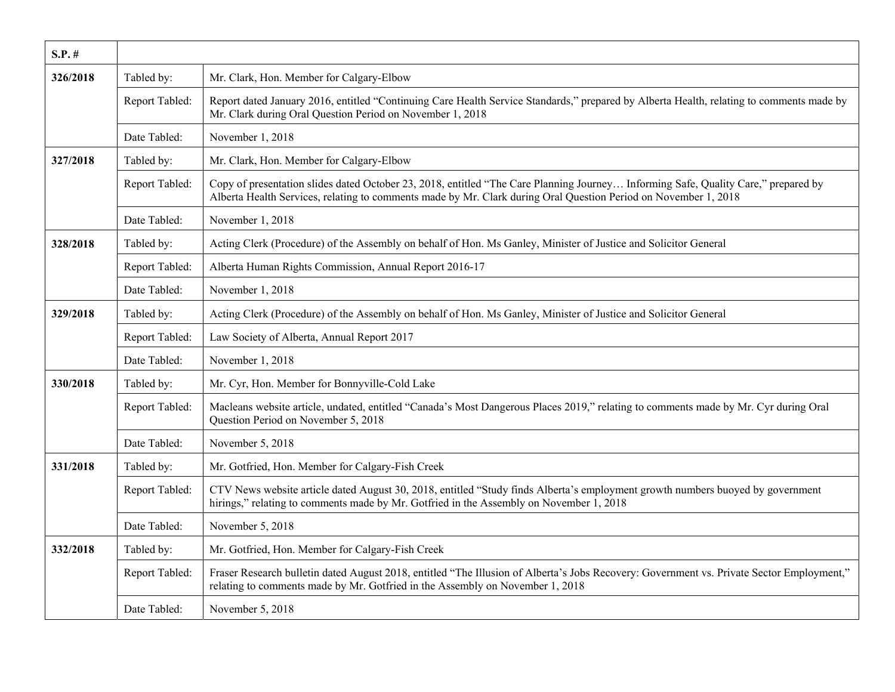| S.P. # | | |
|---|---|---|
| 326/2018 | Tabled by: | Mr. Clark, Hon. Member for Calgary-Elbow |
| | Report Tabled: | Report dated January 2016, entitled "Continuing Care Health Service Standards," prepared by Alberta Health, relating to comments made by Mr. Clark during Oral Question Period on November 1, 2018 |
| | Date Tabled: | November 1, 2018 |
| 327/2018 | Tabled by: | Mr. Clark, Hon. Member for Calgary-Elbow |
| | Report Tabled: | Copy of presentation slides dated October 23, 2018, entitled "The Care Planning Journey… Informing Safe, Quality Care," prepared by Alberta Health Services, relating to comments made by Mr. Clark during Oral Question Period on November 1, 2018 |
| | Date Tabled: | November 1, 2018 |
| 328/2018 | Tabled by: | Acting Clerk (Procedure) of the Assembly on behalf of Hon. Ms Ganley, Minister of Justice and Solicitor General |
| | Report Tabled: | Alberta Human Rights Commission, Annual Report 2016-17 |
| | Date Tabled: | November 1, 2018 |
| 329/2018 | Tabled by: | Acting Clerk (Procedure) of the Assembly on behalf of Hon. Ms Ganley, Minister of Justice and Solicitor General |
| | Report Tabled: | Law Society of Alberta, Annual Report 2017 |
| | Date Tabled: | November 1, 2018 |
| 330/2018 | Tabled by: | Mr. Cyr, Hon. Member for Bonnyville-Cold Lake |
| | Report Tabled: | Macleans website article, undated, entitled "Canada's Most Dangerous Places 2019," relating to comments made by Mr. Cyr during Oral Question Period on November 5, 2018 |
| | Date Tabled: | November 5, 2018 |
| 331/2018 | Tabled by: | Mr. Gotfried, Hon. Member for Calgary-Fish Creek |
| | Report Tabled: | CTV News website article dated August 30, 2018, entitled "Study finds Alberta's employment growth numbers buoyed by government hirings," relating to comments made by Mr. Gotfried in the Assembly on November 1, 2018 |
| | Date Tabled: | November 5, 2018 |
| 332/2018 | Tabled by: | Mr. Gotfried, Hon. Member for Calgary-Fish Creek |
| | Report Tabled: | Fraser Research bulletin dated August 2018, entitled "The Illusion of Alberta's Jobs Recovery: Government vs. Private Sector Employment," relating to comments made by Mr. Gotfried in the Assembly on November 1, 2018 |
| | Date Tabled: | November 5, 2018 |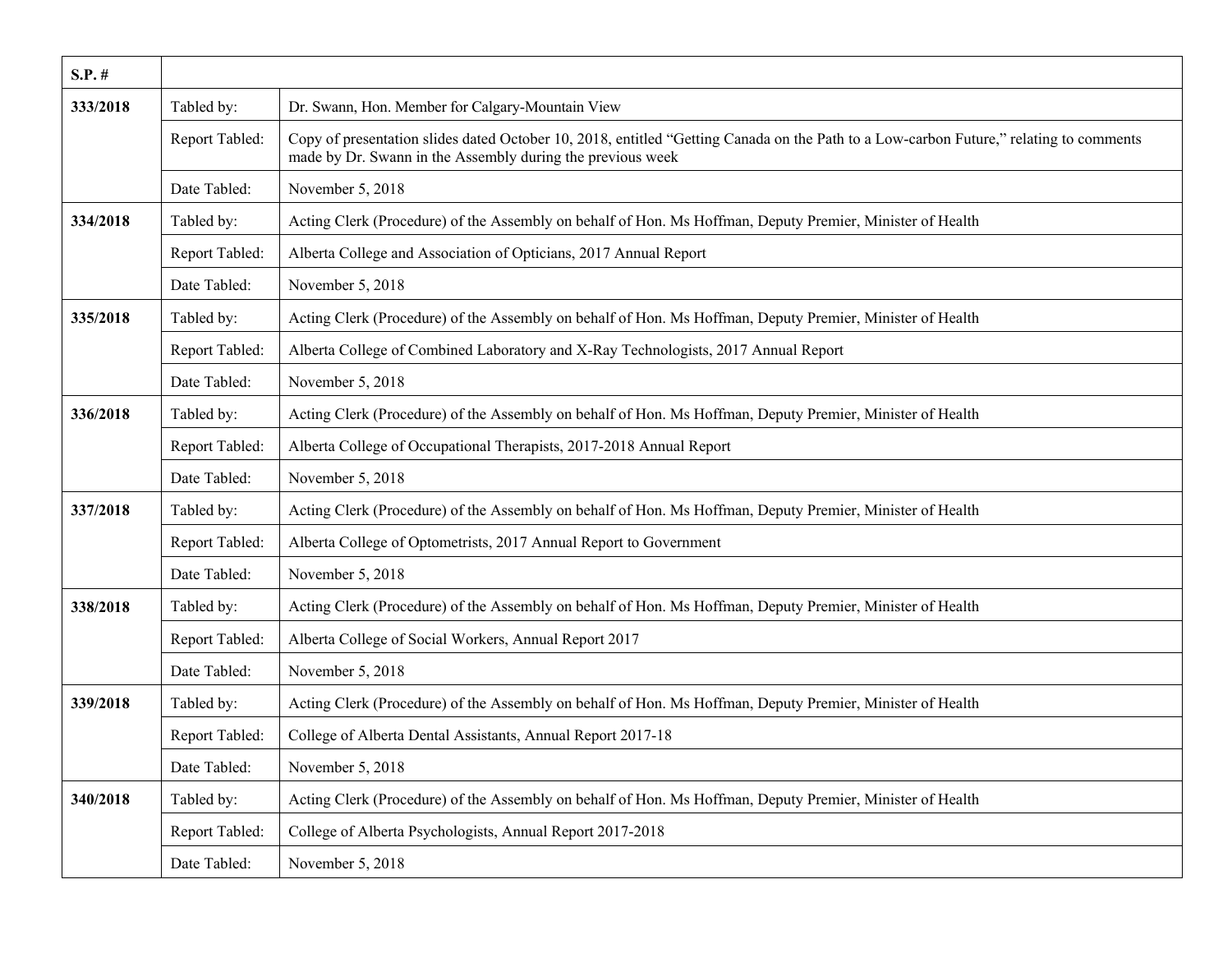| S.P. # | | |
|---|---|---|
| **333/2018** | Tabled by: | Dr. Swann, Hon. Member for Calgary-Mountain View |
| | Report Tabled: | Copy of presentation slides dated October 10, 2018, entitled "Getting Canada on the Path to a Low-carbon Future," relating to comments made by Dr. Swann in the Assembly during the previous week |
| | Date Tabled: | November 5, 2018 |
| **334/2018** | Tabled by: | Acting Clerk (Procedure) of the Assembly on behalf of Hon. Ms Hoffman, Deputy Premier, Minister of Health |
| | Report Tabled: | Alberta College and Association of Opticians, 2017 Annual Report |
| | Date Tabled: | November 5, 2018 |
| **335/2018** | Tabled by: | Acting Clerk (Procedure) of the Assembly on behalf of Hon. Ms Hoffman, Deputy Premier, Minister of Health |
| | Report Tabled: | Alberta College of Combined Laboratory and X-Ray Technologists, 2017 Annual Report |
| | Date Tabled: | November 5, 2018 |
| **336/2018** | Tabled by: | Acting Clerk (Procedure) of the Assembly on behalf of Hon. Ms Hoffman, Deputy Premier, Minister of Health |
| | Report Tabled: | Alberta College of Occupational Therapists, 2017-2018 Annual Report |
| | Date Tabled: | November 5, 2018 |
| **337/2018** | Tabled by: | Acting Clerk (Procedure) of the Assembly on behalf of Hon. Ms Hoffman, Deputy Premier, Minister of Health |
| | Report Tabled: | Alberta College of Optometrists, 2017 Annual Report to Government |
| | Date Tabled: | November 5, 2018 |
| **338/2018** | Tabled by: | Acting Clerk (Procedure) of the Assembly on behalf of Hon. Ms Hoffman, Deputy Premier, Minister of Health |
| | Report Tabled: | Alberta College of Social Workers, Annual Report 2017 |
| | Date Tabled: | November 5, 2018 |
| **339/2018** | Tabled by: | Acting Clerk (Procedure) of the Assembly on behalf of Hon. Ms Hoffman, Deputy Premier, Minister of Health |
| | Report Tabled: | College of Alberta Dental Assistants, Annual Report 2017-18 |
| | Date Tabled: | November 5, 2018 |
| **340/2018** | Tabled by: | Acting Clerk (Procedure) of the Assembly on behalf of Hon. Ms Hoffman, Deputy Premier, Minister of Health |
| | Report Tabled: | College of Alberta Psychologists, Annual Report 2017-2018 |
| | Date Tabled: | November 5, 2018 |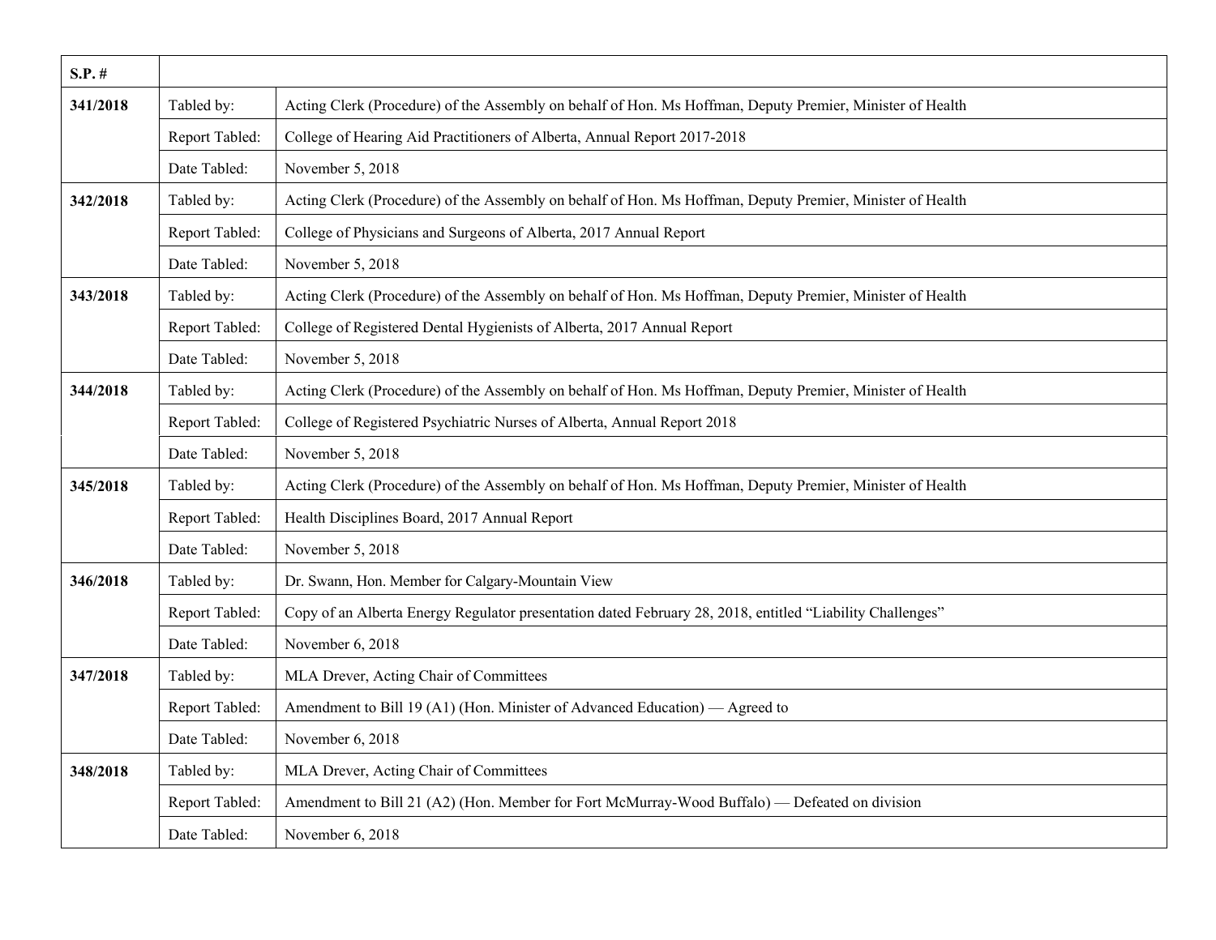| S.P. # | | |
|---|---|---|
| 341/2018 | Tabled by: | Acting Clerk (Procedure) of the Assembly on behalf of Hon. Ms Hoffman, Deputy Premier, Minister of Health |
| | Report Tabled: | College of Hearing Aid Practitioners of Alberta, Annual Report 2017-2018 |
| | Date Tabled: | November 5, 2018 |
| 342/2018 | Tabled by: | Acting Clerk (Procedure) of the Assembly on behalf of Hon. Ms Hoffman, Deputy Premier, Minister of Health |
| | Report Tabled: | College of Physicians and Surgeons of Alberta, 2017 Annual Report |
| | Date Tabled: | November 5, 2018 |
| 343/2018 | Tabled by: | Acting Clerk (Procedure) of the Assembly on behalf of Hon. Ms Hoffman, Deputy Premier, Minister of Health |
| | Report Tabled: | College of Registered Dental Hygienists of Alberta, 2017 Annual Report |
| | Date Tabled: | November 5, 2018 |
| 344/2018 | Tabled by: | Acting Clerk (Procedure) of the Assembly on behalf of Hon. Ms Hoffman, Deputy Premier, Minister of Health |
| | Report Tabled: | College of Registered Psychiatric Nurses of Alberta, Annual Report 2018 |
| | Date Tabled: | November 5, 2018 |
| 345/2018 | Tabled by: | Acting Clerk (Procedure) of the Assembly on behalf of Hon. Ms Hoffman, Deputy Premier, Minister of Health |
| | Report Tabled: | Health Disciplines Board, 2017 Annual Report |
| | Date Tabled: | November 5, 2018 |
| 346/2018 | Tabled by: | Dr. Swann, Hon. Member for Calgary-Mountain View |
| | Report Tabled: | Copy of an Alberta Energy Regulator presentation dated February 28, 2018, entitled "Liability Challenges" |
| | Date Tabled: | November 6, 2018 |
| 347/2018 | Tabled by: | MLA Drever, Acting Chair of Committees |
| | Report Tabled: | Amendment to Bill 19 (A1) (Hon. Minister of Advanced Education) — Agreed to |
| | Date Tabled: | November 6, 2018 |
| 348/2018 | Tabled by: | MLA Drever, Acting Chair of Committees |
| | Report Tabled: | Amendment to Bill 21 (A2) (Hon. Member for Fort McMurray-Wood Buffalo) — Defeated on division |
| | Date Tabled: | November 6, 2018 |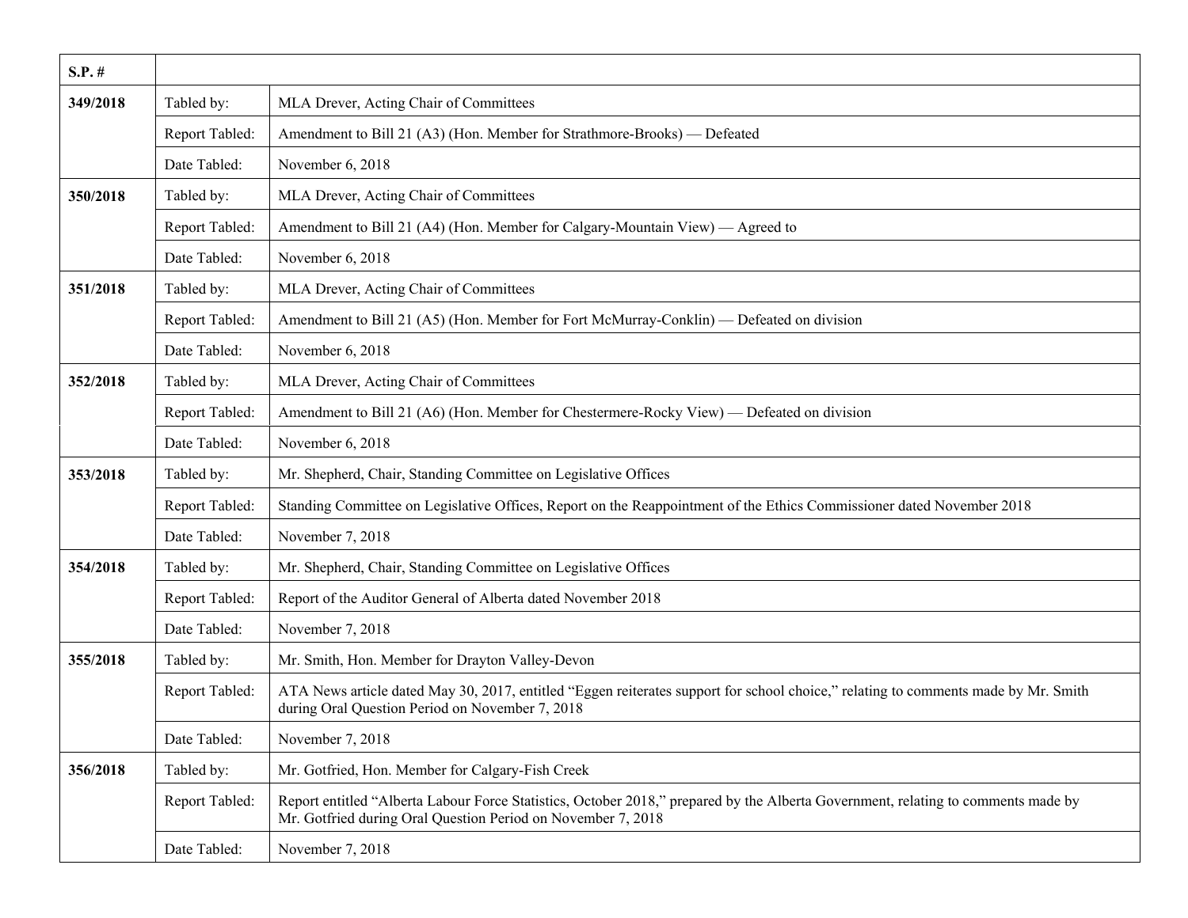| S.P. # | | |
|---|---|---|
| 349/2018 | Tabled by: | MLA Drever, Acting Chair of Committees |
| | Report Tabled: | Amendment to Bill 21 (A3) (Hon. Member for Strathmore-Brooks) — Defeated |
| | Date Tabled: | November 6, 2018 |
| 350/2018 | Tabled by: | MLA Drever, Acting Chair of Committees |
| | Report Tabled: | Amendment to Bill 21 (A4) (Hon. Member for Calgary-Mountain View) — Agreed to |
| | Date Tabled: | November 6, 2018 |
| 351/2018 | Tabled by: | MLA Drever, Acting Chair of Committees |
| | Report Tabled: | Amendment to Bill 21 (A5) (Hon. Member for Fort McMurray-Conklin) — Defeated on division |
| | Date Tabled: | November 6, 2018 |
| 352/2018 | Tabled by: | MLA Drever, Acting Chair of Committees |
| | Report Tabled: | Amendment to Bill 21 (A6) (Hon. Member for Chestermere-Rocky View) — Defeated on division |
| | Date Tabled: | November 6, 2018 |
| 353/2018 | Tabled by: | Mr. Shepherd, Chair, Standing Committee on Legislative Offices |
| | Report Tabled: | Standing Committee on Legislative Offices, Report on the Reappointment of the Ethics Commissioner dated November 2018 |
| | Date Tabled: | November 7, 2018 |
| 354/2018 | Tabled by: | Mr. Shepherd, Chair, Standing Committee on Legislative Offices |
| | Report Tabled: | Report of the Auditor General of Alberta dated November 2018 |
| | Date Tabled: | November 7, 2018 |
| 355/2018 | Tabled by: | Mr. Smith, Hon. Member for Drayton Valley-Devon |
| | Report Tabled: | ATA News article dated May 30, 2017, entitled "Eggen reiterates support for school choice," relating to comments made by Mr. Smith during Oral Question Period on November 7, 2018 |
| | Date Tabled: | November 7, 2018 |
| 356/2018 | Tabled by: | Mr. Gotfried, Hon. Member for Calgary-Fish Creek |
| | Report Tabled: | Report entitled "Alberta Labour Force Statistics, October 2018," prepared by the Alberta Government, relating to comments made by Mr. Gotfried during Oral Question Period on November 7, 2018 |
| | Date Tabled: | November 7, 2018 |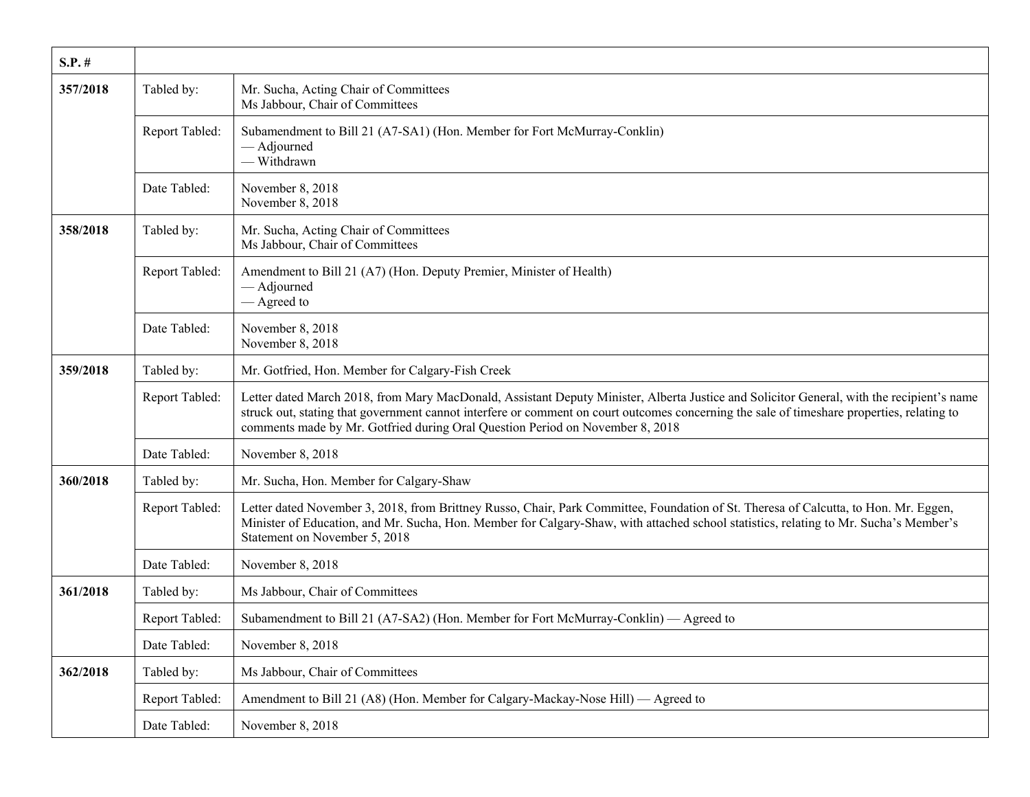| S.P. # | | |
|---|---|---|
| **357/2018** | Tabled by: | Mr. Sucha, Acting Chair of Committees<br>Ms Jabbour, Chair of Committees |
| | Report Tabled: | Subamendment to Bill 21 (A7-SA1) (Hon. Member for Fort McMurray-Conklin)<br>— Adjourned<br>— Withdrawn |
| | Date Tabled: | November 8, 2018<br>November 8, 2018 |
| **358/2018** | Tabled by: | Mr. Sucha, Acting Chair of Committees<br>Ms Jabbour, Chair of Committees |
| | Report Tabled: | Amendment to Bill 21 (A7) (Hon. Deputy Premier, Minister of Health)<br>— Adjourned<br>— Agreed to |
| | Date Tabled: | November 8, 2018<br>November 8, 2018 |
| **359/2018** | Tabled by: | Mr. Gotfried, Hon. Member for Calgary-Fish Creek |
| | Report Tabled: | Letter dated March 2018, from Mary MacDonald, Assistant Deputy Minister, Alberta Justice and Solicitor General, with the recipient's name struck out, stating that government cannot interfere or comment on court outcomes concerning the sale of timeshare properties, relating to comments made by Mr. Gotfried during Oral Question Period on November 8, 2018 |
| | Date Tabled: | November 8, 2018 |
| **360/2018** | Tabled by: | Mr. Sucha, Hon. Member for Calgary-Shaw |
| | Report Tabled: | Letter dated November 3, 2018, from Brittney Russo, Chair, Park Committee, Foundation of St. Theresa of Calcutta, to Hon. Mr. Eggen, Minister of Education, and Mr. Sucha, Hon. Member for Calgary-Shaw, with attached school statistics, relating to Mr. Sucha's Member's Statement on November 5, 2018 |
| | Date Tabled: | November 8, 2018 |
| **361/2018** | Tabled by: | Ms Jabbour, Chair of Committees |
| | Report Tabled: | Subamendment to Bill 21 (A7-SA2) (Hon. Member for Fort McMurray-Conklin) — Agreed to |
| | Date Tabled: | November 8, 2018 |
| **362/2018** | Tabled by: | Ms Jabbour, Chair of Committees |
| | Report Tabled: | Amendment to Bill 21 (A8) (Hon. Member for Calgary-Mackay-Nose Hill) — Agreed to |
| | Date Tabled: | November 8, 2018 |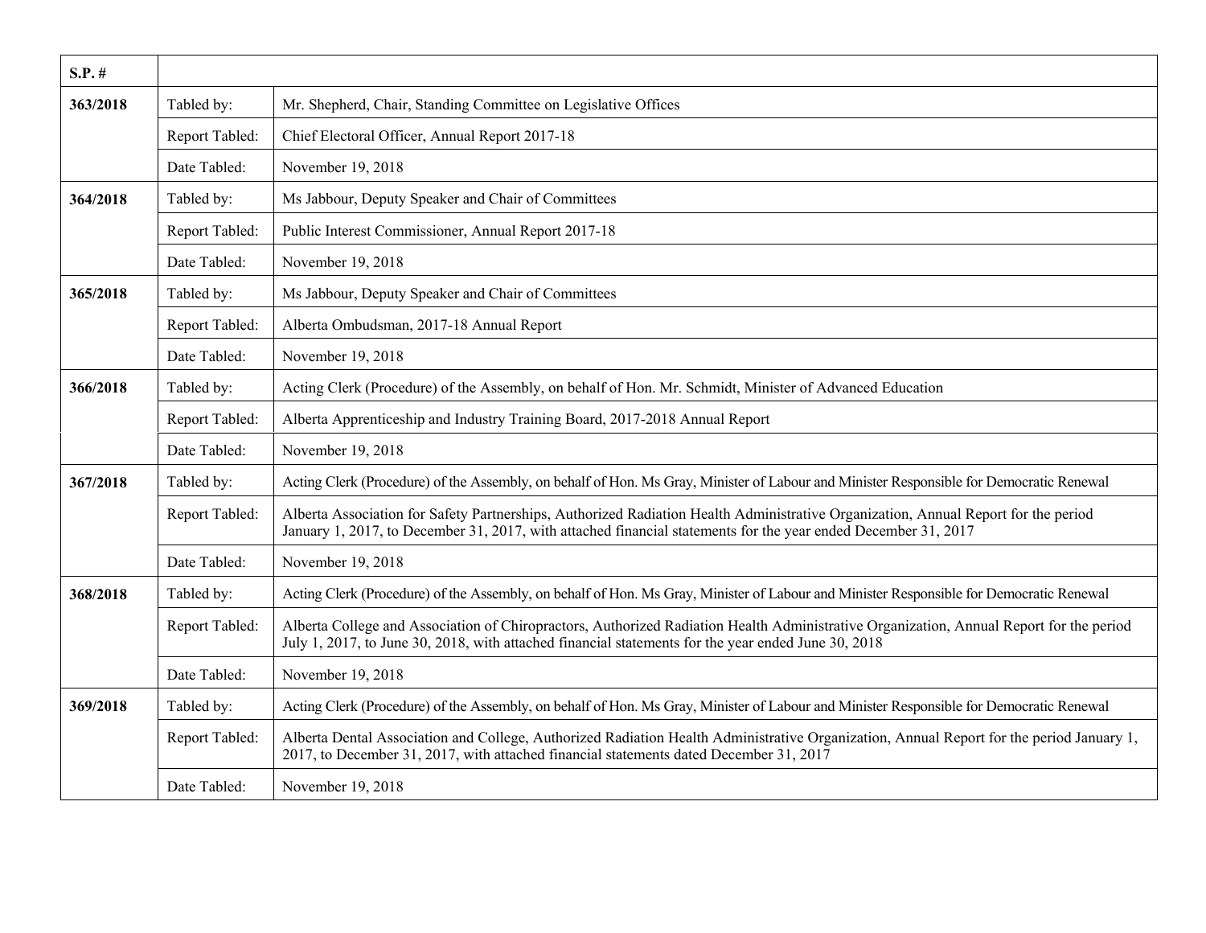| S.P. # | | |
|---|---|---|
| 363/2018 | Tabled by: | Mr. Shepherd, Chair, Standing Committee on Legislative Offices |
| | Report Tabled: | Chief Electoral Officer, Annual Report 2017-18 |
| | Date Tabled: | November 19, 2018 |
| 364/2018 | Tabled by: | Ms Jabbour, Deputy Speaker and Chair of Committees |
| | Report Tabled: | Public Interest Commissioner, Annual Report 2017-18 |
| | Date Tabled: | November 19, 2018 |
| 365/2018 | Tabled by: | Ms Jabbour, Deputy Speaker and Chair of Committees |
| | Report Tabled: | Alberta Ombudsman, 2017-18 Annual Report |
| | Date Tabled: | November 19, 2018 |
| 366/2018 | Tabled by: | Acting Clerk (Procedure) of the Assembly, on behalf of Hon. Mr. Schmidt, Minister of Advanced Education |
| | Report Tabled: | Alberta Apprenticeship and Industry Training Board, 2017-2018 Annual Report |
| | Date Tabled: | November 19, 2018 |
| 367/2018 | Tabled by: | Acting Clerk (Procedure) of the Assembly, on behalf of Hon. Ms Gray, Minister of Labour and Minister Responsible for Democratic Renewal |
| | Report Tabled: | Alberta Association for Safety Partnerships, Authorized Radiation Health Administrative Organization, Annual Report for the period January 1, 2017, to December 31, 2017, with attached financial statements for the year ended December 31, 2017 |
| | Date Tabled: | November 19, 2018 |
| 368/2018 | Tabled by: | Acting Clerk (Procedure) of the Assembly, on behalf of Hon. Ms Gray, Minister of Labour and Minister Responsible for Democratic Renewal |
| | Report Tabled: | Alberta College and Association of Chiropractors, Authorized Radiation Health Administrative Organization, Annual Report for the period July 1, 2017, to June 30, 2018, with attached financial statements for the year ended June 30, 2018 |
| | Date Tabled: | November 19, 2018 |
| 369/2018 | Tabled by: | Acting Clerk (Procedure) of the Assembly, on behalf of Hon. Ms Gray, Minister of Labour and Minister Responsible for Democratic Renewal |
| | Report Tabled: | Alberta Dental Association and College, Authorized Radiation Health Administrative Organization, Annual Report for the period January 1, 2017, to December 31, 2017, with attached financial statements dated December 31, 2017 |
| | Date Tabled: | November 19, 2018 |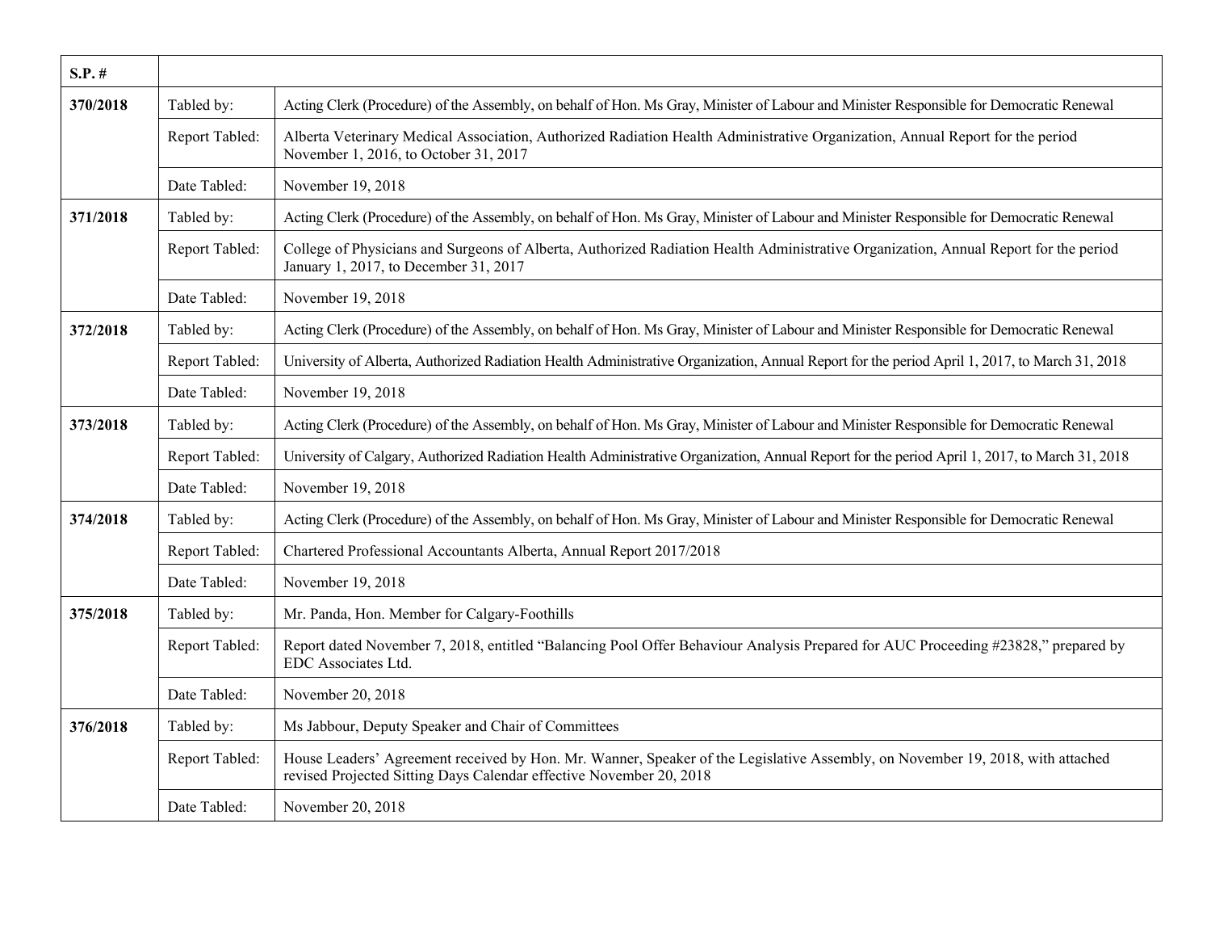| S.P. # | | |
|---|---|---|
| 370/2018 | Tabled by: | Acting Clerk (Procedure) of the Assembly, on behalf of Hon. Ms Gray, Minister of Labour and Minister Responsible for Democratic Renewal |
| | Report Tabled: | Alberta Veterinary Medical Association, Authorized Radiation Health Administrative Organization, Annual Report for the period November 1, 2016, to October 31, 2017 |
| | Date Tabled: | November 19, 2018 |
| 371/2018 | Tabled by: | Acting Clerk (Procedure) of the Assembly, on behalf of Hon. Ms Gray, Minister of Labour and Minister Responsible for Democratic Renewal |
| | Report Tabled: | College of Physicians and Surgeons of Alberta, Authorized Radiation Health Administrative Organization, Annual Report for the period January 1, 2017, to December 31, 2017 |
| | Date Tabled: | November 19, 2018 |
| 372/2018 | Tabled by: | Acting Clerk (Procedure) of the Assembly, on behalf of Hon. Ms Gray, Minister of Labour and Minister Responsible for Democratic Renewal |
| | Report Tabled: | University of Alberta, Authorized Radiation Health Administrative Organization, Annual Report for the period April 1, 2017, to March 31, 2018 |
| | Date Tabled: | November 19, 2018 |
| 373/2018 | Tabled by: | Acting Clerk (Procedure) of the Assembly, on behalf of Hon. Ms Gray, Minister of Labour and Minister Responsible for Democratic Renewal |
| | Report Tabled: | University of Calgary, Authorized Radiation Health Administrative Organization, Annual Report for the period April 1, 2017, to March 31, 2018 |
| | Date Tabled: | November 19, 2018 |
| 374/2018 | Tabled by: | Acting Clerk (Procedure) of the Assembly, on behalf of Hon. Ms Gray, Minister of Labour and Minister Responsible for Democratic Renewal |
| | Report Tabled: | Chartered Professional Accountants Alberta, Annual Report 2017/2018 |
| | Date Tabled: | November 19, 2018 |
| 375/2018 | Tabled by: | Mr. Panda, Hon. Member for Calgary-Foothills |
| | Report Tabled: | Report dated November 7, 2018, entitled "Balancing Pool Offer Behaviour Analysis Prepared for AUC Proceeding #23828," prepared by EDC Associates Ltd. |
| | Date Tabled: | November 20, 2018 |
| 376/2018 | Tabled by: | Ms Jabbour, Deputy Speaker and Chair of Committees |
| | Report Tabled: | House Leaders' Agreement received by Hon. Mr. Wanner, Speaker of the Legislative Assembly, on November 19, 2018, with attached revised Projected Sitting Days Calendar effective November 20, 2018 |
| | Date Tabled: | November 20, 2018 |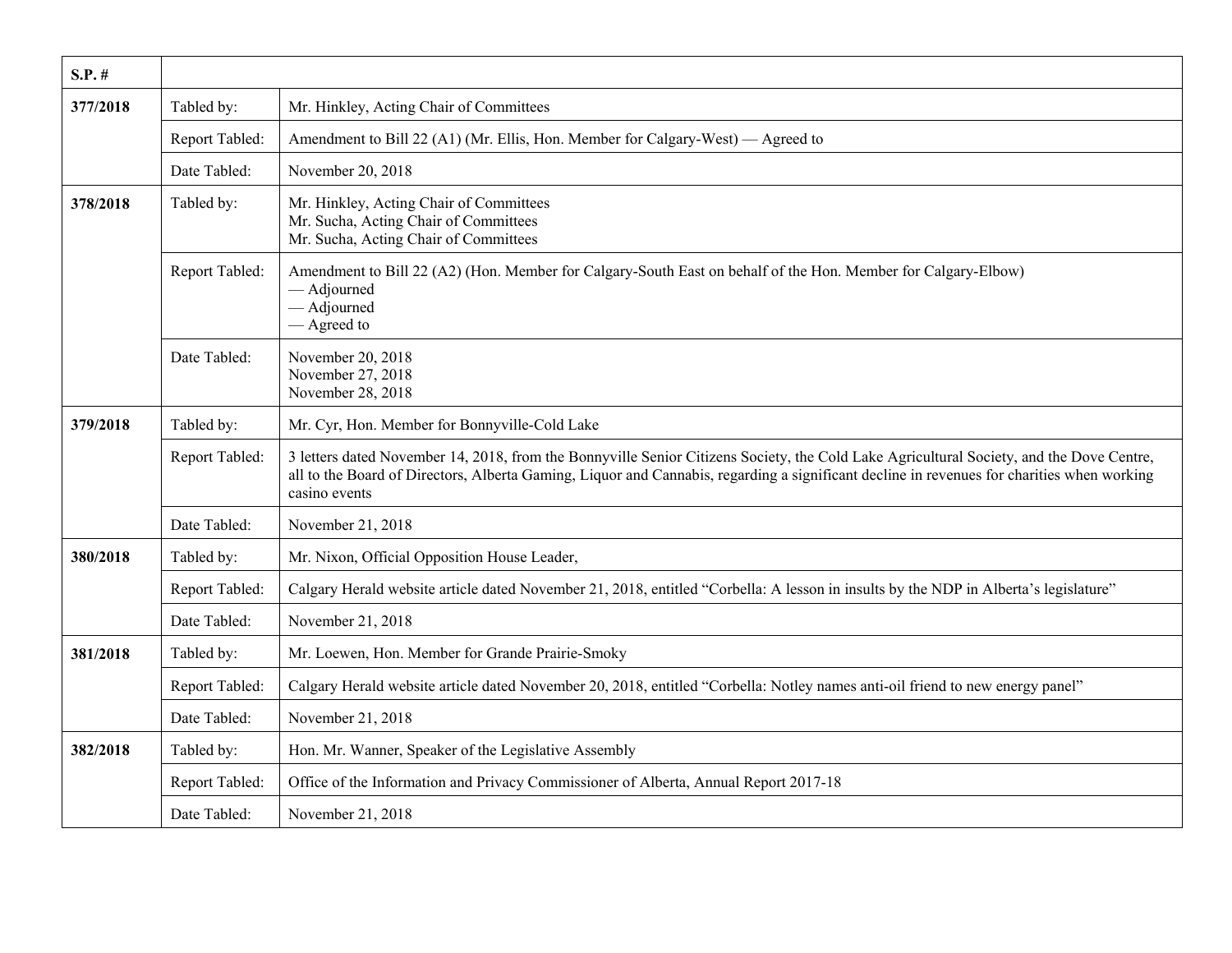| S.P. # | | |
|---|---|---|
| **377/2018** | Tabled by: | Mr. Hinkley, Acting Chair of Committees |
| | Report Tabled: | Amendment to Bill 22 (A1) (Mr. Ellis, Hon. Member for Calgary-West) — Agreed to |
| | Date Tabled: | November 20, 2018 |
| **378/2018** | Tabled by: | Mr. Hinkley, Acting Chair of Committees<br>Mr. Sucha, Acting Chair of Committees<br>Mr. Sucha, Acting Chair of Committees |
| | Report Tabled: | Amendment to Bill 22 (A2) (Hon. Member for Calgary-South East on behalf of the Hon. Member for Calgary-Elbow)<br>— Adjourned<br>— Adjourned<br>— Agreed to |
| | Date Tabled: | November 20, 2018<br>November 27, 2018<br>November 28, 2018 |
| **379/2018** | Tabled by: | Mr. Cyr, Hon. Member for Bonnyville-Cold Lake |
| | Report Tabled: | 3 letters dated November 14, 2018, from the Bonnyville Senior Citizens Society, the Cold Lake Agricultural Society, and the Dove Centre, all to the Board of Directors, Alberta Gaming, Liquor and Cannabis, regarding a significant decline in revenues for charities when working casino events |
| | Date Tabled: | November 21, 2018 |
| **380/2018** | Tabled by: | Mr. Nixon, Official Opposition House Leader, |
| | Report Tabled: | Calgary Herald website article dated November 21, 2018, entitled "Corbella: A lesson in insults by the NDP in Alberta's legislature" |
| | Date Tabled: | November 21, 2018 |
| **381/2018** | Tabled by: | Mr. Loewen, Hon. Member for Grande Prairie-Smoky |
| | Report Tabled: | Calgary Herald website article dated November 20, 2018, entitled "Corbella: Notley names anti-oil friend to new energy panel" |
| | Date Tabled: | November 21, 2018 |
| **382/2018** | Tabled by: | Hon. Mr. Wanner, Speaker of the Legislative Assembly |
| | Report Tabled: | Office of the Information and Privacy Commissioner of Alberta, Annual Report 2017-18 |
| | Date Tabled: | November 21, 2018 |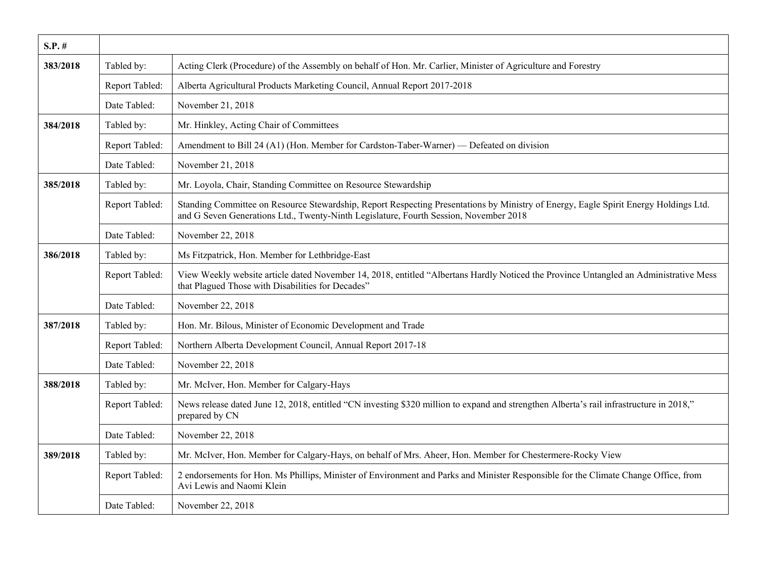| S.P. # | | |
| --- | --- | --- |
| 383/2018 | Tabled by: | Acting Clerk (Procedure) of the Assembly on behalf of Hon. Mr. Carlier, Minister of Agriculture and Forestry |
| | Report Tabled: | Alberta Agricultural Products Marketing Council, Annual Report 2017-2018 |
| | Date Tabled: | November 21, 2018 |
| 384/2018 | Tabled by: | Mr. Hinkley, Acting Chair of Committees |
| | Report Tabled: | Amendment to Bill 24 (A1) (Hon. Member for Cardston-Taber-Warner) — Defeated on division |
| | Date Tabled: | November 21, 2018 |
| 385/2018 | Tabled by: | Mr. Loyola, Chair, Standing Committee on Resource Stewardship |
| | Report Tabled: | Standing Committee on Resource Stewardship, Report Respecting Presentations by Ministry of Energy, Eagle Spirit Energy Holdings Ltd. and G Seven Generations Ltd., Twenty-Ninth Legislature, Fourth Session, November 2018 |
| | Date Tabled: | November 22, 2018 |
| 386/2018 | Tabled by: | Ms Fitzpatrick, Hon. Member for Lethbridge-East |
| | Report Tabled: | View Weekly website article dated November 14, 2018, entitled "Albertans Hardly Noticed the Province Untangled an Administrative Mess that Plagued Those with Disabilities for Decades" |
| | Date Tabled: | November 22, 2018 |
| 387/2018 | Tabled by: | Hon. Mr. Bilous, Minister of Economic Development and Trade |
| | Report Tabled: | Northern Alberta Development Council, Annual Report 2017-18 |
| | Date Tabled: | November 22, 2018 |
| 388/2018 | Tabled by: | Mr. McIver, Hon. Member for Calgary-Hays |
| | Report Tabled: | News release dated June 12, 2018, entitled "CN investing $320 million to expand and strengthen Alberta's rail infrastructure in 2018," prepared by CN |
| | Date Tabled: | November 22, 2018 |
| 389/2018 | Tabled by: | Mr. McIver, Hon. Member for Calgary-Hays, on behalf of Mrs. Aheer, Hon. Member for Chestermere-Rocky View |
| | Report Tabled: | 2 endorsements for Hon. Ms Phillips, Minister of Environment and Parks and Minister Responsible for the Climate Change Office, from Avi Lewis and Naomi Klein |
| | Date Tabled: | November 22, 2018 |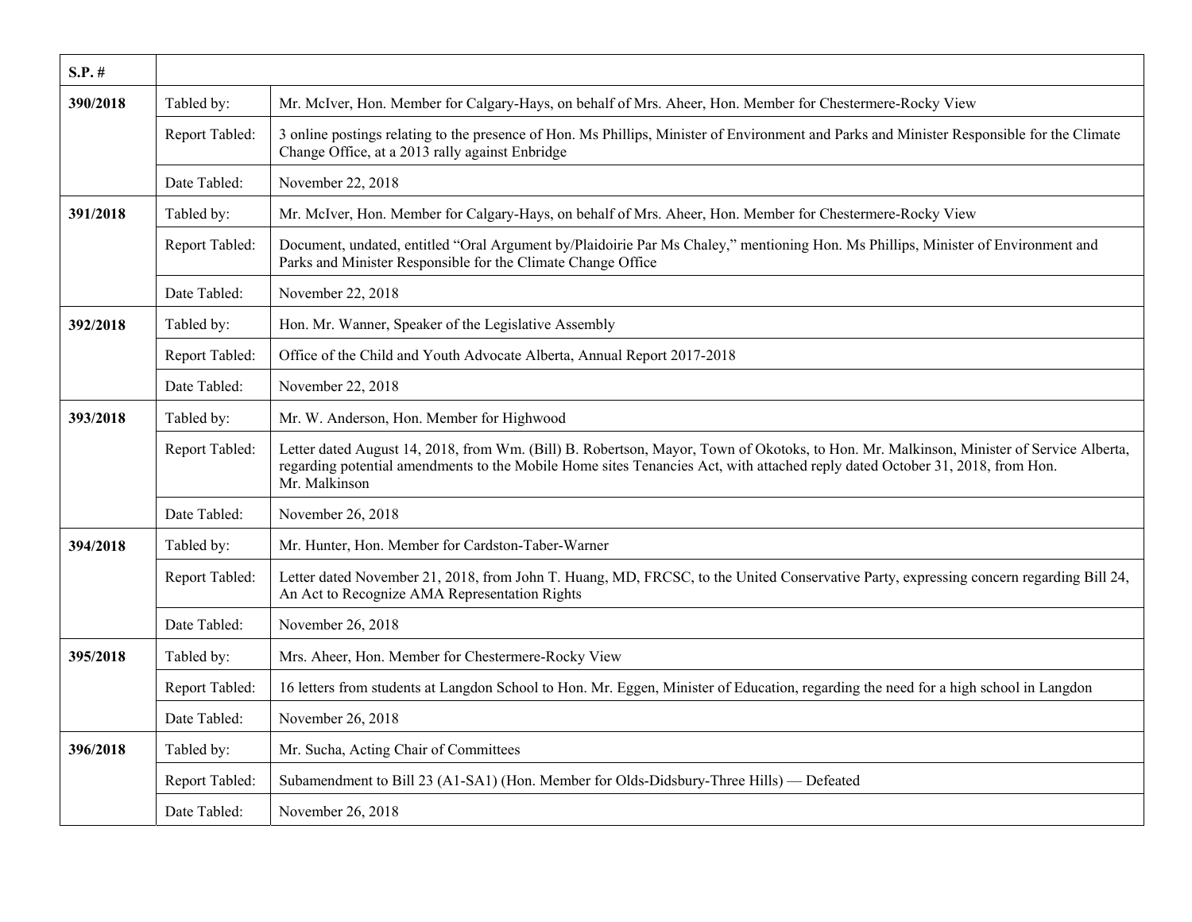| S.P. # | | |
|---|---|---|
| **390/2018** | Tabled by: | Mr. McIver, Hon. Member for Calgary-Hays, on behalf of Mrs. Aheer, Hon. Member for Chestermere-Rocky View |
| | Report Tabled: | 3 online postings relating to the presence of Hon. Ms Phillips, Minister of Environment and Parks and Minister Responsible for the Climate Change Office, at a 2013 rally against Enbridge |
| | Date Tabled: | November 22, 2018 |
| **391/2018** | Tabled by: | Mr. McIver, Hon. Member for Calgary-Hays, on behalf of Mrs. Aheer, Hon. Member for Chestermere-Rocky View |
| | Report Tabled: | Document, undated, entitled "Oral Argument by/Plaidoirie Par Ms Chaley," mentioning Hon. Ms Phillips, Minister of Environment and Parks and Minister Responsible for the Climate Change Office |
| | Date Tabled: | November 22, 2018 |
| **392/2018** | Tabled by: | Hon. Mr. Wanner, Speaker of the Legislative Assembly |
| | Report Tabled: | Office of the Child and Youth Advocate Alberta, Annual Report 2017-2018 |
| | Date Tabled: | November 22, 2018 |
| **393/2018** | Tabled by: | Mr. W. Anderson, Hon. Member for Highwood |
| | Report Tabled: | Letter dated August 14, 2018, from Wm. (Bill) B. Robertson, Mayor, Town of Okotoks, to Hon. Mr. Malkinson, Minister of Service Alberta, regarding potential amendments to the Mobile Home sites Tenancies Act, with attached reply dated October 31, 2018, from Hon. Mr. Malkinson |
| | Date Tabled: | November 26, 2018 |
| **394/2018** | Tabled by: | Mr. Hunter, Hon. Member for Cardston-Taber-Warner |
| | Report Tabled: | Letter dated November 21, 2018, from John T. Huang, MD, FRCSC, to the United Conservative Party, expressing concern regarding Bill 24, An Act to Recognize AMA Representation Rights |
| | Date Tabled: | November 26, 2018 |
| **395/2018** | Tabled by: | Mrs. Aheer, Hon. Member for Chestermere-Rocky View |
| | Report Tabled: | 16 letters from students at Langdon School to Hon. Mr. Eggen, Minister of Education, regarding the need for a high school in Langdon |
| | Date Tabled: | November 26, 2018 |
| **396/2018** | Tabled by: | Mr. Sucha, Acting Chair of Committees |
| | Report Tabled: | Subamendment to Bill 23 (A1-SA1) (Hon. Member for Olds-Didsbury-Three Hills) — Defeated |
| | Date Tabled: | November 26, 2018 |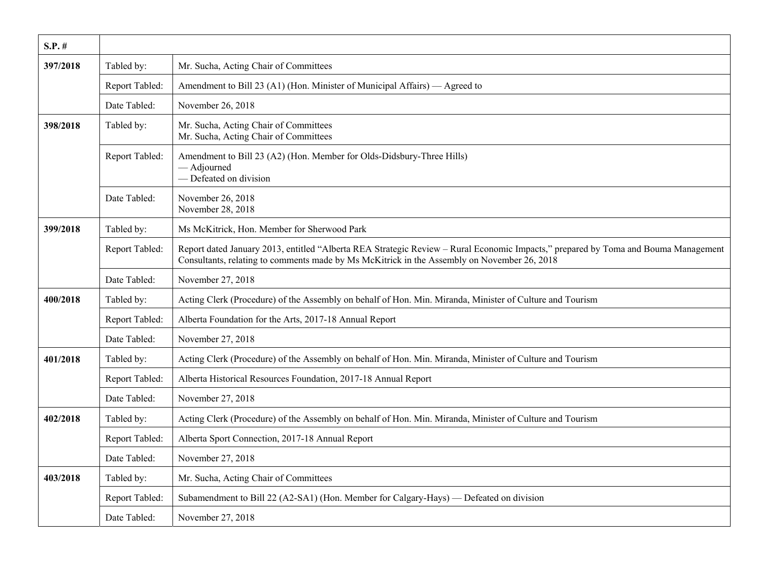| S.P. # | | |
|---|---|---|
| 397/2018 | Tabled by: | Mr. Sucha, Acting Chair of Committees |
| | Report Tabled: | Amendment to Bill 23 (A1) (Hon. Minister of Municipal Affairs) — Agreed to |
| | Date Tabled: | November 26, 2018 |
| 398/2018 | Tabled by: | Mr. Sucha, Acting Chair of Committees<br>Mr. Sucha, Acting Chair of Committees |
| | Report Tabled: | Amendment to Bill 23 (A2) (Hon. Member for Olds-Didsbury-Three Hills)<br>— Adjourned<br>— Defeated on division |
| | Date Tabled: | November 26, 2018<br>November 28, 2018 |
| 399/2018 | Tabled by: | Ms McKitrick, Hon. Member for Sherwood Park |
| | Report Tabled: | Report dated January 2013, entitled "Alberta REA Strategic Review – Rural Economic Impacts," prepared by Toma and Bouma Management Consultants, relating to comments made by Ms McKitrick in the Assembly on November 26, 2018 |
| | Date Tabled: | November 27, 2018 |
| 400/2018 | Tabled by: | Acting Clerk (Procedure) of the Assembly on behalf of Hon. Min. Miranda, Minister of Culture and Tourism |
| | Report Tabled: | Alberta Foundation for the Arts, 2017-18 Annual Report |
| | Date Tabled: | November 27, 2018 |
| 401/2018 | Tabled by: | Acting Clerk (Procedure) of the Assembly on behalf of Hon. Min. Miranda, Minister of Culture and Tourism |
| | Report Tabled: | Alberta Historical Resources Foundation, 2017-18 Annual Report |
| | Date Tabled: | November 27, 2018 |
| 402/2018 | Tabled by: | Acting Clerk (Procedure) of the Assembly on behalf of Hon. Min. Miranda, Minister of Culture and Tourism |
| | Report Tabled: | Alberta Sport Connection, 2017-18 Annual Report |
| | Date Tabled: | November 27, 2018 |
| 403/2018 | Tabled by: | Mr. Sucha, Acting Chair of Committees |
| | Report Tabled: | Subamendment to Bill 22 (A2-SA1) (Hon. Member for Calgary-Hays) — Defeated on division |
| | Date Tabled: | November 27, 2018 |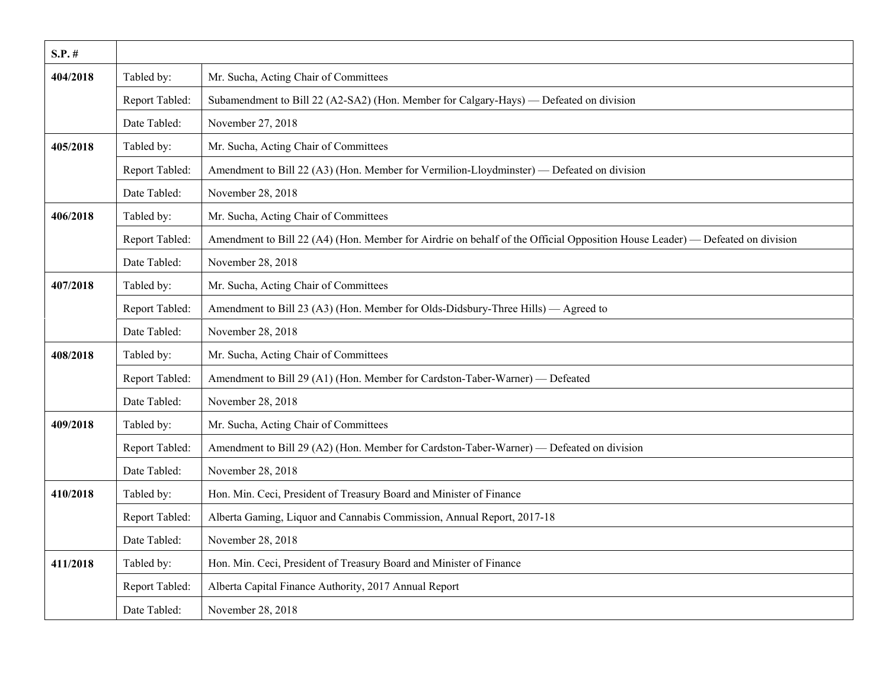| S.P. # | | |
|---|---|---|
| **404/2018** | Tabled by: | Mr. Sucha, Acting Chair of Committees |
| | Report Tabled: | Subamendment to Bill 22 (A2-SA2) (Hon. Member for Calgary-Hays) — Defeated on division |
| | Date Tabled: | November 27, 2018 |
| **405/2018** | Tabled by: | Mr. Sucha, Acting Chair of Committees |
| | Report Tabled: | Amendment to Bill 22 (A3) (Hon. Member for Vermilion-Lloydminster) — Defeated on division |
| | Date Tabled: | November 28, 2018 |
| **406/2018** | Tabled by: | Mr. Sucha, Acting Chair of Committees |
| | Report Tabled: | Amendment to Bill 22 (A4) (Hon. Member for Airdrie on behalf of the Official Opposition House Leader) — Defeated on division |
| | Date Tabled: | November 28, 2018 |
| **407/2018** | Tabled by: | Mr. Sucha, Acting Chair of Committees |
| | Report Tabled: | Amendment to Bill 23 (A3) (Hon. Member for Olds-Didsbury-Three Hills) — Agreed to |
| | Date Tabled: | November 28, 2018 |
| **408/2018** | Tabled by: | Mr. Sucha, Acting Chair of Committees |
| | Report Tabled: | Amendment to Bill 29 (A1) (Hon. Member for Cardston-Taber-Warner) — Defeated |
| | Date Tabled: | November 28, 2018 |
| **409/2018** | Tabled by: | Mr. Sucha, Acting Chair of Committees |
| | Report Tabled: | Amendment to Bill 29 (A2) (Hon. Member for Cardston-Taber-Warner) — Defeated on division |
| | Date Tabled: | November 28, 2018 |
| **410/2018** | Tabled by: | Hon. Min. Ceci, President of Treasury Board and Minister of Finance |
| | Report Tabled: | Alberta Gaming, Liquor and Cannabis Commission, Annual Report, 2017-18 |
| | Date Tabled: | November 28, 2018 |
| **411/2018** | Tabled by: | Hon. Min. Ceci, President of Treasury Board and Minister of Finance |
| | Report Tabled: | Alberta Capital Finance Authority, 2017 Annual Report |
| | Date Tabled: | November 28, 2018 |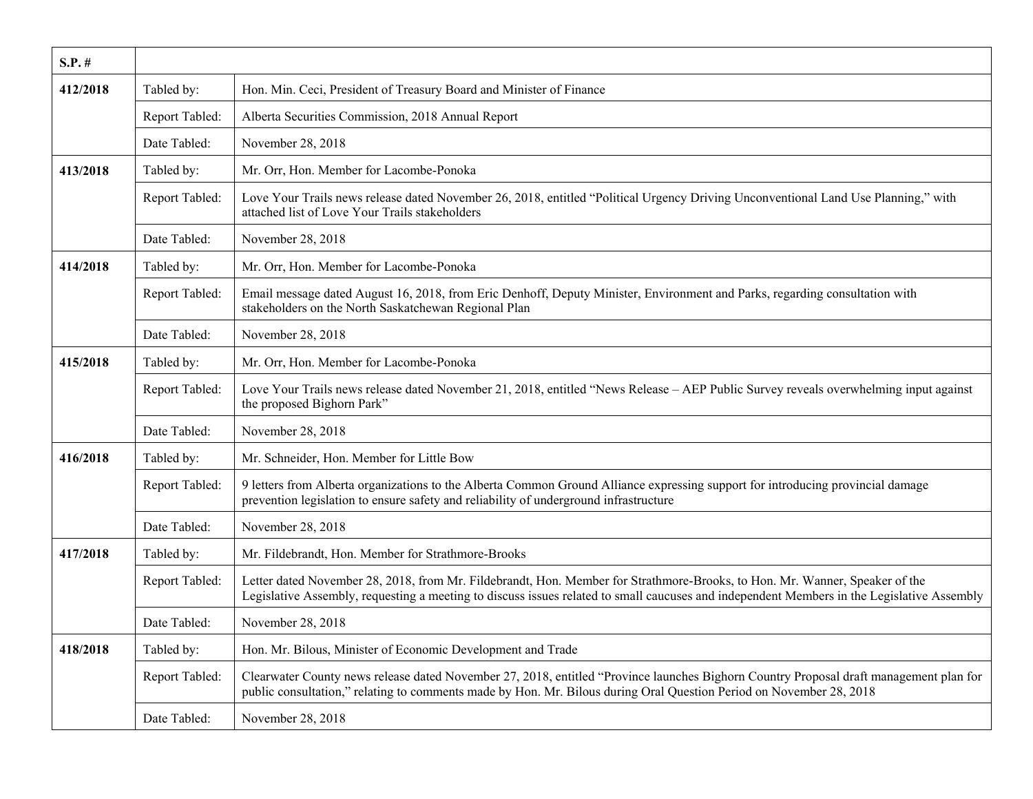| S.P. # | | |
|---|---|---|
| 412/2018 | Tabled by: | Hon. Min. Ceci, President of Treasury Board and Minister of Finance |
| | Report Tabled: | Alberta Securities Commission, 2018 Annual Report |
| | Date Tabled: | November 28, 2018 |
| 413/2018 | Tabled by: | Mr. Orr, Hon. Member for Lacombe-Ponoka |
| | Report Tabled: | Love Your Trails news release dated November 26, 2018, entitled "Political Urgency Driving Unconventional Land Use Planning," with attached list of Love Your Trails stakeholders |
| | Date Tabled: | November 28, 2018 |
| 414/2018 | Tabled by: | Mr. Orr, Hon. Member for Lacombe-Ponoka |
| | Report Tabled: | Email message dated August 16, 2018, from Eric Denhoff, Deputy Minister, Environment and Parks, regarding consultation with stakeholders on the North Saskatchewan Regional Plan |
| | Date Tabled: | November 28, 2018 |
| 415/2018 | Tabled by: | Mr. Orr, Hon. Member for Lacombe-Ponoka |
| | Report Tabled: | Love Your Trails news release dated November 21, 2018, entitled "News Release – AEP Public Survey reveals overwhelming input against the proposed Bighorn Park" |
| | Date Tabled: | November 28, 2018 |
| 416/2018 | Tabled by: | Mr. Schneider, Hon. Member for Little Bow |
| | Report Tabled: | 9 letters from Alberta organizations to the Alberta Common Ground Alliance expressing support for introducing provincial damage prevention legislation to ensure safety and reliability of underground infrastructure |
| | Date Tabled: | November 28, 2018 |
| 417/2018 | Tabled by: | Mr. Fildebrandt, Hon. Member for Strathmore-Brooks |
| | Report Tabled: | Letter dated November 28, 2018, from Mr. Fildebrandt, Hon. Member for Strathmore-Brooks, to Hon. Mr. Wanner, Speaker of the Legislative Assembly, requesting a meeting to discuss issues related to small caucuses and independent Members in the Legislative Assembly |
| | Date Tabled: | November 28, 2018 |
| 418/2018 | Tabled by: | Hon. Mr. Bilous, Minister of Economic Development and Trade |
| | Report Tabled: | Clearwater County news release dated November 27, 2018, entitled "Province launches Bighorn Country Proposal draft management plan for public consultation," relating to comments made by Hon. Mr. Bilous during Oral Question Period on November 28, 2018 |
| | Date Tabled: | November 28, 2018 |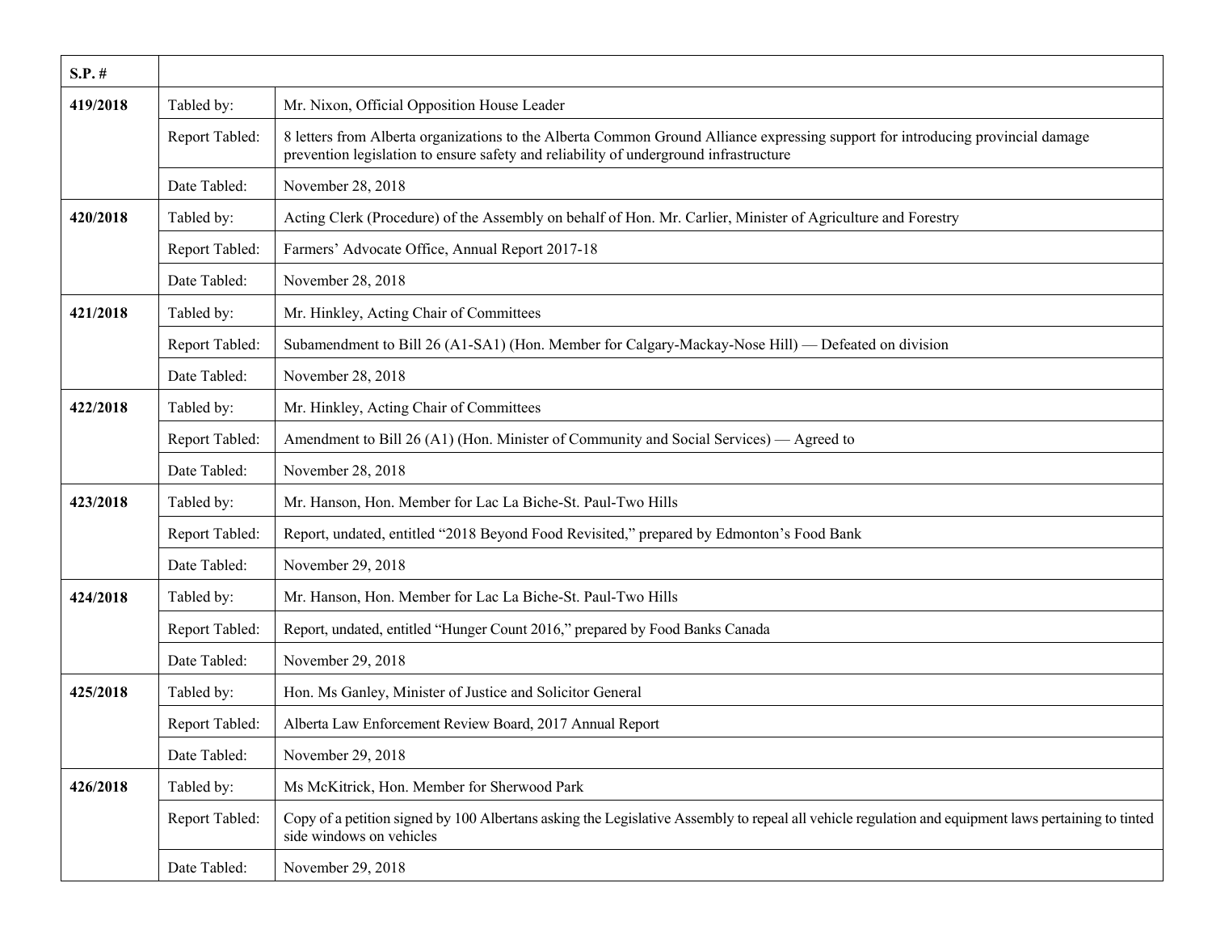| S.P. # | | |
|---|---|---|
| 419/2018 | Tabled by: | Mr. Nixon, Official Opposition House Leader |
| | Report Tabled: | 8 letters from Alberta organizations to the Alberta Common Ground Alliance expressing support for introducing provincial damage prevention legislation to ensure safety and reliability of underground infrastructure |
| | Date Tabled: | November 28, 2018 |
| 420/2018 | Tabled by: | Acting Clerk (Procedure) of the Assembly on behalf of Hon. Mr. Carlier, Minister of Agriculture and Forestry |
| | Report Tabled: | Farmers' Advocate Office, Annual Report 2017-18 |
| | Date Tabled: | November 28, 2018 |
| 421/2018 | Tabled by: | Mr. Hinkley, Acting Chair of Committees |
| | Report Tabled: | Subamendment to Bill 26 (A1-SA1) (Hon. Member for Calgary-Mackay-Nose Hill) — Defeated on division |
| | Date Tabled: | November 28, 2018 |
| 422/2018 | Tabled by: | Mr. Hinkley, Acting Chair of Committees |
| | Report Tabled: | Amendment to Bill 26 (A1) (Hon. Minister of Community and Social Services) — Agreed to |
| | Date Tabled: | November 28, 2018 |
| 423/2018 | Tabled by: | Mr. Hanson, Hon. Member for Lac La Biche-St. Paul-Two Hills |
| | Report Tabled: | Report, undated, entitled "2018 Beyond Food Revisited," prepared by Edmonton's Food Bank |
| | Date Tabled: | November 29, 2018 |
| 424/2018 | Tabled by: | Mr. Hanson, Hon. Member for Lac La Biche-St. Paul-Two Hills |
| | Report Tabled: | Report, undated, entitled "Hunger Count 2016," prepared by Food Banks Canada |
| | Date Tabled: | November 29, 2018 |
| 425/2018 | Tabled by: | Hon. Ms Ganley, Minister of Justice and Solicitor General |
| | Report Tabled: | Alberta Law Enforcement Review Board, 2017 Annual Report |
| | Date Tabled: | November 29, 2018 |
| 426/2018 | Tabled by: | Ms McKitrick, Hon. Member for Sherwood Park |
| | Report Tabled: | Copy of a petition signed by 100 Albertans asking the Legislative Assembly to repeal all vehicle regulation and equipment laws pertaining to tinted side windows on vehicles |
| | Date Tabled: | November 29, 2018 |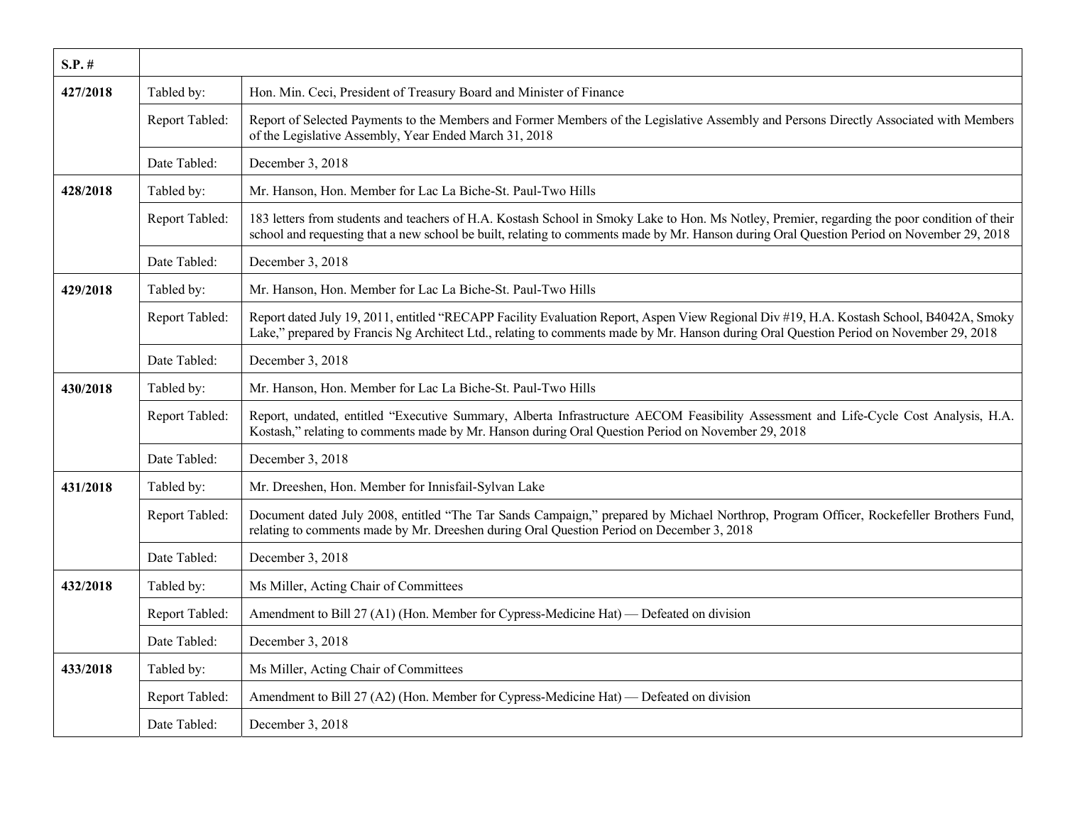| S.P. # | | |
|---|---|---|
| 427/2018 | Tabled by: | Hon. Min. Ceci, President of Treasury Board and Minister of Finance |
| | Report Tabled: | Report of Selected Payments to the Members and Former Members of the Legislative Assembly and Persons Directly Associated with Members of the Legislative Assembly, Year Ended March 31, 2018 |
| | Date Tabled: | December 3, 2018 |
| 428/2018 | Tabled by: | Mr. Hanson, Hon. Member for Lac La Biche-St. Paul-Two Hills |
| | Report Tabled: | 183 letters from students and teachers of H.A. Kostash School in Smoky Lake to Hon. Ms Notley, Premier, regarding the poor condition of their school and requesting that a new school be built, relating to comments made by Mr. Hanson during Oral Question Period on November 29, 2018 |
| | Date Tabled: | December 3, 2018 |
| 429/2018 | Tabled by: | Mr. Hanson, Hon. Member for Lac La Biche-St. Paul-Two Hills |
| | Report Tabled: | Report dated July 19, 2011, entitled "RECAPP Facility Evaluation Report, Aspen View Regional Div #19, H.A. Kostash School, B4042A, Smoky Lake," prepared by Francis Ng Architect Ltd., relating to comments made by Mr. Hanson during Oral Question Period on November 29, 2018 |
| | Date Tabled: | December 3, 2018 |
| 430/2018 | Tabled by: | Mr. Hanson, Hon. Member for Lac La Biche-St. Paul-Two Hills |
| | Report Tabled: | Report, undated, entitled "Executive Summary, Alberta Infrastructure AECOM Feasibility Assessment and Life-Cycle Cost Analysis, H.A. Kostash," relating to comments made by Mr. Hanson during Oral Question Period on November 29, 2018 |
| | Date Tabled: | December 3, 2018 |
| 431/2018 | Tabled by: | Mr. Dreeshen, Hon. Member for Innisfail-Sylvan Lake |
| | Report Tabled: | Document dated July 2008, entitled "The Tar Sands Campaign," prepared by Michael Northrop, Program Officer, Rockefeller Brothers Fund, relating to comments made by Mr. Dreeshen during Oral Question Period on December 3, 2018 |
| | Date Tabled: | December 3, 2018 |
| 432/2018 | Tabled by: | Ms Miller, Acting Chair of Committees |
| | Report Tabled: | Amendment to Bill 27 (A1) (Hon. Member for Cypress-Medicine Hat) — Defeated on division |
| | Date Tabled: | December 3, 2018 |
| 433/2018 | Tabled by: | Ms Miller, Acting Chair of Committees |
| | Report Tabled: | Amendment to Bill 27 (A2) (Hon. Member for Cypress-Medicine Hat) — Defeated on division |
| | Date Tabled: | December 3, 2018 |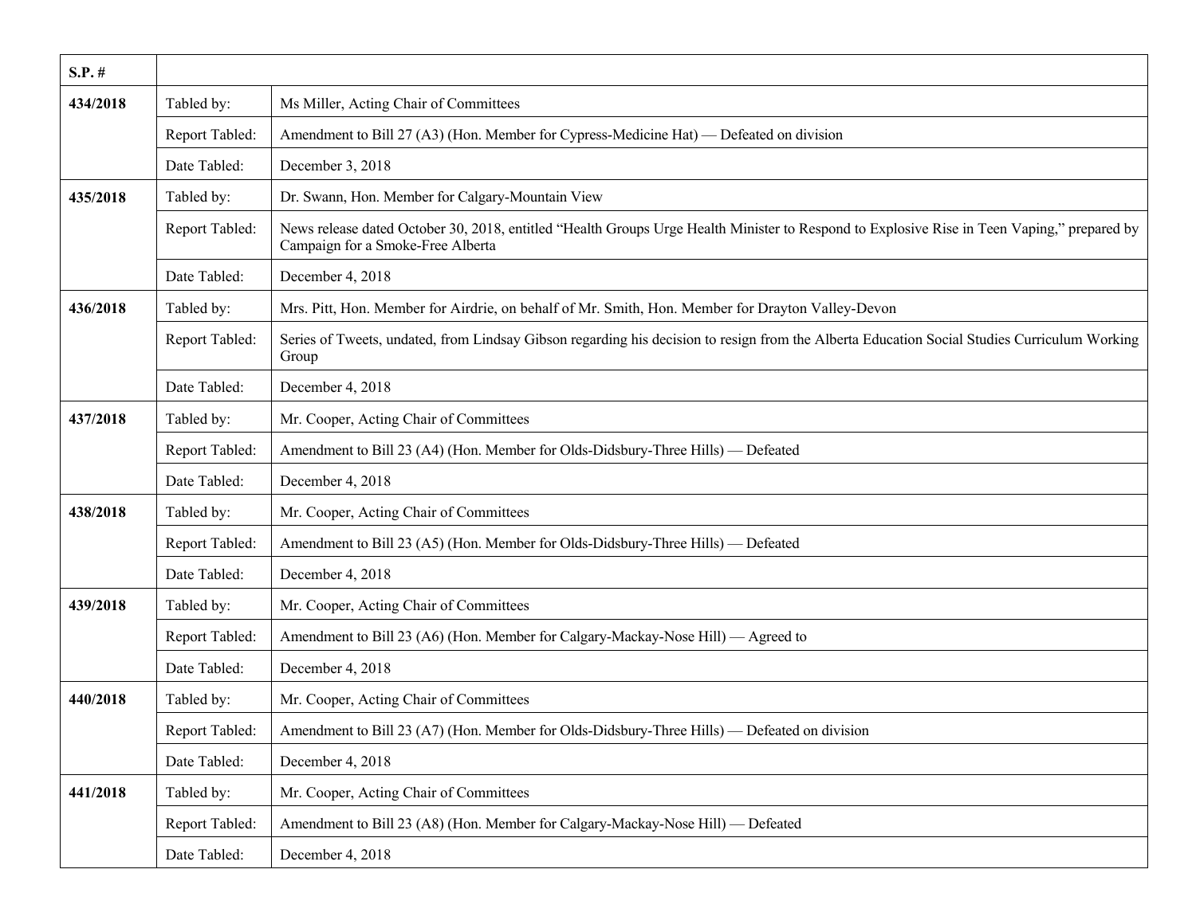| S.P. # | | |
|---|---|---|
| 434/2018 | Tabled by: | Ms Miller, Acting Chair of Committees |
| | Report Tabled: | Amendment to Bill 27 (A3) (Hon. Member for Cypress-Medicine Hat) — Defeated on division |
| | Date Tabled: | December 3, 2018 |
| 435/2018 | Tabled by: | Dr. Swann, Hon. Member for Calgary-Mountain View |
| | Report Tabled: | News release dated October 30, 2018, entitled "Health Groups Urge Health Minister to Respond to Explosive Rise in Teen Vaping," prepared by Campaign for a Smoke-Free Alberta |
| | Date Tabled: | December 4, 2018 |
| 436/2018 | Tabled by: | Mrs. Pitt, Hon. Member for Airdrie, on behalf of Mr. Smith, Hon. Member for Drayton Valley-Devon |
| | Report Tabled: | Series of Tweets, undated, from Lindsay Gibson regarding his decision to resign from the Alberta Education Social Studies Curriculum Working Group |
| | Date Tabled: | December 4, 2018 |
| 437/2018 | Tabled by: | Mr. Cooper, Acting Chair of Committees |
| | Report Tabled: | Amendment to Bill 23 (A4) (Hon. Member for Olds-Didsbury-Three Hills) — Defeated |
| | Date Tabled: | December 4, 2018 |
| 438/2018 | Tabled by: | Mr. Cooper, Acting Chair of Committees |
| | Report Tabled: | Amendment to Bill 23 (A5) (Hon. Member for Olds-Didsbury-Three Hills) — Defeated |
| | Date Tabled: | December 4, 2018 |
| 439/2018 | Tabled by: | Mr. Cooper, Acting Chair of Committees |
| | Report Tabled: | Amendment to Bill 23 (A6) (Hon. Member for Calgary-Mackay-Nose Hill) — Agreed to |
| | Date Tabled: | December 4, 2018 |
| 440/2018 | Tabled by: | Mr. Cooper, Acting Chair of Committees |
| | Report Tabled: | Amendment to Bill 23 (A7) (Hon. Member for Olds-Didsbury-Three Hills) — Defeated on division |
| | Date Tabled: | December 4, 2018 |
| 441/2018 | Tabled by: | Mr. Cooper, Acting Chair of Committees |
| | Report Tabled: | Amendment to Bill 23 (A8) (Hon. Member for Calgary-Mackay-Nose Hill) — Defeated |
| | Date Tabled: | December 4, 2018 |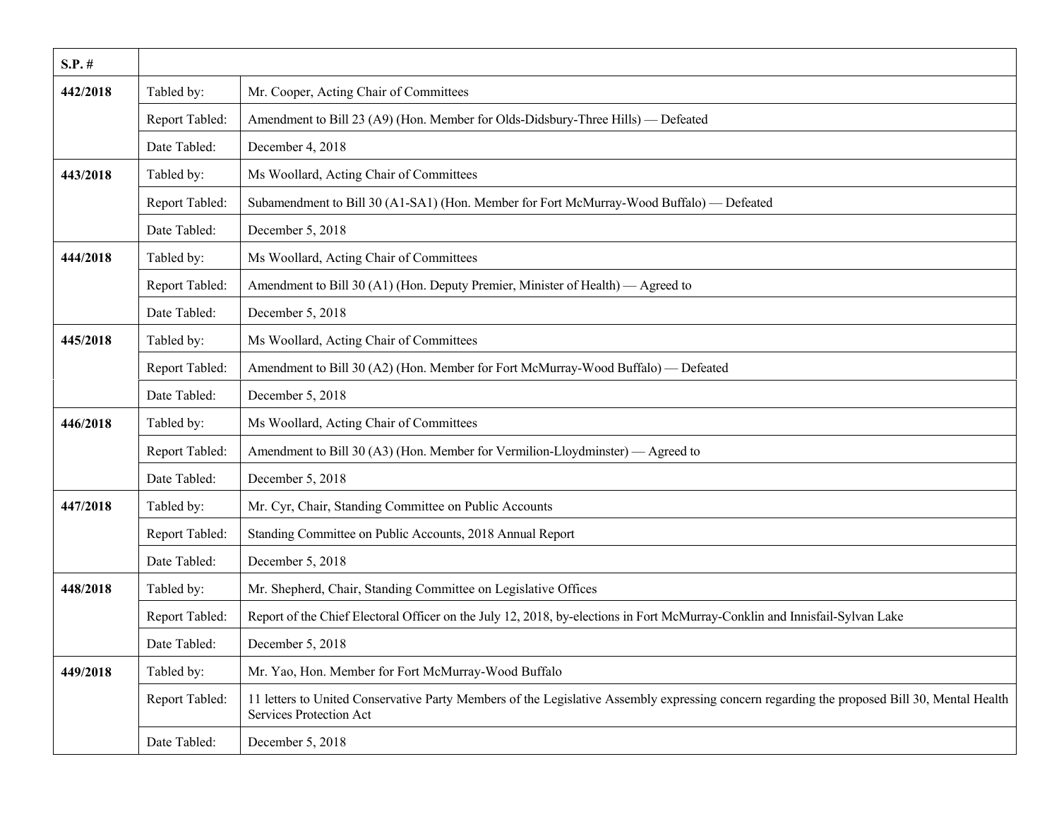| S.P. # | | |
|---|---|---|
| 442/2018 | Tabled by: | Mr. Cooper, Acting Chair of Committees |
| | Report Tabled: | Amendment to Bill 23 (A9) (Hon. Member for Olds-Didsbury-Three Hills) — Defeated |
| | Date Tabled: | December 4, 2018 |
| 443/2018 | Tabled by: | Ms Woollard, Acting Chair of Committees |
| | Report Tabled: | Subamendment to Bill 30 (A1-SA1) (Hon. Member for Fort McMurray-Wood Buffalo) — Defeated |
| | Date Tabled: | December 5, 2018 |
| 444/2018 | Tabled by: | Ms Woollard, Acting Chair of Committees |
| | Report Tabled: | Amendment to Bill 30 (A1) (Hon. Deputy Premier, Minister of Health) — Agreed to |
| | Date Tabled: | December 5, 2018 |
| 445/2018 | Tabled by: | Ms Woollard, Acting Chair of Committees |
| | Report Tabled: | Amendment to Bill 30 (A2) (Hon. Member for Fort McMurray-Wood Buffalo) — Defeated |
| | Date Tabled: | December 5, 2018 |
| 446/2018 | Tabled by: | Ms Woollard, Acting Chair of Committees |
| | Report Tabled: | Amendment to Bill 30 (A3) (Hon. Member for Vermilion-Lloydminster) — Agreed to |
| | Date Tabled: | December 5, 2018 |
| 447/2018 | Tabled by: | Mr. Cyr, Chair, Standing Committee on Public Accounts |
| | Report Tabled: | Standing Committee on Public Accounts, 2018 Annual Report |
| | Date Tabled: | December 5, 2018 |
| 448/2018 | Tabled by: | Mr. Shepherd, Chair, Standing Committee on Legislative Offices |
| | Report Tabled: | Report of the Chief Electoral Officer on the July 12, 2018, by-elections in Fort McMurray-Conklin and Innisfail-Sylvan Lake |
| | Date Tabled: | December 5, 2018 |
| 449/2018 | Tabled by: | Mr. Yao, Hon. Member for Fort McMurray-Wood Buffalo |
| | Report Tabled: | 11 letters to United Conservative Party Members of the Legislative Assembly expressing concern regarding the proposed Bill 30, Mental Health Services Protection Act |
| | Date Tabled: | December 5, 2018 |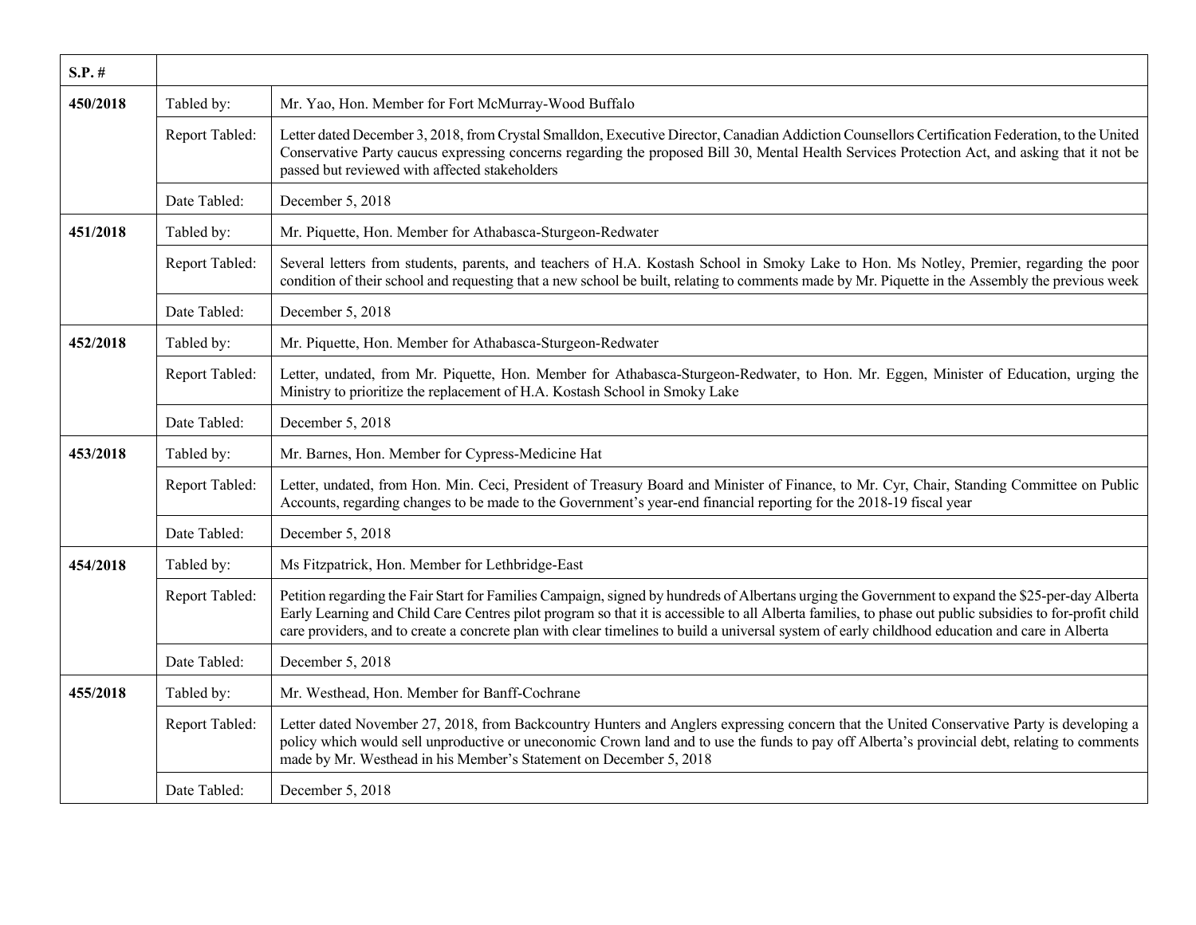| S.P. # | | |
|---|---|---|
| **450/2018** | Tabled by: | Mr. Yao, Hon. Member for Fort McMurray-Wood Buffalo |
| | Report Tabled: | Letter dated December 3, 2018, from Crystal Smalldon, Executive Director, Canadian Addiction Counsellors Certification Federation, to the United Conservative Party caucus expressing concerns regarding the proposed Bill 30, Mental Health Services Protection Act, and asking that it not be passed but reviewed with affected stakeholders |
| | Date Tabled: | December 5, 2018 |
| **451/2018** | Tabled by: | Mr. Piquette, Hon. Member for Athabasca-Sturgeon-Redwater |
| | Report Tabled: | Several letters from students, parents, and teachers of H.A. Kostash School in Smoky Lake to Hon. Ms Notley, Premier, regarding the poor condition of their school and requesting that a new school be built, relating to comments made by Mr. Piquette in the Assembly the previous week |
| | Date Tabled: | December 5, 2018 |
| **452/2018** | Tabled by: | Mr. Piquette, Hon. Member for Athabasca-Sturgeon-Redwater |
| | Report Tabled: | Letter, undated, from Mr. Piquette, Hon. Member for Athabasca-Sturgeon-Redwater, to Hon. Mr. Eggen, Minister of Education, urging the Ministry to prioritize the replacement of H.A. Kostash School in Smoky Lake |
| | Date Tabled: | December 5, 2018 |
| **453/2018** | Tabled by: | Mr. Barnes, Hon. Member for Cypress-Medicine Hat |
| | Report Tabled: | Letter, undated, from Hon. Min. Ceci, President of Treasury Board and Minister of Finance, to Mr. Cyr, Chair, Standing Committee on Public Accounts, regarding changes to be made to the Government's year-end financial reporting for the 2018-19 fiscal year |
| | Date Tabled: | December 5, 2018 |
| **454/2018** | Tabled by: | Ms Fitzpatrick, Hon. Member for Lethbridge-East |
| | Report Tabled: | Petition regarding the Fair Start for Families Campaign, signed by hundreds of Albertans urging the Government to expand the $25-per-day Alberta Early Learning and Child Care Centres pilot program so that it is accessible to all Alberta families, to phase out public subsidies to for-profit child care providers, and to create a concrete plan with clear timelines to build a universal system of early childhood education and care in Alberta |
| | Date Tabled: | December 5, 2018 |
| **455/2018** | Tabled by: | Mr. Westhead, Hon. Member for Banff-Cochrane |
| | Report Tabled: | Letter dated November 27, 2018, from Backcountry Hunters and Anglers expressing concern that the United Conservative Party is developing a policy which would sell unproductive or uneconomic Crown land and to use the funds to pay off Alberta's provincial debt, relating to comments made by Mr. Westhead in his Member's Statement on December 5, 2018 |
| | Date Tabled: | December 5, 2018 |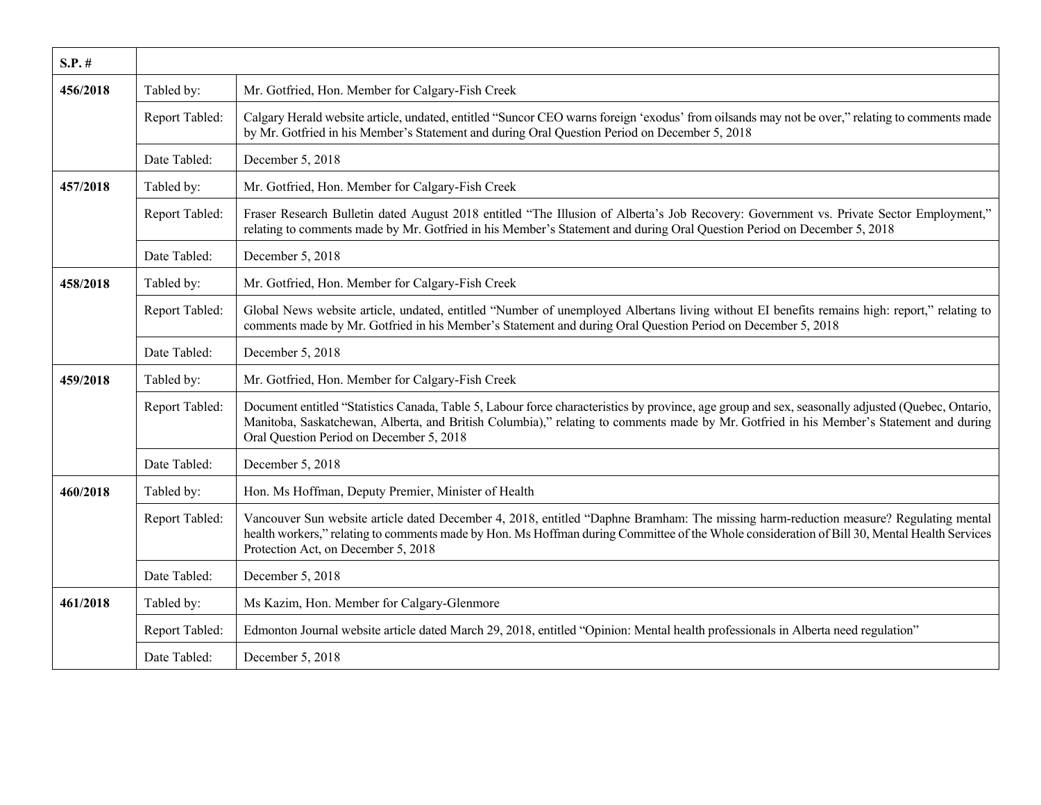| S.P. # | | |
|---|---|---|
| **456/2018** | Tabled by: | Mr. Gotfried, Hon. Member for Calgary-Fish Creek |
| | Report Tabled: | Calgary Herald website article, undated, entitled "Suncor CEO warns foreign 'exodus' from oilsands may not be over," relating to comments made by Mr. Gotfried in his Member's Statement and during Oral Question Period on December 5, 2018 |
| | Date Tabled: | December 5, 2018 |
| **457/2018** | Tabled by: | Mr. Gotfried, Hon. Member for Calgary-Fish Creek |
| | Report Tabled: | Fraser Research Bulletin dated August 2018 entitled "The Illusion of Alberta's Job Recovery: Government vs. Private Sector Employment," relating to comments made by Mr. Gotfried in his Member's Statement and during Oral Question Period on December 5, 2018 |
| | Date Tabled: | December 5, 2018 |
| **458/2018** | Tabled by: | Mr. Gotfried, Hon. Member for Calgary-Fish Creek |
| | Report Tabled: | Global News website article, undated, entitled "Number of unemployed Albertans living without EI benefits remains high: report," relating to comments made by Mr. Gotfried in his Member's Statement and during Oral Question Period on December 5, 2018 |
| | Date Tabled: | December 5, 2018 |
| **459/2018** | Tabled by: | Mr. Gotfried, Hon. Member for Calgary-Fish Creek |
| | Report Tabled: | Document entitled "Statistics Canada, Table 5, Labour force characteristics by province, age group and sex, seasonally adjusted (Quebec, Ontario, Manitoba, Saskatchewan, Alberta, and British Columbia)," relating to comments made by Mr. Gotfried in his Member's Statement and during Oral Question Period on December 5, 2018 |
| | Date Tabled: | December 5, 2018 |
| **460/2018** | Tabled by: | Hon. Ms Hoffman, Deputy Premier, Minister of Health |
| | Report Tabled: | Vancouver Sun website article dated December 4, 2018, entitled "Daphne Bramham: The missing harm-reduction measure? Regulating mental health workers," relating to comments made by Hon. Ms Hoffman during Committee of the Whole consideration of Bill 30, Mental Health Services Protection Act, on December 5, 2018 |
| | Date Tabled: | December 5, 2018 |
| **461/2018** | Tabled by: | Ms Kazim, Hon. Member for Calgary-Glenmore |
| | Report Tabled: | Edmonton Journal website article dated March 29, 2018, entitled "Opinion: Mental health professionals in Alberta need regulation" |
| | Date Tabled: | December 5, 2018 |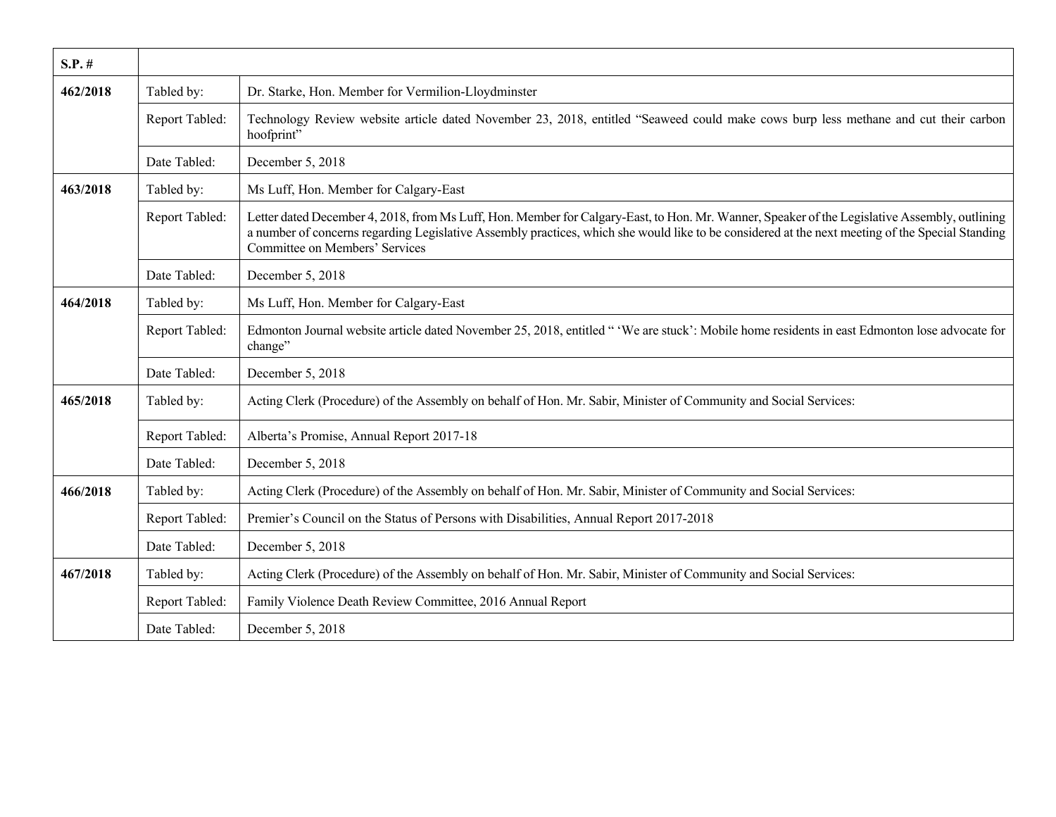| S.P. # | | |
|---|---|---|
| **462/2018** | Tabled by: | Dr. Starke, Hon. Member for Vermilion-Lloydminster |
| | Report Tabled: | Technology Review website article dated November 23, 2018, entitled “Seaweed could make cows burp less methane and cut their carbon hoofprint” |
| | Date Tabled: | December 5, 2018 |
| **463/2018** | Tabled by: | Ms Luff, Hon. Member for Calgary-East |
| | Report Tabled: | Letter dated December 4, 2018, from Ms Luff, Hon. Member for Calgary-East, to Hon. Mr. Wanner, Speaker of the Legislative Assembly, outlining a number of concerns regarding Legislative Assembly practices, which she would like to be considered at the next meeting of the Special Standing Committee on Members’ Services |
| | Date Tabled: | December 5, 2018 |
| **464/2018** | Tabled by: | Ms Luff, Hon. Member for Calgary-East |
| | Report Tabled: | Edmonton Journal website article dated November 25, 2018, entitled “ ‘We are stuck’: Mobile home residents in east Edmonton lose advocate for change” |
| | Date Tabled: | December 5, 2018 |
| **465/2018** | Tabled by: | Acting Clerk (Procedure) of the Assembly on behalf of Hon. Mr. Sabir, Minister of Community and Social Services: |
| | Report Tabled: | Alberta’s Promise, Annual Report 2017-18 |
| | Date Tabled: | December 5, 2018 |
| **466/2018** | Tabled by: | Acting Clerk (Procedure) of the Assembly on behalf of Hon. Mr. Sabir, Minister of Community and Social Services: |
| | Report Tabled: | Premier’s Council on the Status of Persons with Disabilities, Annual Report 2017-2018 |
| | Date Tabled: | December 5, 2018 |
| **467/2018** | Tabled by: | Acting Clerk (Procedure) of the Assembly on behalf of Hon. Mr. Sabir, Minister of Community and Social Services: |
| | Report Tabled: | Family Violence Death Review Committee, 2016 Annual Report |
| | Date Tabled: | December 5, 2018 |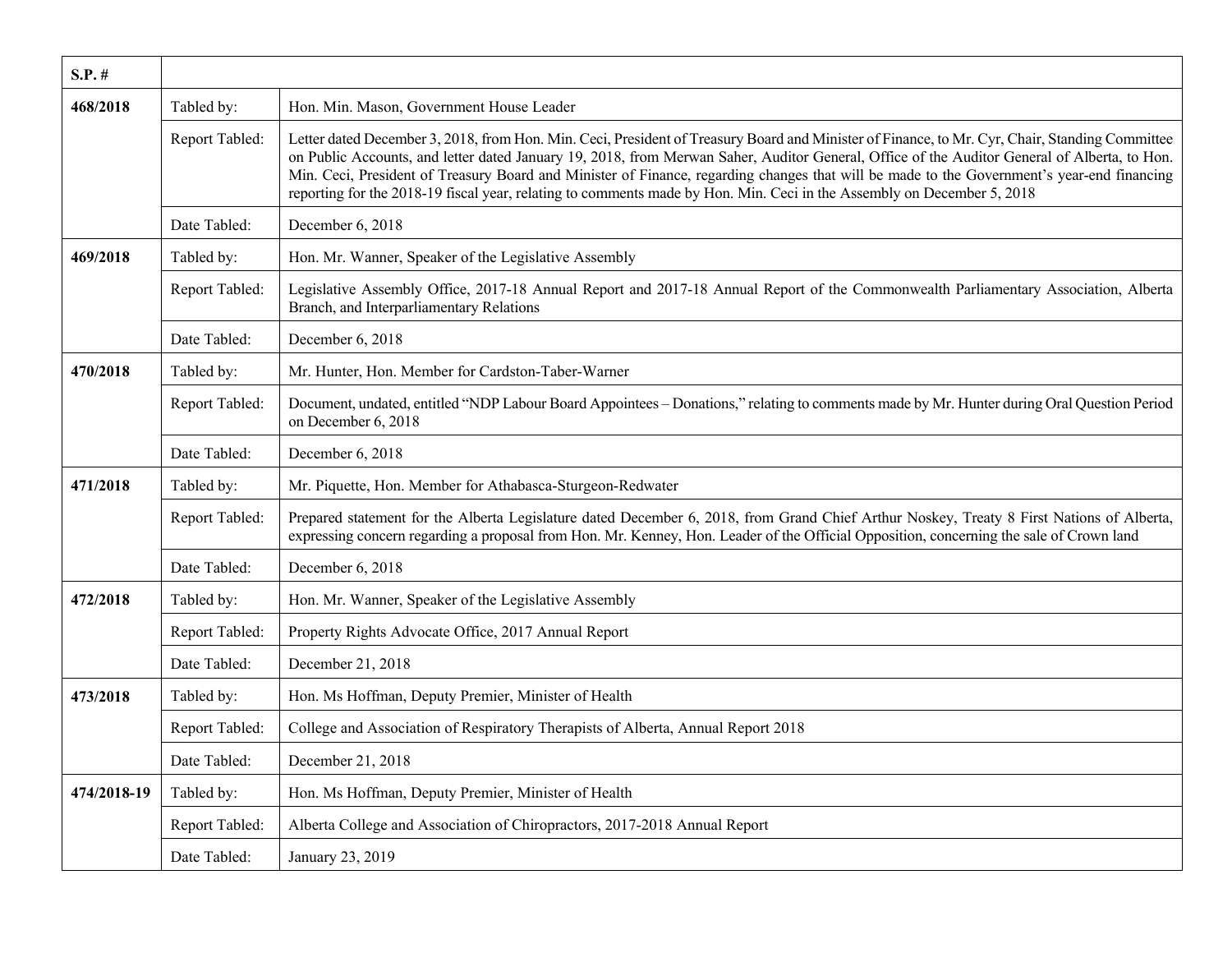| S.P. # | | |
|---|---|---|
| 468/2018 | Tabled by: | Hon. Min. Mason, Government House Leader |
| | Report Tabled: | Letter dated December 3, 2018, from Hon. Min. Ceci, President of Treasury Board and Minister of Finance, to Mr. Cyr, Chair, Standing Committee on Public Accounts, and letter dated January 19, 2018, from Merwan Saher, Auditor General, Office of the Auditor General of Alberta, to Hon. Min. Ceci, President of Treasury Board and Minister of Finance, regarding changes that will be made to the Government's year-end financing reporting for the 2018-19 fiscal year, relating to comments made by Hon. Min. Ceci in the Assembly on December 5, 2018 |
| | Date Tabled: | December 6, 2018 |
| 469/2018 | Tabled by: | Hon. Mr. Wanner, Speaker of the Legislative Assembly |
| | Report Tabled: | Legislative Assembly Office, 2017-18 Annual Report and 2017-18 Annual Report of the Commonwealth Parliamentary Association, Alberta Branch, and Interparliamentary Relations |
| | Date Tabled: | December 6, 2018 |
| 470/2018 | Tabled by: | Mr. Hunter, Hon. Member for Cardston-Taber-Warner |
| | Report Tabled: | Document, undated, entitled "NDP Labour Board Appointees – Donations," relating to comments made by Mr. Hunter during Oral Question Period on December 6, 2018 |
| | Date Tabled: | December 6, 2018 |
| 471/2018 | Tabled by: | Mr. Piquette, Hon. Member for Athabasca-Sturgeon-Redwater |
| | Report Tabled: | Prepared statement for the Alberta Legislature dated December 6, 2018, from Grand Chief Arthur Noskey, Treaty 8 First Nations of Alberta, expressing concern regarding a proposal from Hon. Mr. Kenney, Hon. Leader of the Official Opposition, concerning the sale of Crown land |
| | Date Tabled: | December 6, 2018 |
| 472/2018 | Tabled by: | Hon. Mr. Wanner, Speaker of the Legislative Assembly |
| | Report Tabled: | Property Rights Advocate Office, 2017 Annual Report |
| | Date Tabled: | December 21, 2018 |
| 473/2018 | Tabled by: | Hon. Ms Hoffman, Deputy Premier, Minister of Health |
| | Report Tabled: | College and Association of Respiratory Therapists of Alberta, Annual Report 2018 |
| | Date Tabled: | December 21, 2018 |
| 474/2018-19 | Tabled by: | Hon. Ms Hoffman, Deputy Premier, Minister of Health |
| | Report Tabled: | Alberta College and Association of Chiropractors, 2017-2018 Annual Report |
| | Date Tabled: | January 23, 2019 |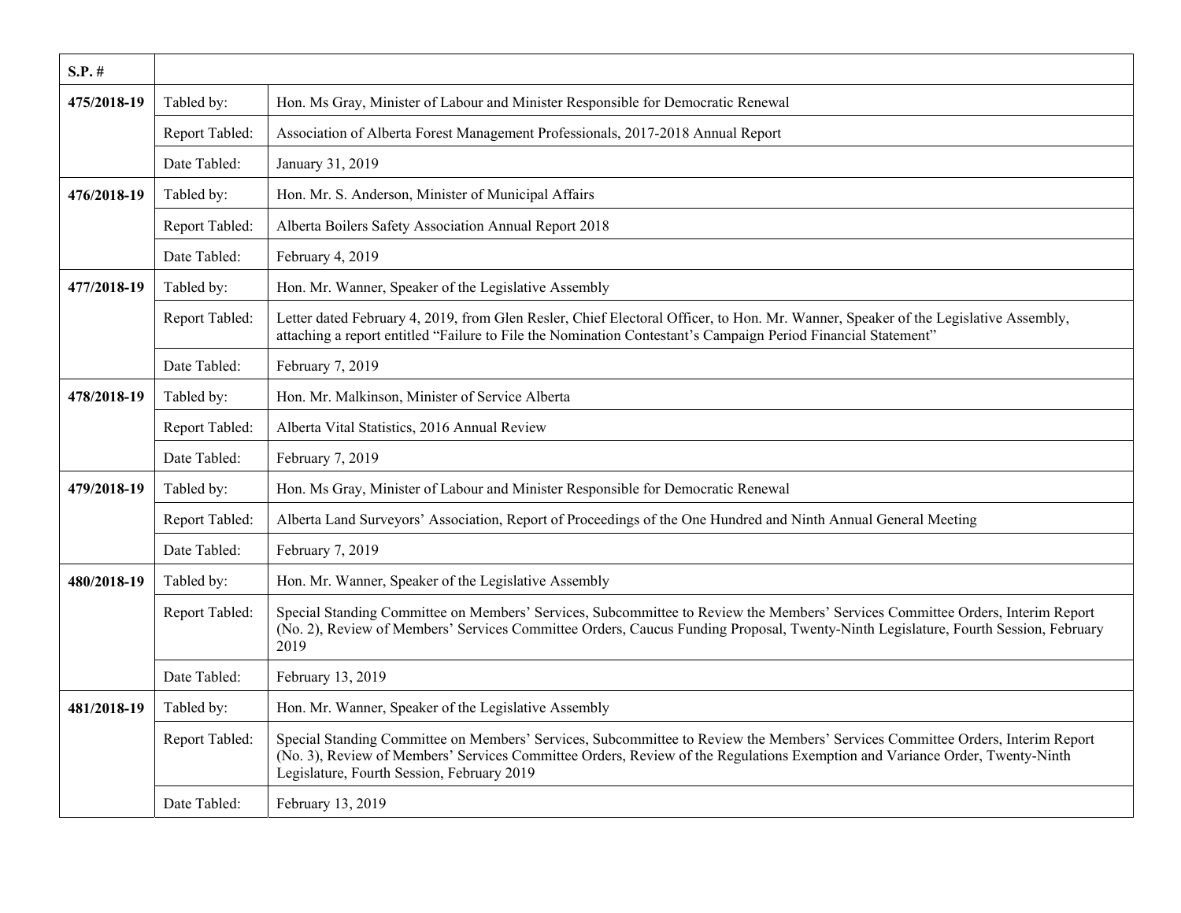| S.P. # | | |
|---|---|---|
| 475/2018-19 | Tabled by: | Hon. Ms Gray, Minister of Labour and Minister Responsible for Democratic Renewal |
| | Report Tabled: | Association of Alberta Forest Management Professionals, 2017-2018 Annual Report |
| | Date Tabled: | January 31, 2019 |
| 476/2018-19 | Tabled by: | Hon. Mr. S. Anderson, Minister of Municipal Affairs |
| | Report Tabled: | Alberta Boilers Safety Association Annual Report 2018 |
| | Date Tabled: | February 4, 2019 |
| 477/2018-19 | Tabled by: | Hon. Mr. Wanner, Speaker of the Legislative Assembly |
| | Report Tabled: | Letter dated February 4, 2019, from Glen Resler, Chief Electoral Officer, to Hon. Mr. Wanner, Speaker of the Legislative Assembly, attaching a report entitled "Failure to File the Nomination Contestant's Campaign Period Financial Statement" |
| | Date Tabled: | February 7, 2019 |
| 478/2018-19 | Tabled by: | Hon. Mr. Malkinson, Minister of Service Alberta |
| | Report Tabled: | Alberta Vital Statistics, 2016 Annual Review |
| | Date Tabled: | February 7, 2019 |
| 479/2018-19 | Tabled by: | Hon. Ms Gray, Minister of Labour and Minister Responsible for Democratic Renewal |
| | Report Tabled: | Alberta Land Surveyors' Association, Report of Proceedings of the One Hundred and Ninth Annual General Meeting |
| | Date Tabled: | February 7, 2019 |
| 480/2018-19 | Tabled by: | Hon. Mr. Wanner, Speaker of the Legislative Assembly |
| | Report Tabled: | Special Standing Committee on Members' Services, Subcommittee to Review the Members' Services Committee Orders, Interim Report (No. 2), Review of Members' Services Committee Orders, Caucus Funding Proposal, Twenty-Ninth Legislature, Fourth Session, February 2019 |
| | Date Tabled: | February 13, 2019 |
| 481/2018-19 | Tabled by: | Hon. Mr. Wanner, Speaker of the Legislative Assembly |
| | Report Tabled: | Special Standing Committee on Members' Services, Subcommittee to Review the Members' Services Committee Orders, Interim Report (No. 3), Review of Members' Services Committee Orders, Review of the Regulations Exemption and Variance Order, Twenty-Ninth Legislature, Fourth Session, February 2019 |
| | Date Tabled: | February 13, 2019 |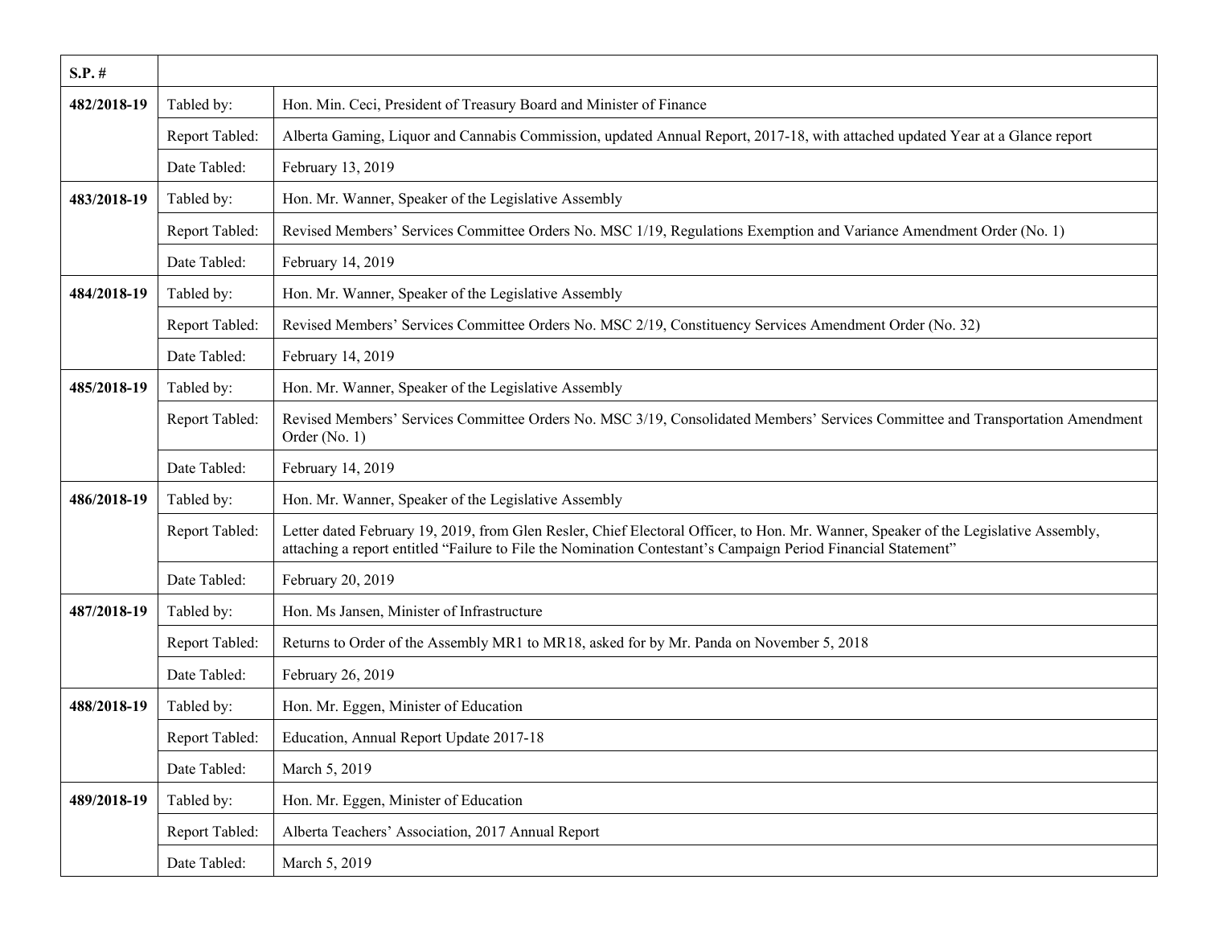| S.P. # | | |
|---|---|---|
| 482/2018-19 | Tabled by: | Hon. Min. Ceci, President of Treasury Board and Minister of Finance |
| | Report Tabled: | Alberta Gaming, Liquor and Cannabis Commission, updated Annual Report, 2017-18, with attached updated Year at a Glance report |
| | Date Tabled: | February 13, 2019 |
| 483/2018-19 | Tabled by: | Hon. Mr. Wanner, Speaker of the Legislative Assembly |
| | Report Tabled: | Revised Members' Services Committee Orders No. MSC 1/19, Regulations Exemption and Variance Amendment Order (No. 1) |
| | Date Tabled: | February 14, 2019 |
| 484/2018-19 | Tabled by: | Hon. Mr. Wanner, Speaker of the Legislative Assembly |
| | Report Tabled: | Revised Members' Services Committee Orders No. MSC 2/19, Constituency Services Amendment Order (No. 32) |
| | Date Tabled: | February 14, 2019 |
| 485/2018-19 | Tabled by: | Hon. Mr. Wanner, Speaker of the Legislative Assembly |
| | Report Tabled: | Revised Members' Services Committee Orders No. MSC 3/19, Consolidated Members' Services Committee and Transportation Amendment Order (No. 1) |
| | Date Tabled: | February 14, 2019 |
| 486/2018-19 | Tabled by: | Hon. Mr. Wanner, Speaker of the Legislative Assembly |
| | Report Tabled: | Letter dated February 19, 2019, from Glen Resler, Chief Electoral Officer, to Hon. Mr. Wanner, Speaker of the Legislative Assembly, attaching a report entitled "Failure to File the Nomination Contestant's Campaign Period Financial Statement" |
| | Date Tabled: | February 20, 2019 |
| 487/2018-19 | Tabled by: | Hon. Ms Jansen, Minister of Infrastructure |
| | Report Tabled: | Returns to Order of the Assembly MR1 to MR18, asked for by Mr. Panda on November 5, 2018 |
| | Date Tabled: | February 26, 2019 |
| 488/2018-19 | Tabled by: | Hon. Mr. Eggen, Minister of Education |
| | Report Tabled: | Education, Annual Report Update 2017-18 |
| | Date Tabled: | March 5, 2019 |
| 489/2018-19 | Tabled by: | Hon. Mr. Eggen, Minister of Education |
| | Report Tabled: | Alberta Teachers' Association, 2017 Annual Report |
| | Date Tabled: | March 5, 2019 |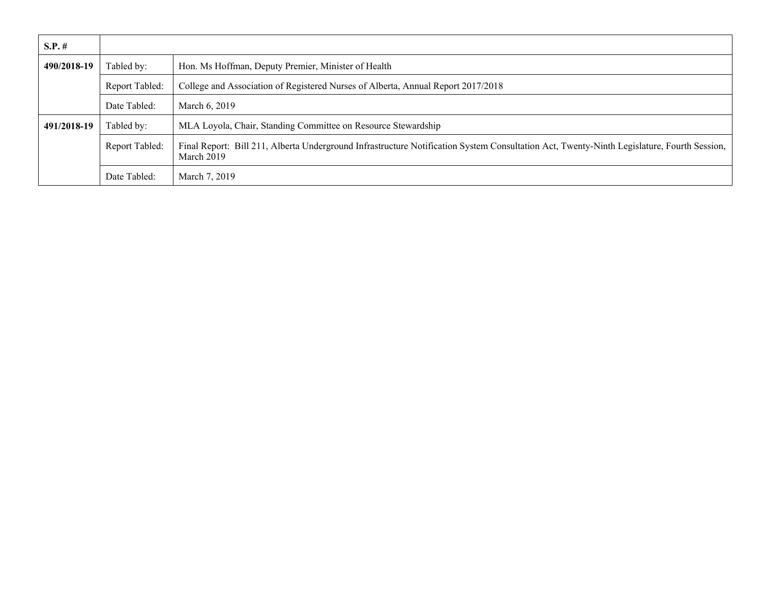| S.P. # | | |
|---|---|---|
| **490/2018-19** | Tabled by: | Hon. Ms Hoffman, Deputy Premier, Minister of Health |
| | Report Tabled: | College and Association of Registered Nurses of Alberta, Annual Report 2017/2018 |
| | Date Tabled: | March 6, 2019 |
| **491/2018-19** | Tabled by: | MLA Loyola, Chair, Standing Committee on Resource Stewardship |
| | Report Tabled: | Final Report: Bill 211, Alberta Underground Infrastructure Notification System Consultation Act, Twenty-Ninth Legislature, Fourth Session, March 2019 |
| | Date Tabled: | March 7, 2019 |